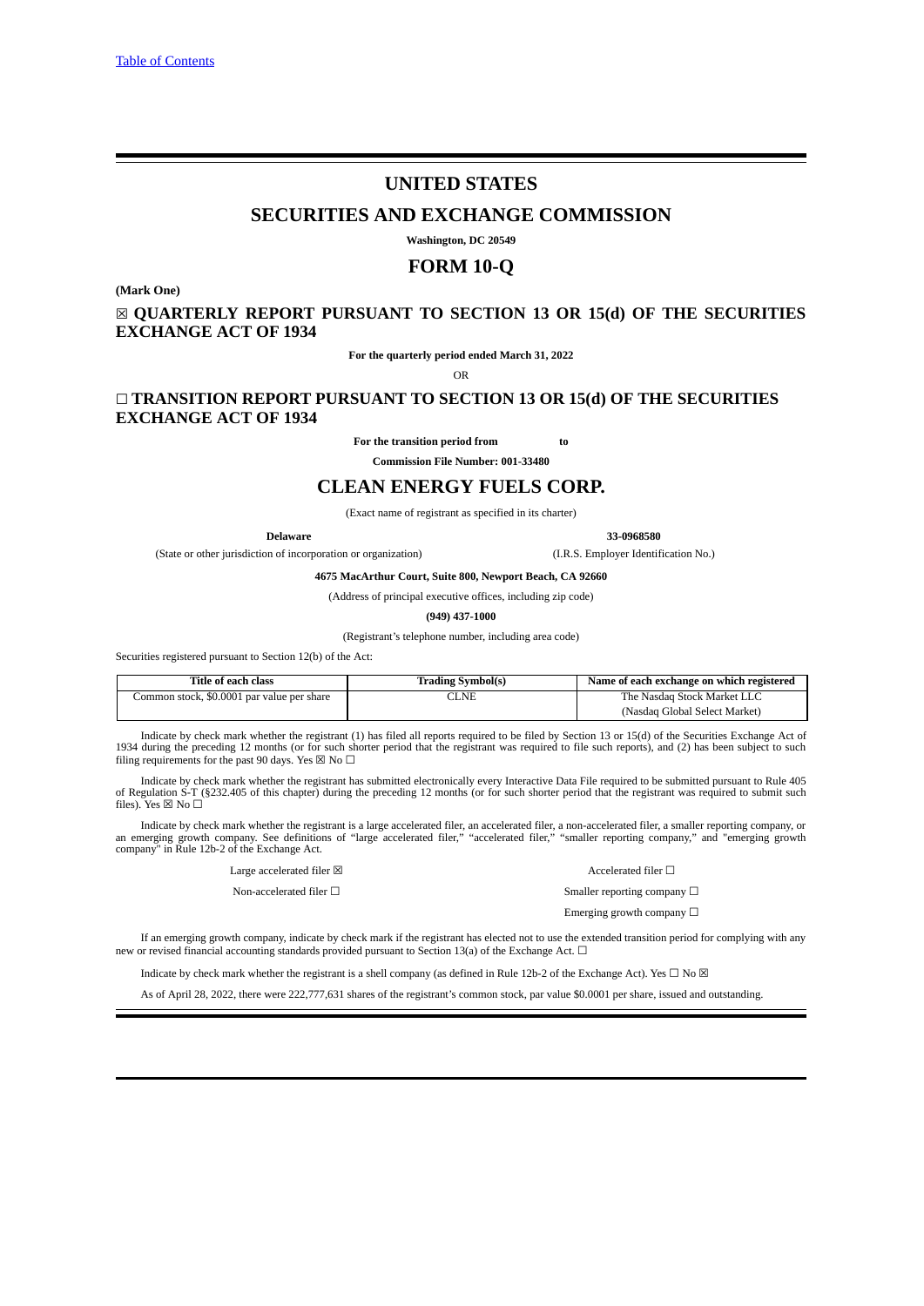[Table of Contents](#)

# UNITED STATES

## SECURITIES AND EXCHANGE COMMISSION

**Washington, DC 20549**

## FORM 10-Q

**(Mark One)**

**☒ QUARTERLY REPORT PURSUANT TO SECTION 13 OR 15(d) OF THE SECURITIES EXCHANGE ACT OF 1934**

**For the quarterly period ended March 31, 2022**

OR

**☐ TRANSITION REPORT PURSUANT TO SECTION 13 OR 15(d) OF THE SECURITIES EXCHANGE ACT OF 1934**

**For the transition period from to**

**Commission File Number: 001-33480**

## CLEAN ENERGY FUELS CORP.

(Exact name of registrant as specified in its charter)

| **Delaware** | **33-0968580** |
|---|---|
| (State or other jurisdiction of incorporation or organization) | (I.R.S. Employer Identification No.) |

**4675 MacArthur Court, Suite 800, Newport Beach, CA 92660**

(Address of principal executive offices, including zip code)

**(949) 437-1000**

(Registrant's telephone number, including area code)

Securities registered pursuant to Section 12(b) of the Act:

| Title of each class | Trading Symbol(s) | Name of each exchange on which registered |
|---|---|---|
| Common stock, $0.0001 par value per share | CLNE | The Nasdaq Stock Market LLC (Nasdaq Global Select Market) |

Indicate by check mark whether the registrant (1) has filed all reports required to be filed by Section 13 or 15(d) of the Securities Exchange Act of 1934 during the preceding 12 months (or for such shorter period that the registrant was required to file such reports), and (2) has been subject to such filing requirements for the past 90 days. Yes ☒ No ☐

Indicate by check mark whether the registrant has submitted electronically every Interactive Data File required to be submitted pursuant to Rule 405 of Regulation S-T (§232.405 of this chapter) during the preceding 12 months (or for such shorter period that the registrant was required to submit such files). Yes ☒ No ☐

Indicate by check mark whether the registrant is a large accelerated filer, an accelerated filer, a non-accelerated filer, a smaller reporting company, or an emerging growth company. See definitions of "large accelerated filer," "accelerated filer," "smaller reporting company," and "emerging growth company" in Rule 12b-2 of the Exchange Act.

| | |
|---|---|
| Large accelerated filer ☒ | Accelerated filer ☐ |
| Non-accelerated filer ☐ | Smaller reporting company ☐ |
| | Emerging growth company ☐ |

If an emerging growth company, indicate by check mark if the registrant has elected not to use the extended transition period for complying with any new or revised financial accounting standards provided pursuant to Section 13(a) of the Exchange Act. ☐

Indicate by check mark whether the registrant is a shell company (as defined in Rule 12b-2 of the Exchange Act). Yes ☐ No ☒

As of April 28, 2022, there were 222,777,631 shares of the registrant's common stock, par value $0.0001 per share, issued and outstanding.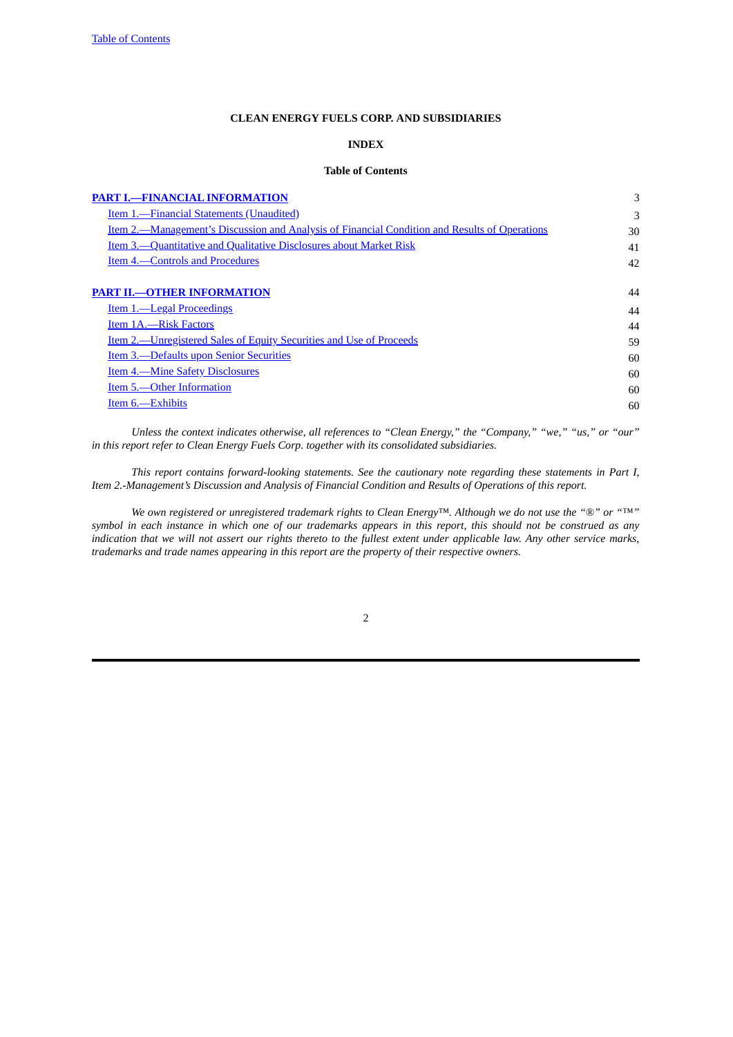**CLEAN ENERGY FUELS CORP. AND SUBSIDIARIES**

**INDEX**

**Table of Contents**

| | |
|---|---|
| **PART I.—FINANCIAL INFORMATION** | 3 |
| Item 1.—Financial Statements (Unaudited) | 3 |
| Item 2.—Management's Discussion and Analysis of Financial Condition and Results of Operations | 30 |
| Item 3.—Quantitative and Qualitative Disclosures about Market Risk | 41 |
| Item 4.—Controls and Procedures | 42 |
| **PART II.—OTHER INFORMATION** | 44 |
| Item 1.—Legal Proceedings | 44 |
| Item 1A.—Risk Factors | 44 |
| Item 2.—Unregistered Sales of Equity Securities and Use of Proceeds | 59 |
| Item 3.—Defaults upon Senior Securities | 60 |
| Item 4.—Mine Safety Disclosures | 60 |
| Item 5.—Other Information | 60 |
| Item 6.—Exhibits | 60 |

*Unless the context indicates otherwise, all references to "Clean Energy," the "Company," "we," "us," or "our" in this report refer to Clean Energy Fuels Corp. together with its consolidated subsidiaries.*

*This report contains forward-looking statements. See the cautionary note regarding these statements in Part I, Item 2.-Management's Discussion and Analysis of Financial Condition and Results of Operations of this report.*

*We own registered or unregistered trademark rights to Clean Energy™. Although we do not use the "®" or "™" symbol in each instance in which one of our trademarks appears in this report, this should not be construed as any indication that we will not assert our rights thereto to the fullest extent under applicable law. Any other service marks, trademarks and trade names appearing in this report are the property of their respective owners.*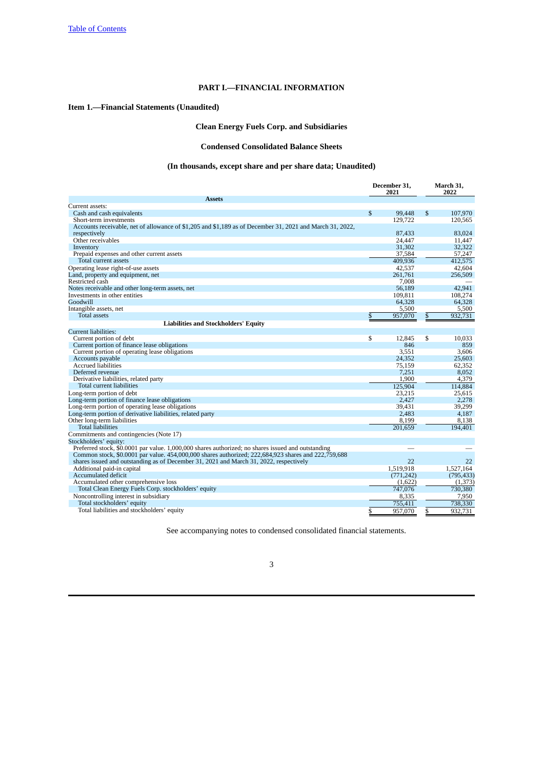[Table of Contents](#)

# PART I.—FINANCIAL INFORMATION

## Item 1.—Financial Statements (Unaudited)

## Clean Energy Fuels Corp. and Subsidiaries

## Condensed Consolidated Balance Sheets

## (In thousands, except share and per share data; Unaudited)

| | December 31, 2021 | March 31, 2022 |
|---|---|---|
| **Assets** | | |
| Current assets: | | |
| Cash and cash equivalents | $ 99,448 | $ 107,970 |
| Short-term investments | 129,722 | 120,565 |
| Accounts receivable, net of allowance of $1,205 and $1,189 as of December 31, 2021 and March 31, 2022, respectively | 87,433 | 83,024 |
| Other receivables | 24,447 | 11,447 |
| Inventory | 31,302 | 32,322 |
| Prepaid expenses and other current assets | 37,584 | 57,247 |
| Total current assets | 409,936 | 412,575 |
| Operating lease right-of-use assets | 42,537 | 42,604 |
| Land, property and equipment, net | 261,761 | 256,509 |
| Restricted cash | 7,008 | — |
| Notes receivable and other long-term assets, net | 56,189 | 42,941 |
| Investments in other entities | 109,811 | 108,274 |
| Goodwill | 64,328 | 64,328 |
| Intangible assets, net | 5,500 | 5,500 |
| Total assets | $ 957,070 | $ 932,731 |
| **Liabilities and Stockholders' Equity** | | |
| Current liabilities: | | |
| Current portion of debt | $ 12,845 | $ 10,033 |
| Current portion of finance lease obligations | 846 | 859 |
| Current portion of operating lease obligations | 3,551 | 3,606 |
| Accounts payable | 24,352 | 25,603 |
| Accrued liabilities | 75,159 | 62,352 |
| Deferred revenue | 7,251 | 8,052 |
| Derivative liabilities, related party | 1,900 | 4,379 |
| Total current liabilities | 125,904 | 114,884 |
| Long-term portion of debt | 23,215 | 25,615 |
| Long-term portion of finance lease obligations | 2,427 | 2,278 |
| Long-term portion of operating lease obligations | 39,431 | 39,299 |
| Long-term portion of derivative liabilities, related party | 2,483 | 4,187 |
| Other long-term liabilities | 8,199 | 8,138 |
| Total liabilities | 201,659 | 194,401 |
| Commitments and contingencies (Note 17) | | |
| Stockholders' equity: | | |
| Preferred stock, $0.0001 par value. 1,000,000 shares authorized; no shares issued and outstanding | — | — |
| Common stock, $0.0001 par value. 454,000,000 shares authorized; 222,684,923 shares and 222,759,688 shares issued and outstanding as of December 31, 2021 and March 31, 2022, respectively | 22 | 22 |
| Additional paid-in capital | 1,519,918 | 1,527,164 |
| Accumulated deficit | (771,242) | (795,433) |
| Accumulated other comprehensive loss | (1,622) | (1,373) |
| Total Clean Energy Fuels Corp. stockholders' equity | 747,076 | 730,380 |
| Noncontrolling interest in subsidiary | 8,335 | 7,950 |
| Total stockholders' equity | 755,411 | 738,330 |
| Total liabilities and stockholders' equity | $ 957,070 | $ 932,731 |

See accompanying notes to condensed consolidated financial statements.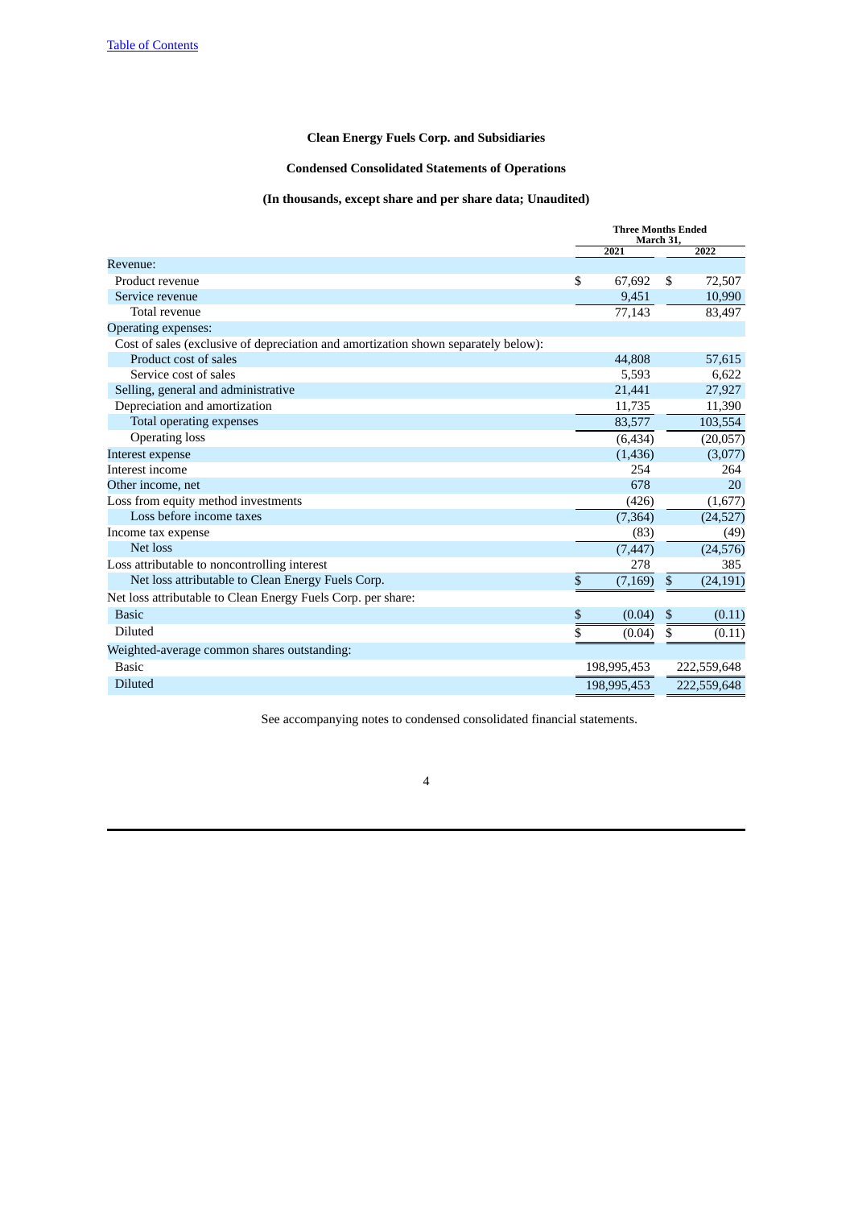**Clean Energy Fuels Corp. and Subsidiaries**

**Condensed Consolidated Statements of Operations**

**(In thousands, except share and per share data; Unaudited)**

| | Three Months Ended March 31, | |
|---|---|---|
| | 2021 | 2022 |
| Revenue: | | |
| Product revenue | $ 67,692 | $ 72,507 |
| Service revenue | 9,451 | 10,990 |
| Total revenue | 77,143 | 83,497 |
| Operating expenses: | | |
| Cost of sales (exclusive of depreciation and amortization shown separately below): | | |
| Product cost of sales | 44,808 | 57,615 |
| Service cost of sales | 5,593 | 6,622 |
| Selling, general and administrative | 21,441 | 27,927 |
| Depreciation and amortization | 11,735 | 11,390 |
| Total operating expenses | 83,577 | 103,554 |
| Operating loss | (6,434) | (20,057) |
| Interest expense | (1,436) | (3,077) |
| Interest income | 254 | 264 |
| Other income, net | 678 | 20 |
| Loss from equity method investments | (426) | (1,677) |
| Loss before income taxes | (7,364) | (24,527) |
| Income tax expense | (83) | (49) |
| Net loss | (7,447) | (24,576) |
| Loss attributable to noncontrolling interest | 278 | 385 |
| Net loss attributable to Clean Energy Fuels Corp. | $ (7,169) | $ (24,191) |
| Net loss attributable to Clean Energy Fuels Corp. per share: | | |
| Basic | $ (0.04) | $ (0.11) |
| Diluted | $ (0.04) | $ (0.11) |
| Weighted-average common shares outstanding: | | |
| Basic | 198,995,453 | 222,559,648 |
| Diluted | 198,995,453 | 222,559,648 |

See accompanying notes to condensed consolidated financial statements.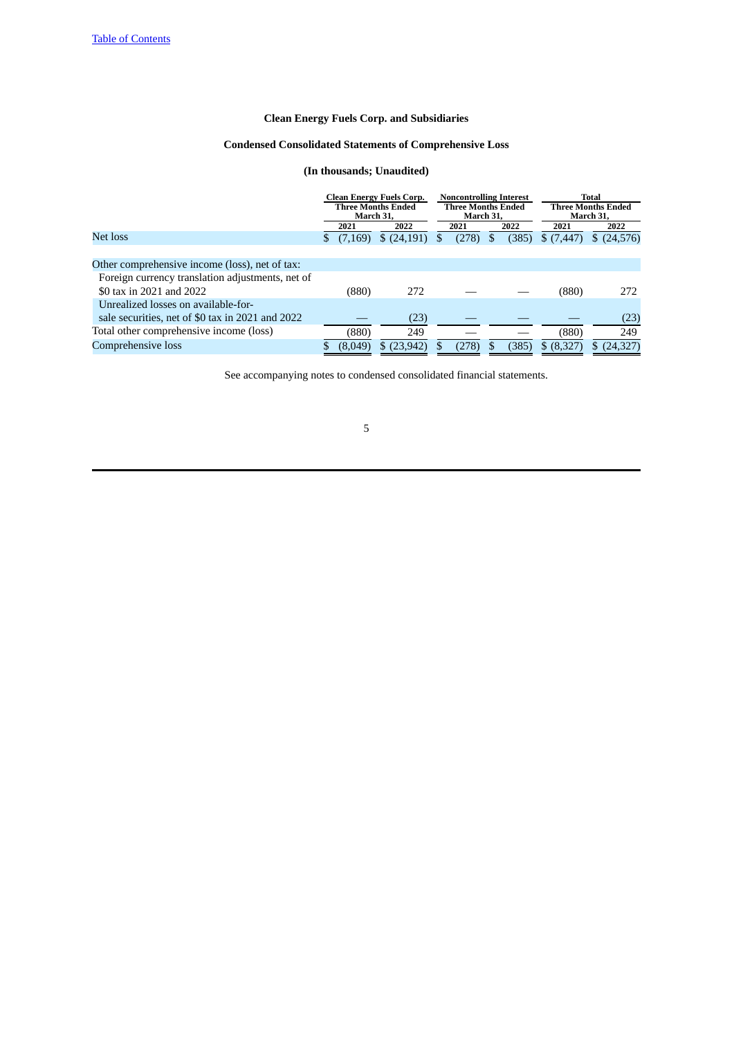**Clean Energy Fuels Corp. and Subsidiaries**

**Condensed Consolidated Statements of Comprehensive Loss**

**(In thousands; Unaudited)**

| | Clean Energy Fuels Corp. Three Months Ended March 31, | | Noncontrolling Interest Three Months Ended March 31, | | Total Three Months Ended March 31, | |
|---|---|---|---|---|---|---|
| | 2021 | 2022 | 2021 | 2022 | 2021 | 2022 |
| Net loss | $ (7,169) | $ (24,191) | $ (278) | $ (385) | $ (7,447) | $ (24,576) |
| Other comprehensive income (loss), net of tax: | | | | | | |
| Foreign currency translation adjustments, net of $0 tax in 2021 and 2022 | (880) | 272 | — | — | (880) | 272 |
| Unrealized losses on available-for-sale securities, net of $0 tax in 2021 and 2022 | — | (23) | — | — | — | (23) |
| Total other comprehensive income (loss) | (880) | 249 | — | — | (880) | 249 |
| Comprehensive loss | $ (8,049) | $ (23,942) | $ (278) | $ (385) | $ (8,327) | $ (24,327) |

See accompanying notes to condensed consolidated financial statements.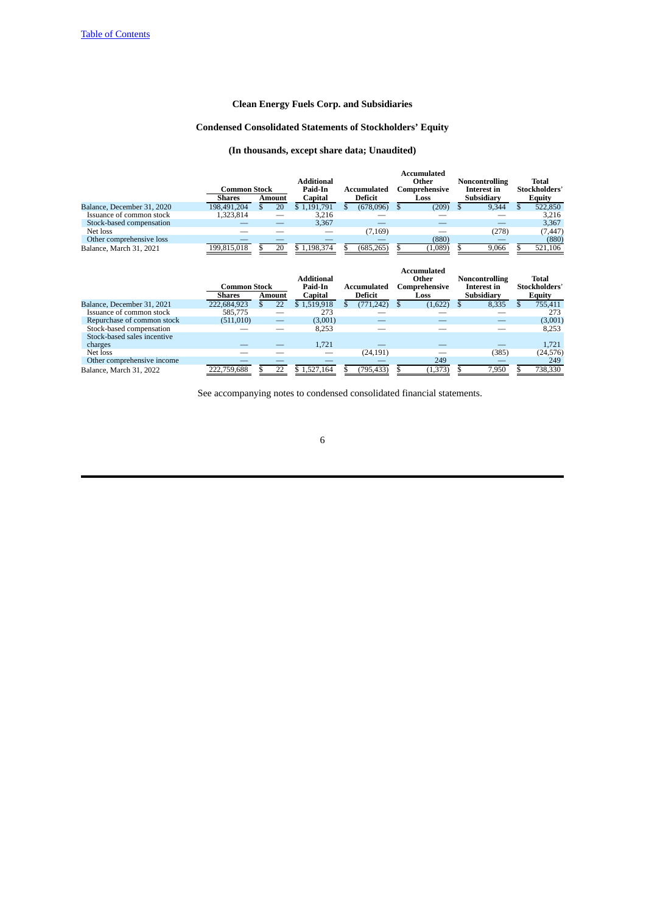[Table of Contents](#)

# Clean Energy Fuels Corp. and Subsidiaries

## Condensed Consolidated Statements of Stockholders' Equity

### (In thousands, except share data; Unaudited)

| | Common Stock | | Additional Paid-In Capital | Accumulated Deficit | Accumulated Other Comprehensive Loss | Noncontrolling Interest in Subsidiary | Total Stockholders' Equity |
|---|---|---|---|---|---|---|---|
| | Shares | Amount | | | | | |
| Balance, December 31, 2020 | 198,491,204 | $ 20 | $ 1,191,791 | $ (678,096) | $ (209) | $ 9,344 | $ 522,850 |
| Issuance of common stock | 1,323,814 | — | 3,216 | — | — | — | 3,216 |
| Stock-based compensation | — | — | 3,367 | — | — | — | 3,367 |
| Net loss | — | — | — | (7,169) | — | (278) | (7,447) |
| Other comprehensive loss | — | — | — | — | (880) | — | (880) |
| Balance, March 31, 2021 | 199,815,018 | $ 20 | $ 1,198,374 | $ (685,265) | $ (1,089) | $ 9,066 | $ 521,106 |

| | Common Stock | | Additional Paid-In Capital | Accumulated Deficit | Accumulated Other Comprehensive Loss | Noncontrolling Interest in Subsidiary | Total Stockholders' Equity |
|---|---|---|---|---|---|---|---|
| | Shares | Amount | | | | | |
| Balance, December 31, 2021 | 222,684,923 | $ 22 | $ 1,519,918 | $ (771,242) | $ (1,622) | $ 8,335 | $ 755,411 |
| Issuance of common stock | 585,775 | — | 273 | — | — | — | 273 |
| Repurchase of common stock | (511,010) | — | (3,001) | — | — | — | (3,001) |
| Stock-based compensation | — | — | 8,253 | — | — | — | 8,253 |
| Stock-based sales incentive charges | — | — | 1,721 | — | — | — | 1,721 |
| Net loss | — | — | — | (24,191) | — | (385) | (24,576) |
| Other comprehensive income | — | — | — | — | 249 | — | 249 |
| Balance, March 31, 2022 | 222,759,688 | $ 22 | $ 1,527,164 | $ (795,433) | $ (1,373) | $ 7,950 | $ 738,330 |

See accompanying notes to condensed consolidated financial statements.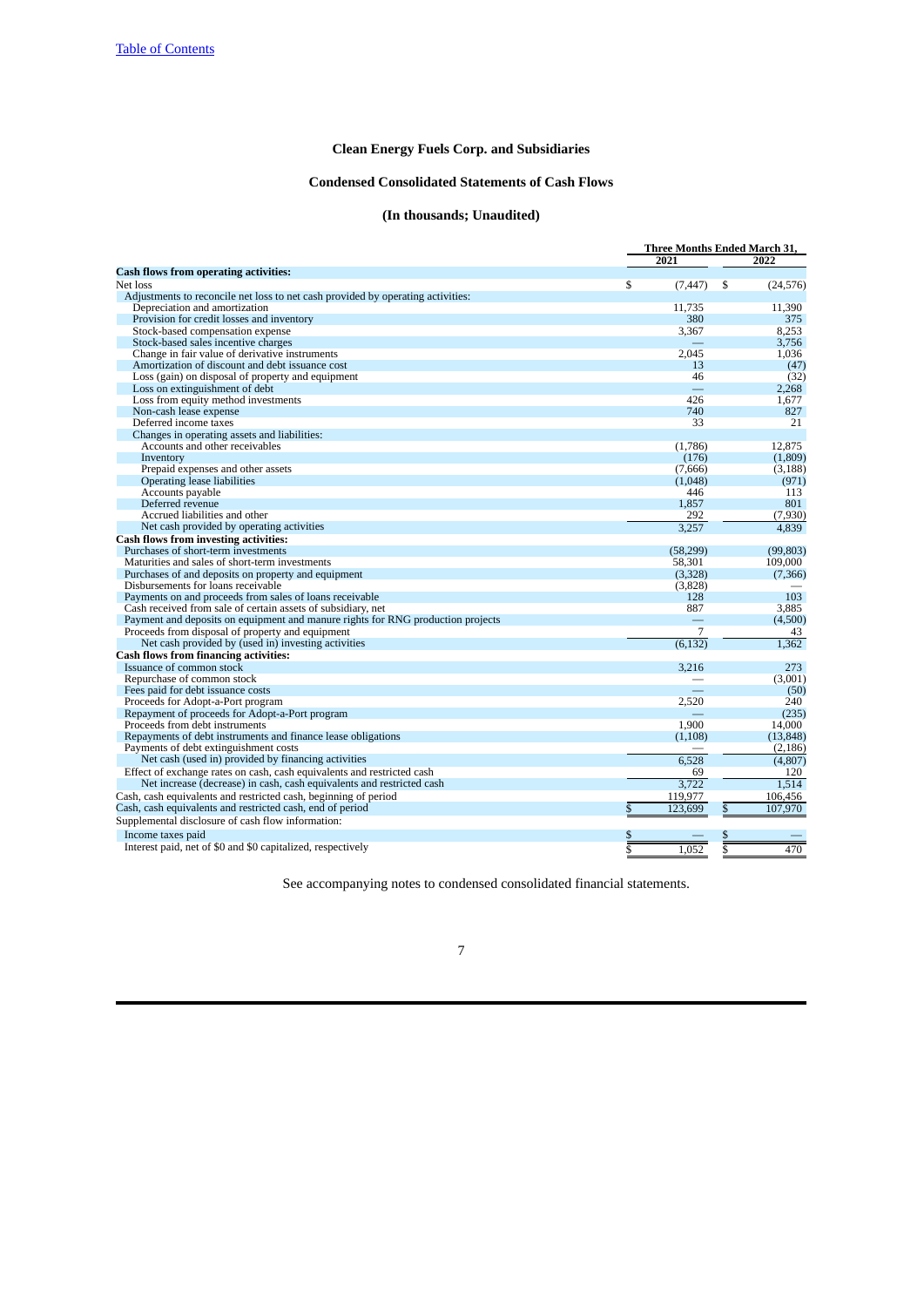[Table of Contents](#)

# Clean Energy Fuels Corp. and Subsidiaries

## Condensed Consolidated Statements of Cash Flows

### (In thousands; Unaudited)

| | Three Months Ended March 31, | |
|---|---|---|
| | 2021 | 2022 |
| **Cash flows from operating activities:** | | |
| Net loss | $ (7,447) | $ (24,576) |
| Adjustments to reconcile net loss to net cash provided by operating activities: | | |
| Depreciation and amortization | 11,735 | 11,390 |
| Provision for credit losses and inventory | 380 | 375 |
| Stock-based compensation expense | 3,367 | 8,253 |
| Stock-based sales incentive charges | — | 3,756 |
| Change in fair value of derivative instruments | 2,045 | 1,036 |
| Amortization of discount and debt issuance cost | 13 | (47) |
| Loss (gain) on disposal of property and equipment | 46 | (32) |
| Loss on extinguishment of debt | — | 2,268 |
| Loss from equity method investments | 426 | 1,677 |
| Non-cash lease expense | 740 | 827 |
| Deferred income taxes | 33 | 21 |
| Changes in operating assets and liabilities: | | |
| Accounts and other receivables | (1,786) | 12,875 |
| Inventory | (176) | (1,809) |
| Prepaid expenses and other assets | (7,666) | (3,188) |
| Operating lease liabilities | (1,048) | (971) |
| Accounts payable | 446 | 113 |
| Deferred revenue | 1,857 | 801 |
| Accrued liabilities and other | 292 | (7,930) |
| Net cash provided by operating activities | 3,257 | 4,839 |
| **Cash flows from investing activities:** | | |
| Purchases of short-term investments | (58,299) | (99,803) |
| Maturities and sales of short-term investments | 58,301 | 109,000 |
| Purchases of and deposits on property and equipment | (3,328) | (7,366) |
| Disbursements for loans receivable | (3,828) | — |
| Payments on and proceeds from sales of loans receivable | 128 | 103 |
| Cash received from sale of certain assets of subsidiary, net | 887 | 3,885 |
| Payment and deposits on equipment and manure rights for RNG production projects | — | (4,500) |
| Proceeds from disposal of property and equipment | 7 | 43 |
| Net cash provided by (used in) investing activities | (6,132) | 1,362 |
| **Cash flows from financing activities:** | | |
| Issuance of common stock | 3,216 | 273 |
| Repurchase of common stock | — | (3,001) |
| Fees paid for debt issuance costs | — | (50) |
| Proceeds for Adopt-a-Port program | 2,520 | 240 |
| Repayment of proceeds for Adopt-a-Port program | — | (235) |
| Proceeds from debt instruments | 1,900 | 14,000 |
| Repayments of debt instruments and finance lease obligations | (1,108) | (13,848) |
| Payments of debt extinguishment costs | — | (2,186) |
| Net cash (used in) provided by financing activities | 6,528 | (4,807) |
| Effect of exchange rates on cash, cash equivalents and restricted cash | 69 | 120 |
| Net increase (decrease) in cash, cash equivalents and restricted cash | 3,722 | 1,514 |
| Cash, cash equivalents and restricted cash, beginning of period | 119,977 | 106,456 |
| Cash, cash equivalents and restricted cash, end of period | $ 123,699 | $ 107,970 |
| Supplemental disclosure of cash flow information: | | |
| Income taxes paid | $ — | $ — |
| Interest paid, net of $0 and $0 capitalized, respectively | $ 1,052 | $ 470 |

See accompanying notes to condensed consolidated financial statements.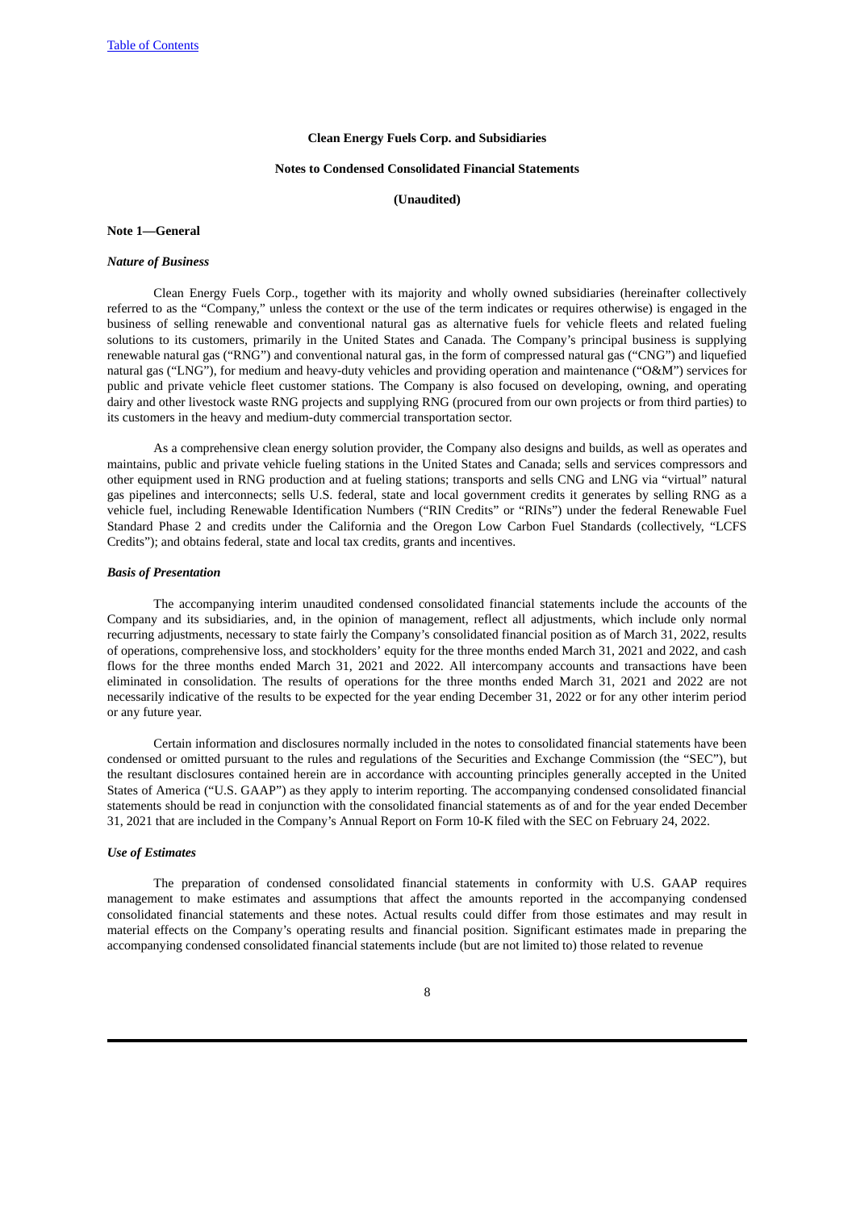**Clean Energy Fuels Corp. and Subsidiaries**

**Notes to Condensed Consolidated Financial Statements**

**(Unaudited)**

**Note 1—General**

***Nature of Business***

Clean Energy Fuels Corp., together with its majority and wholly owned subsidiaries (hereinafter collectively referred to as the "Company," unless the context or the use of the term indicates or requires otherwise) is engaged in the business of selling renewable and conventional natural gas as alternative fuels for vehicle fleets and related fueling solutions to its customers, primarily in the United States and Canada. The Company's principal business is supplying renewable natural gas ("RNG") and conventional natural gas, in the form of compressed natural gas ("CNG") and liquefied natural gas ("LNG"), for medium and heavy-duty vehicles and providing operation and maintenance ("O&M") services for public and private vehicle fleet customer stations. The Company is also focused on developing, owning, and operating dairy and other livestock waste RNG projects and supplying RNG (procured from our own projects or from third parties) to its customers in the heavy and medium-duty commercial transportation sector.

As a comprehensive clean energy solution provider, the Company also designs and builds, as well as operates and maintains, public and private vehicle fueling stations in the United States and Canada; sells and services compressors and other equipment used in RNG production and at fueling stations; transports and sells CNG and LNG via "virtual" natural gas pipelines and interconnects; sells U.S. federal, state and local government credits it generates by selling RNG as a vehicle fuel, including Renewable Identification Numbers ("RIN Credits" or "RINs") under the federal Renewable Fuel Standard Phase 2 and credits under the California and the Oregon Low Carbon Fuel Standards (collectively, "LCFS Credits"); and obtains federal, state and local tax credits, grants and incentives.

***Basis of Presentation***

The accompanying interim unaudited condensed consolidated financial statements include the accounts of the Company and its subsidiaries, and, in the opinion of management, reflect all adjustments, which include only normal recurring adjustments, necessary to state fairly the Company's consolidated financial position as of March 31, 2022, results of operations, comprehensive loss, and stockholders' equity for the three months ended March 31, 2021 and 2022, and cash flows for the three months ended March 31, 2021 and 2022. All intercompany accounts and transactions have been eliminated in consolidation. The results of operations for the three months ended March 31, 2021 and 2022 are not necessarily indicative of the results to be expected for the year ending December 31, 2022 or for any other interim period or any future year.

Certain information and disclosures normally included in the notes to consolidated financial statements have been condensed or omitted pursuant to the rules and regulations of the Securities and Exchange Commission (the "SEC"), but the resultant disclosures contained herein are in accordance with accounting principles generally accepted in the United States of America ("U.S. GAAP") as they apply to interim reporting. The accompanying condensed consolidated financial statements should be read in conjunction with the consolidated financial statements as of and for the year ended December 31, 2021 that are included in the Company's Annual Report on Form 10-K filed with the SEC on February 24, 2022.

***Use of Estimates***

The preparation of condensed consolidated financial statements in conformity with U.S. GAAP requires management to make estimates and assumptions that affect the amounts reported in the accompanying condensed consolidated financial statements and these notes. Actual results could differ from those estimates and may result in material effects on the Company's operating results and financial position. Significant estimates made in preparing the accompanying condensed consolidated financial statements include (but are not limited to) those related to revenue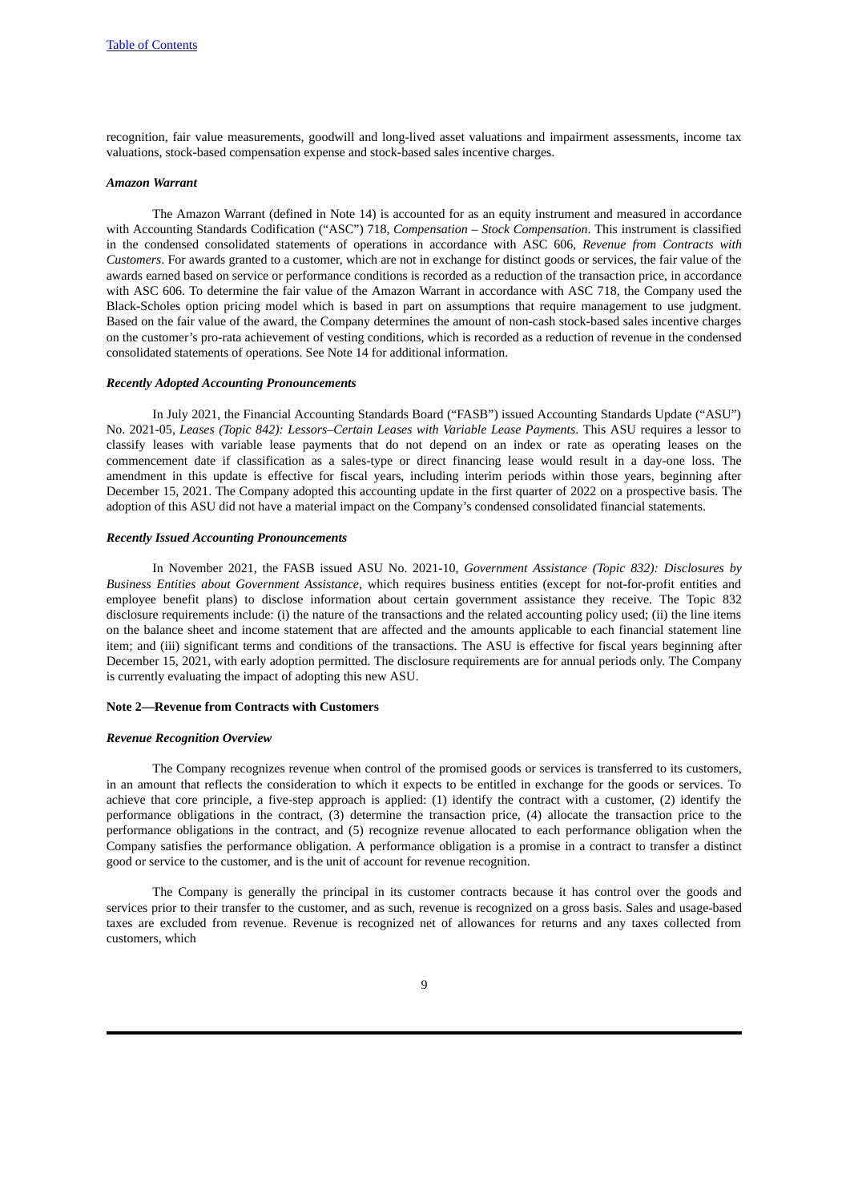recognition, fair value measurements, goodwill and long-lived asset valuations and impairment assessments, income tax valuations, stock-based compensation expense and stock-based sales incentive charges.

***Amazon Warrant***

The Amazon Warrant (defined in Note 14) is accounted for as an equity instrument and measured in accordance with Accounting Standards Codification ("ASC") 718, *Compensation – Stock Compensation*. This instrument is classified in the condensed consolidated statements of operations in accordance with ASC 606, *Revenue from Contracts with Customers*. For awards granted to a customer, which are not in exchange for distinct goods or services, the fair value of the awards earned based on service or performance conditions is recorded as a reduction of the transaction price, in accordance with ASC 606. To determine the fair value of the Amazon Warrant in accordance with ASC 718, the Company used the Black-Scholes option pricing model which is based in part on assumptions that require management to use judgment. Based on the fair value of the award, the Company determines the amount of non-cash stock-based sales incentive charges on the customer's pro-rata achievement of vesting conditions, which is recorded as a reduction of revenue in the condensed consolidated statements of operations. See Note 14 for additional information.

***Recently Adopted Accounting Pronouncements***

In July 2021, the Financial Accounting Standards Board ("FASB") issued Accounting Standards Update ("ASU") No. 2021-05, *Leases (Topic 842): Lessors–Certain Leases with Variable Lease Payments*. This ASU requires a lessor to classify leases with variable lease payments that do not depend on an index or rate as operating leases on the commencement date if classification as a sales-type or direct financing lease would result in a day-one loss. The amendment in this update is effective for fiscal years, including interim periods within those years, beginning after December 15, 2021. The Company adopted this accounting update in the first quarter of 2022 on a prospective basis. The adoption of this ASU did not have a material impact on the Company's condensed consolidated financial statements.

***Recently Issued Accounting Pronouncements***

In November 2021, the FASB issued ASU No. 2021-10, *Government Assistance (Topic 832): Disclosures by Business Entities about Government Assistance*, which requires business entities (except for not-for-profit entities and employee benefit plans) to disclose information about certain government assistance they receive. The Topic 832 disclosure requirements include: (i) the nature of the transactions and the related accounting policy used; (ii) the line items on the balance sheet and income statement that are affected and the amounts applicable to each financial statement line item; and (iii) significant terms and conditions of the transactions. The ASU is effective for fiscal years beginning after December 15, 2021, with early adoption permitted. The disclosure requirements are for annual periods only. The Company is currently evaluating the impact of adopting this new ASU.

**Note 2—Revenue from Contracts with Customers**

***Revenue Recognition Overview***

The Company recognizes revenue when control of the promised goods or services is transferred to its customers, in an amount that reflects the consideration to which it expects to be entitled in exchange for the goods or services. To achieve that core principle, a five-step approach is applied: (1) identify the contract with a customer, (2) identify the performance obligations in the contract, (3) determine the transaction price, (4) allocate the transaction price to the performance obligations in the contract, and (5) recognize revenue allocated to each performance obligation when the Company satisfies the performance obligation. A performance obligation is a promise in a contract to transfer a distinct good or service to the customer, and is the unit of account for revenue recognition.

The Company is generally the principal in its customer contracts because it has control over the goods and services prior to their transfer to the customer, and as such, revenue is recognized on a gross basis. Sales and usage-based taxes are excluded from revenue. Revenue is recognized net of allowances for returns and any taxes collected from customers, which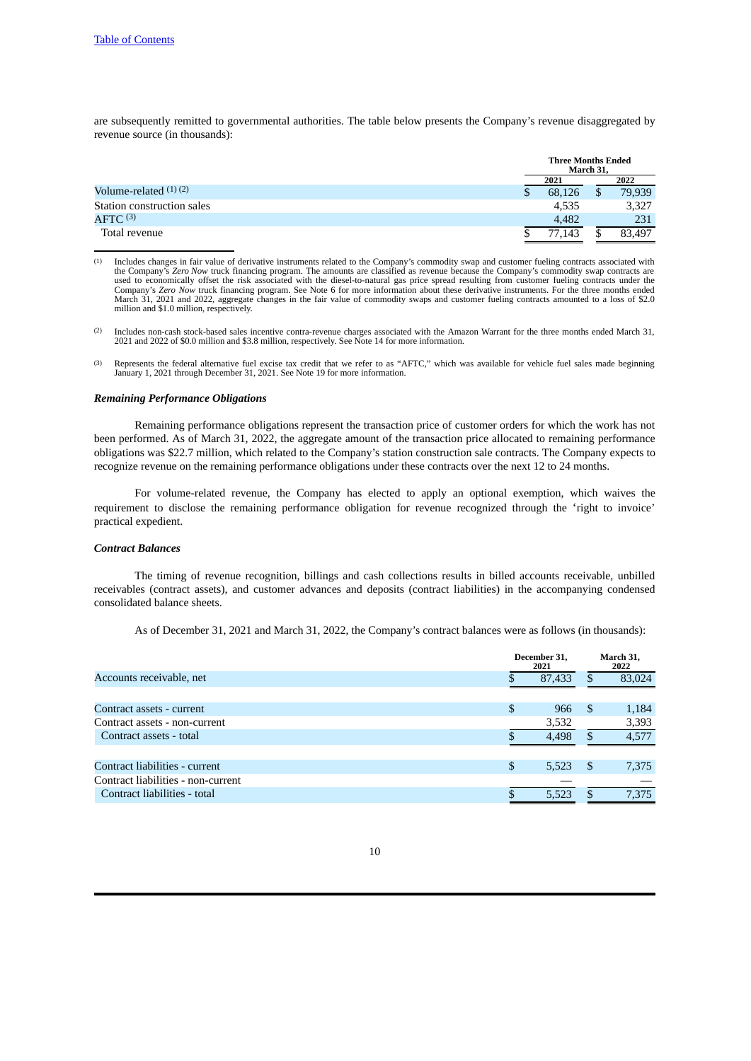are subsequently remitted to governmental authorities. The table below presents the Company's revenue disaggregated by revenue source (in thousands):

| | Three Months Ended March 31, | |
|---|---|---|
| | 2021 | 2022 |
| Volume-related (1) (2) | $ 68,126 | $ 79,939 |
| Station construction sales | 4,535 | 3,327 |
| AFTC (3) | 4,482 | 231 |
| Total revenue | $ 77,143 | $ 83,497 |

(1) Includes changes in fair value of derivative instruments related to the Company's commodity swap and customer fueling contracts associated with the Company's *Zero Now* truck financing program. The amounts are classified as revenue because the Company's commodity swap contracts are used to economically offset the risk associated with the diesel-to-natural gas price spread resulting from customer fueling contracts under the Company's *Zero Now* truck financing program. See Note 6 for more information about these derivative instruments. For the three months ended March 31, 2021 and 2022, aggregate changes in the fair value of commodity swaps and customer fueling contracts amounted to a loss of $2.0 million and $1.0 million, respectively.

(2) Includes non-cash stock-based sales incentive contra-revenue charges associated with the Amazon Warrant for the three months ended March 31, 2021 and 2022 of $0.0 million and $3.8 million, respectively. See Note 14 for more information.

(3) Represents the federal alternative fuel excise tax credit that we refer to as "AFTC," which was available for vehicle fuel sales made beginning January 1, 2021 through December 31, 2021. See Note 19 for more information.

***Remaining Performance Obligations***

Remaining performance obligations represent the transaction price of customer orders for which the work has not been performed. As of March 31, 2022, the aggregate amount of the transaction price allocated to remaining performance obligations was $22.7 million, which related to the Company's station construction sale contracts. The Company expects to recognize revenue on the remaining performance obligations under these contracts over the next 12 to 24 months.

For volume-related revenue, the Company has elected to apply an optional exemption, which waives the requirement to disclose the remaining performance obligation for revenue recognized through the 'right to invoice' practical expedient.

***Contract Balances***

The timing of revenue recognition, billings and cash collections results in billed accounts receivable, unbilled receivables (contract assets), and customer advances and deposits (contract liabilities) in the accompanying condensed consolidated balance sheets.

As of December 31, 2021 and March 31, 2022, the Company's contract balances were as follows (in thousands):

| | December 31, 2021 | March 31, 2022 |
|---|---|---|
| Accounts receivable, net | $ 87,433 | $ 83,024 |
| | | |
| Contract assets - current | $ 966 | $ 1,184 |
| Contract assets - non-current | 3,532 | 3,393 |
| Contract assets - total | $ 4,498 | $ 4,577 |
| | | |
| Contract liabilities - current | $ 5,523 | $ 7,375 |
| Contract liabilities - non-current | — | — |
| Contract liabilities - total | $ 5,523 | $ 7,375 |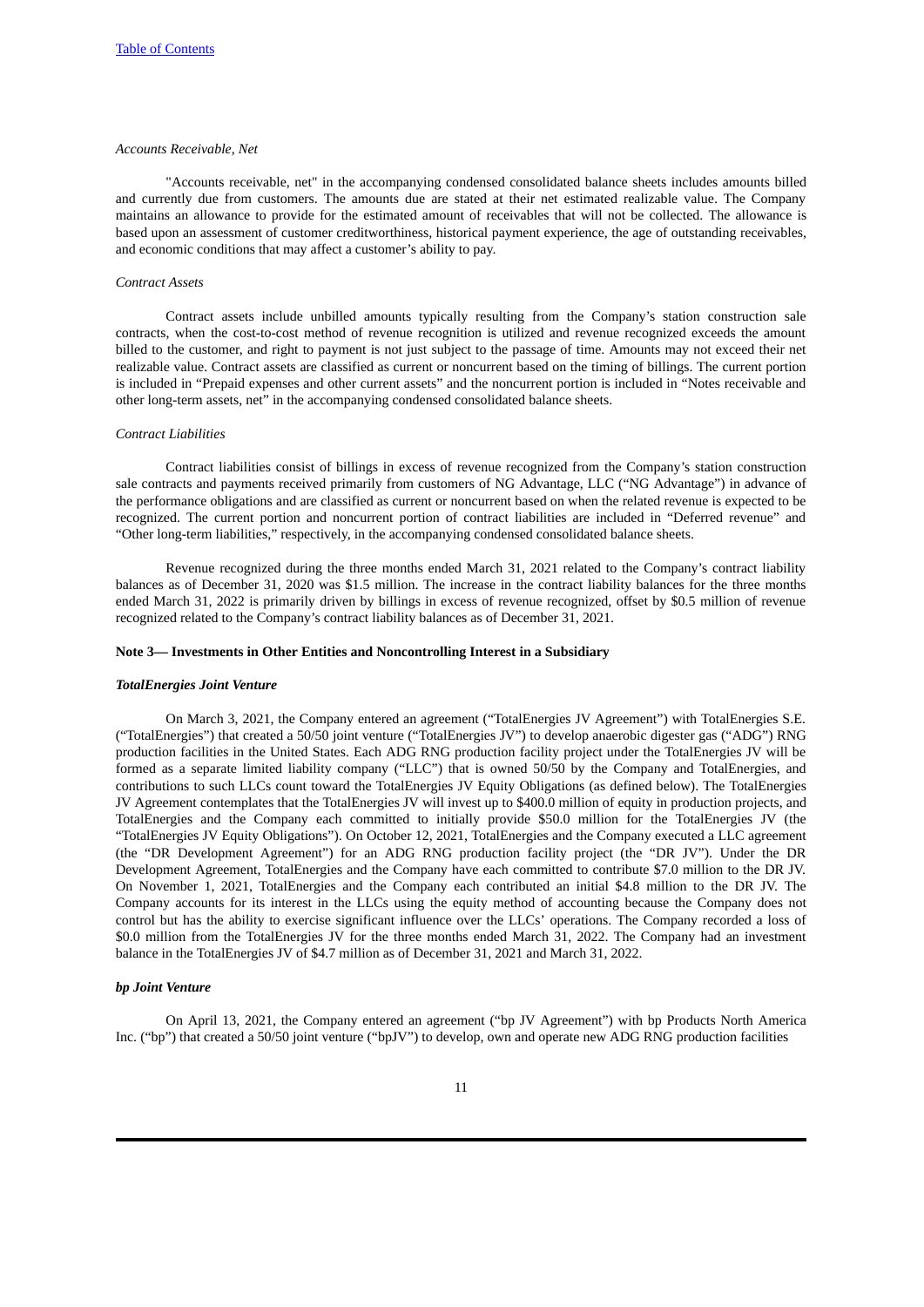*Accounts Receivable, Net*

"Accounts receivable, net" in the accompanying condensed consolidated balance sheets includes amounts billed and currently due from customers. The amounts due are stated at their net estimated realizable value. The Company maintains an allowance to provide for the estimated amount of receivables that will not be collected. The allowance is based upon an assessment of customer creditworthiness, historical payment experience, the age of outstanding receivables, and economic conditions that may affect a customer's ability to pay.

*Contract Assets*

Contract assets include unbilled amounts typically resulting from the Company's station construction sale contracts, when the cost-to-cost method of revenue recognition is utilized and revenue recognized exceeds the amount billed to the customer, and right to payment is not just subject to the passage of time. Amounts may not exceed their net realizable value. Contract assets are classified as current or noncurrent based on the timing of billings. The current portion is included in "Prepaid expenses and other current assets" and the noncurrent portion is included in "Notes receivable and other long-term assets, net" in the accompanying condensed consolidated balance sheets.

*Contract Liabilities*

Contract liabilities consist of billings in excess of revenue recognized from the Company's station construction sale contracts and payments received primarily from customers of NG Advantage, LLC ("NG Advantage") in advance of the performance obligations and are classified as current or noncurrent based on when the related revenue is expected to be recognized. The current portion and noncurrent portion of contract liabilities are included in "Deferred revenue" and "Other long-term liabilities," respectively, in the accompanying condensed consolidated balance sheets.

Revenue recognized during the three months ended March 31, 2021 related to the Company's contract liability balances as of December 31, 2020 was $1.5 million. The increase in the contract liability balances for the three months ended March 31, 2022 is primarily driven by billings in excess of revenue recognized, offset by $0.5 million of revenue recognized related to the Company's contract liability balances as of December 31, 2021.

**Note 3— Investments in Other Entities and Noncontrolling Interest in a Subsidiary**

***TotalEnergies Joint Venture***

On March 3, 2021, the Company entered an agreement ("TotalEnergies JV Agreement") with TotalEnergies S.E. ("TotalEnergies") that created a 50/50 joint venture ("TotalEnergies JV") to develop anaerobic digester gas ("ADG") RNG production facilities in the United States. Each ADG RNG production facility project under the TotalEnergies JV will be formed as a separate limited liability company ("LLC") that is owned 50/50 by the Company and TotalEnergies, and contributions to such LLCs count toward the TotalEnergies JV Equity Obligations (as defined below). The TotalEnergies JV Agreement contemplates that the TotalEnergies JV will invest up to $400.0 million of equity in production projects, and TotalEnergies and the Company each committed to initially provide $50.0 million for the TotalEnergies JV (the "TotalEnergies JV Equity Obligations"). On October 12, 2021, TotalEnergies and the Company executed a LLC agreement (the "DR Development Agreement") for an ADG RNG production facility project (the "DR JV"). Under the DR Development Agreement, TotalEnergies and the Company have each committed to contribute $7.0 million to the DR JV. On November 1, 2021, TotalEnergies and the Company each contributed an initial $4.8 million to the DR JV. The Company accounts for its interest in the LLCs using the equity method of accounting because the Company does not control but has the ability to exercise significant influence over the LLCs' operations. The Company recorded a loss of $0.0 million from the TotalEnergies JV for the three months ended March 31, 2022. The Company had an investment balance in the TotalEnergies JV of $4.7 million as of December 31, 2021 and March 31, 2022.

***bp Joint Venture***

On April 13, 2021, the Company entered an agreement ("bp JV Agreement") with bp Products North America Inc. ("bp") that created a 50/50 joint venture ("bpJV") to develop, own and operate new ADG RNG production facilities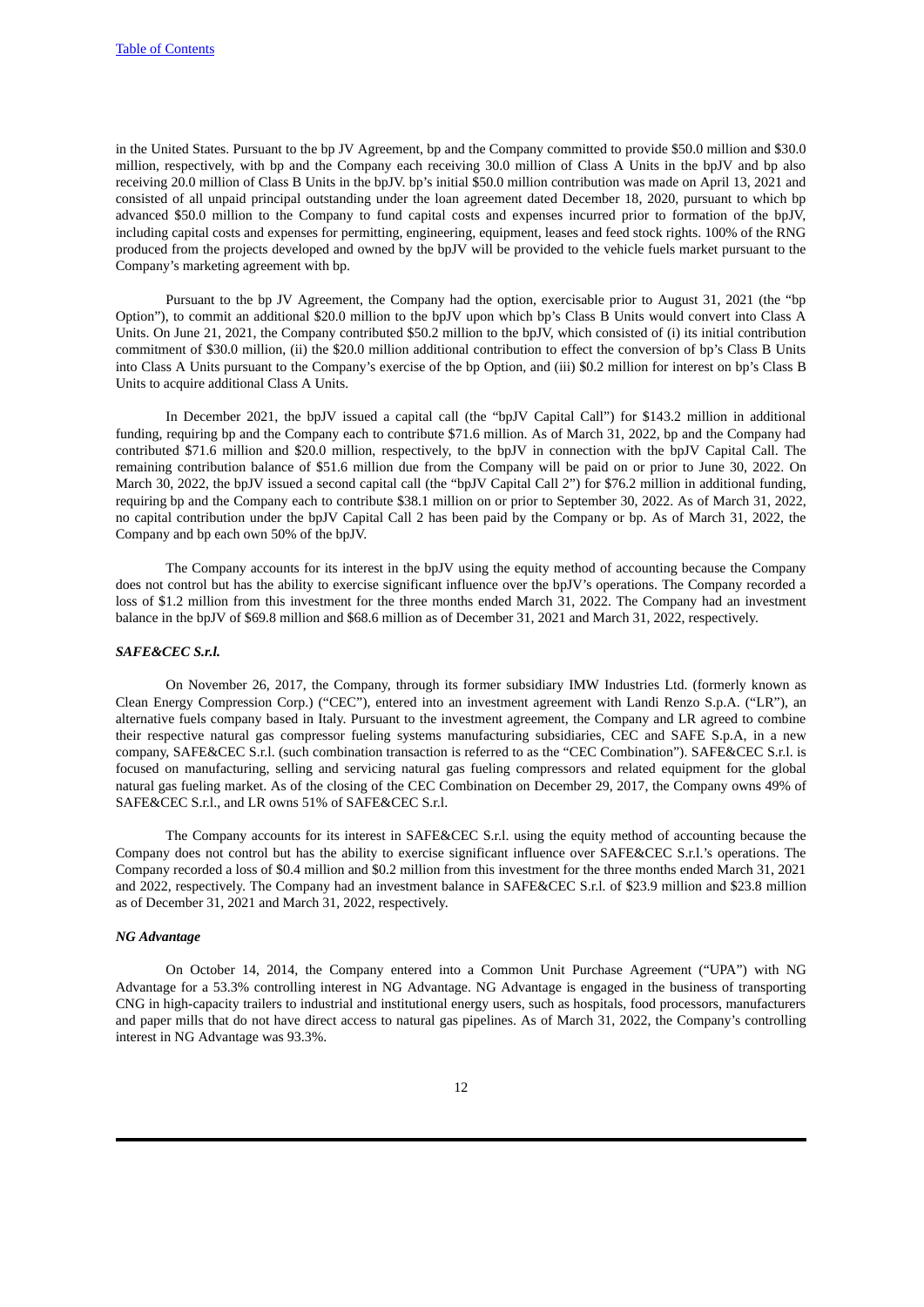in the United States. Pursuant to the bp JV Agreement, bp and the Company committed to provide $50.0 million and $30.0 million, respectively, with bp and the Company each receiving 30.0 million of Class A Units in the bpJV and bp also receiving 20.0 million of Class B Units in the bpJV. bp's initial $50.0 million contribution was made on April 13, 2021 and consisted of all unpaid principal outstanding under the loan agreement dated December 18, 2020, pursuant to which bp advanced $50.0 million to the Company to fund capital costs and expenses incurred prior to formation of the bpJV, including capital costs and expenses for permitting, engineering, equipment, leases and feed stock rights. 100% of the RNG produced from the projects developed and owned by the bpJV will be provided to the vehicle fuels market pursuant to the Company's marketing agreement with bp.

Pursuant to the bp JV Agreement, the Company had the option, exercisable prior to August 31, 2021 (the "bp Option"), to commit an additional $20.0 million to the bpJV upon which bp's Class B Units would convert into Class A Units. On June 21, 2021, the Company contributed $50.2 million to the bpJV, which consisted of (i) its initial contribution commitment of $30.0 million, (ii) the $20.0 million additional contribution to effect the conversion of bp's Class B Units into Class A Units pursuant to the Company's exercise of the bp Option, and (iii) $0.2 million for interest on bp's Class B Units to acquire additional Class A Units.

In December 2021, the bpJV issued a capital call (the "bpJV Capital Call") for $143.2 million in additional funding, requiring bp and the Company each to contribute $71.6 million. As of March 31, 2022, bp and the Company had contributed $71.6 million and $20.0 million, respectively, to the bpJV in connection with the bpJV Capital Call. The remaining contribution balance of $51.6 million due from the Company will be paid on or prior to June 30, 2022. On March 30, 2022, the bpJV issued a second capital call (the "bpJV Capital Call 2") for $76.2 million in additional funding, requiring bp and the Company each to contribute $38.1 million on or prior to September 30, 2022. As of March 31, 2022, no capital contribution under the bpJV Capital Call 2 has been paid by the Company or bp. As of March 31, 2022, the Company and bp each own 50% of the bpJV.

The Company accounts for its interest in the bpJV using the equity method of accounting because the Company does not control but has the ability to exercise significant influence over the bpJV's operations. The Company recorded a loss of $1.2 million from this investment for the three months ended March 31, 2022. The Company had an investment balance in the bpJV of $69.8 million and $68.6 million as of December 31, 2021 and March 31, 2022, respectively.

***SAFE&CEC S.r.l.***

On November 26, 2017, the Company, through its former subsidiary IMW Industries Ltd. (formerly known as Clean Energy Compression Corp.) ("CEC"), entered into an investment agreement with Landi Renzo S.p.A. ("LR"), an alternative fuels company based in Italy. Pursuant to the investment agreement, the Company and LR agreed to combine their respective natural gas compressor fueling systems manufacturing subsidiaries, CEC and SAFE S.p.A, in a new company, SAFE&CEC S.r.l. (such combination transaction is referred to as the "CEC Combination"). SAFE&CEC S.r.l. is focused on manufacturing, selling and servicing natural gas fueling compressors and related equipment for the global natural gas fueling market. As of the closing of the CEC Combination on December 29, 2017, the Company owns 49% of SAFE&CEC S.r.l., and LR owns 51% of SAFE&CEC S.r.l.

The Company accounts for its interest in SAFE&CEC S.r.l. using the equity method of accounting because the Company does not control but has the ability to exercise significant influence over SAFE&CEC S.r.l.'s operations. The Company recorded a loss of $0.4 million and $0.2 million from this investment for the three months ended March 31, 2021 and 2022, respectively. The Company had an investment balance in SAFE&CEC S.r.l. of $23.9 million and $23.8 million as of December 31, 2021 and March 31, 2022, respectively.

***NG Advantage***

On October 14, 2014, the Company entered into a Common Unit Purchase Agreement ("UPA") with NG Advantage for a 53.3% controlling interest in NG Advantage. NG Advantage is engaged in the business of transporting CNG in high-capacity trailers to industrial and institutional energy users, such as hospitals, food processors, manufacturers and paper mills that do not have direct access to natural gas pipelines. As of March 31, 2022, the Company's controlling interest in NG Advantage was 93.3%.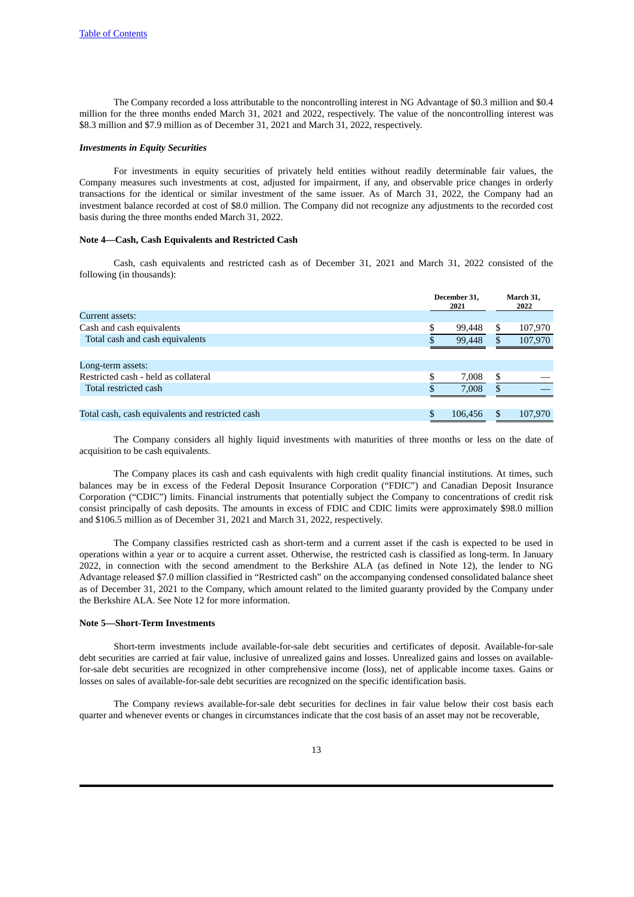The Company recorded a loss attributable to the noncontrolling interest in NG Advantage of $0.3 million and $0.4 million for the three months ended March 31, 2021 and 2022, respectively. The value of the noncontrolling interest was $8.3 million and $7.9 million as of December 31, 2021 and March 31, 2022, respectively.

***Investments in Equity Securities***

For investments in equity securities of privately held entities without readily determinable fair values, the Company measures such investments at cost, adjusted for impairment, if any, and observable price changes in orderly transactions for the identical or similar investment of the same issuer. As of March 31, 2022, the Company had an investment balance recorded at cost of $8.0 million. The Company did not recognize any adjustments to the recorded cost basis during the three months ended March 31, 2022.

**Note 4—Cash, Cash Equivalents and Restricted Cash**

Cash, cash equivalents and restricted cash as of December 31, 2021 and March 31, 2022 consisted of the following (in thousands):

| | December 31, 2021 | March 31, 2022 |
|---|---|---|
| Current assets: | | |
| Cash and cash equivalents | $ 99,448 | $ 107,970 |
| Total cash and cash equivalents | $ 99,448 | $ 107,970 |
| | | |
| Long-term assets: | | |
| Restricted cash - held as collateral | $ 7,008 | $ — |
| Total restricted cash | $ 7,008 | $ — |
| | | |
| Total cash, cash equivalents and restricted cash | $ 106,456 | $ 107,970 |

The Company considers all highly liquid investments with maturities of three months or less on the date of acquisition to be cash equivalents.

The Company places its cash and cash equivalents with high credit quality financial institutions. At times, such balances may be in excess of the Federal Deposit Insurance Corporation ("FDIC") and Canadian Deposit Insurance Corporation ("CDIC") limits. Financial instruments that potentially subject the Company to concentrations of credit risk consist principally of cash deposits. The amounts in excess of FDIC and CDIC limits were approximately $98.0 million and $106.5 million as of December 31, 2021 and March 31, 2022, respectively.

The Company classifies restricted cash as short-term and a current asset if the cash is expected to be used in operations within a year or to acquire a current asset. Otherwise, the restricted cash is classified as long-term. In January 2022, in connection with the second amendment to the Berkshire ALA (as defined in Note 12), the lender to NG Advantage released $7.0 million classified in "Restricted cash" on the accompanying condensed consolidated balance sheet as of December 31, 2021 to the Company, which amount related to the limited guaranty provided by the Company under the Berkshire ALA. See Note 12 for more information.

**Note 5—Short-Term Investments**

Short-term investments include available-for-sale debt securities and certificates of deposit. Available-for-sale debt securities are carried at fair value, inclusive of unrealized gains and losses. Unrealized gains and losses on available-for-sale debt securities are recognized in other comprehensive income (loss), net of applicable income taxes. Gains or losses on sales of available-for-sale debt securities are recognized on the specific identification basis.

The Company reviews available-for-sale debt securities for declines in fair value below their cost basis each quarter and whenever events or changes in circumstances indicate that the cost basis of an asset may not be recoverable,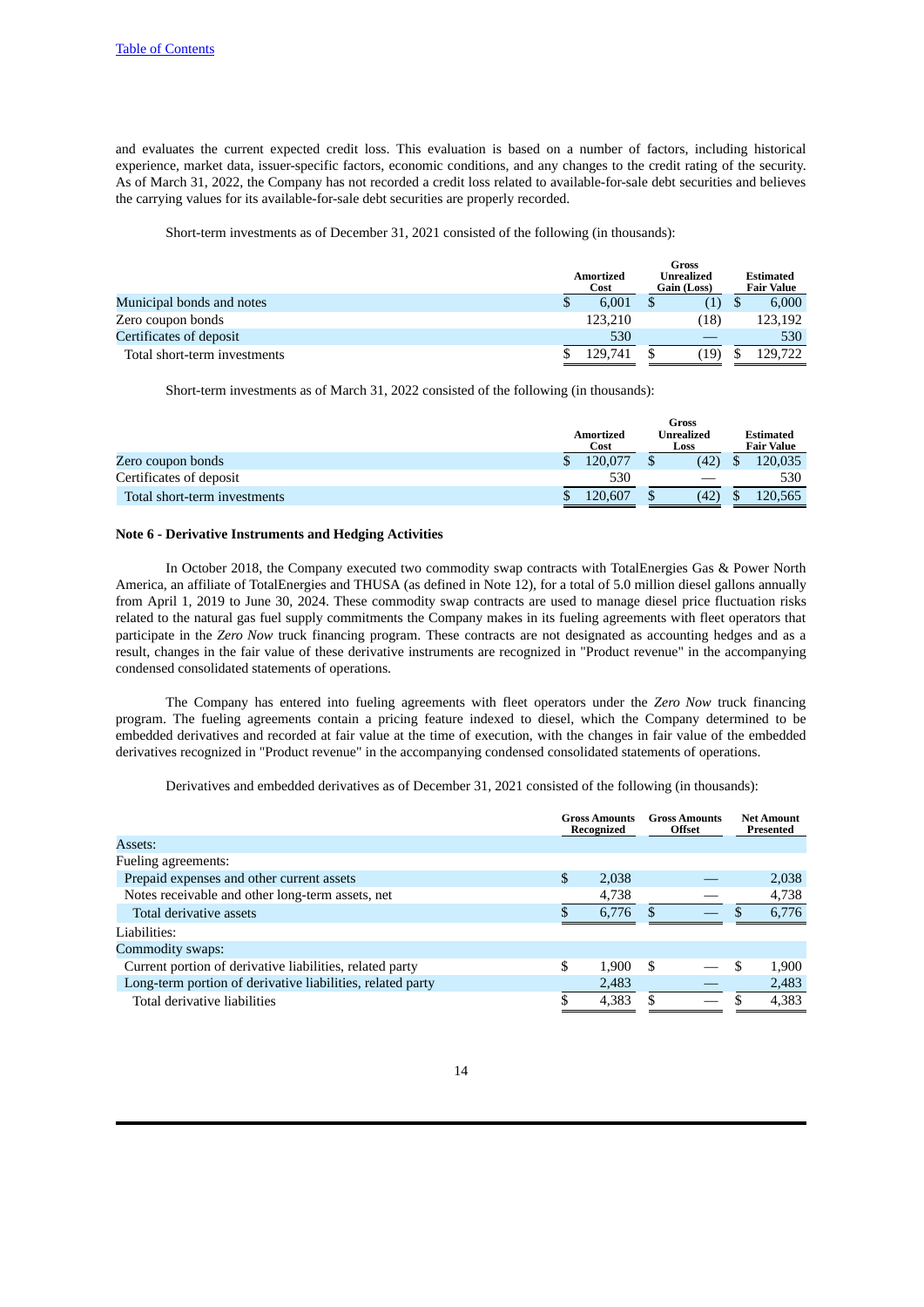and evaluates the current expected credit loss. This evaluation is based on a number of factors, including historical experience, market data, issuer-specific factors, economic conditions, and any changes to the credit rating of the security. As of March 31, 2022, the Company has not recorded a credit loss related to available-for-sale debt securities and believes the carrying values for its available-for-sale debt securities are properly recorded.

Short-term investments as of December 31, 2021 consisted of the following (in thousands):

| | Amortized Cost | Gross Unrealized Gain (Loss) | Estimated Fair Value |
|---|---|---|---|
| Municipal bonds and notes | $ 6,001 | $ (1) | $ 6,000 |
| Zero coupon bonds | 123,210 | (18) | 123,192 |
| Certificates of deposit | 530 | — | 530 |
| Total short-term investments | $ 129,741 | $ (19) | $ 129,722 |

Short-term investments as of March 31, 2022 consisted of the following (in thousands):

| | Amortized Cost | Gross Unrealized Loss | Estimated Fair Value |
|---|---|---|---|
| Zero coupon bonds | $ 120,077 | $ (42) | $ 120,035 |
| Certificates of deposit | 530 | — | 530 |
| Total short-term investments | $ 120,607 | $ (42) | $ 120,565 |

**Note 6 - Derivative Instruments and Hedging Activities**

In October 2018, the Company executed two commodity swap contracts with TotalEnergies Gas & Power North America, an affiliate of TotalEnergies and THUSA (as defined in Note 12), for a total of 5.0 million diesel gallons annually from April 1, 2019 to June 30, 2024. These commodity swap contracts are used to manage diesel price fluctuation risks related to the natural gas fuel supply commitments the Company makes in its fueling agreements with fleet operators that participate in the *Zero Now* truck financing program. These contracts are not designated as accounting hedges and as a result, changes in the fair value of these derivative instruments are recognized in "Product revenue" in the accompanying condensed consolidated statements of operations.

The Company has entered into fueling agreements with fleet operators under the *Zero Now* truck financing program. The fueling agreements contain a pricing feature indexed to diesel, which the Company determined to be embedded derivatives and recorded at fair value at the time of execution, with the changes in fair value of the embedded derivatives recognized in "Product revenue" in the accompanying condensed consolidated statements of operations.

Derivatives and embedded derivatives as of December 31, 2021 consisted of the following (in thousands):

| | Gross Amounts Recognized | Gross Amounts Offset | Net Amount Presented |
|---|---|---|---|
| Assets: | | | |
| Fueling agreements: | | | |
| Prepaid expenses and other current assets | $ 2,038 | — | 2,038 |
| Notes receivable and other long-term assets, net | 4,738 | — | 4,738 |
| Total derivative assets | $ 6,776 | $ — | $ 6,776 |
| Liabilities: | | | |
| Commodity swaps: | | | |
| Current portion of derivative liabilities, related party | $ 1,900 | $ — | $ 1,900 |
| Long-term portion of derivative liabilities, related party | 2,483 | — | 2,483 |
| Total derivative liabilities | $ 4,383 | $ — | $ 4,383 |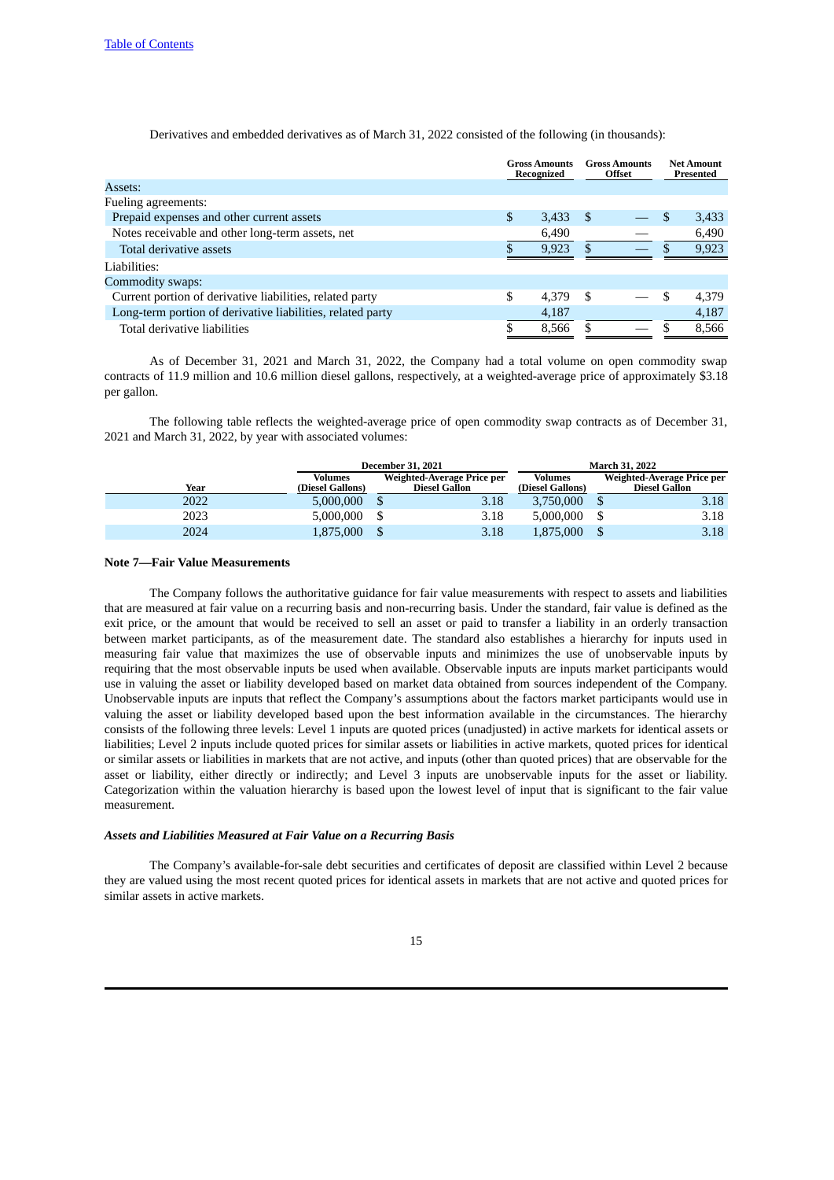Derivatives and embedded derivatives as of March 31, 2022 consisted of the following (in thousands):

| | Gross Amounts Recognized | Gross Amounts Offset | Net Amount Presented |
|---|---|---|---|
| Assets: | | | |
| Fueling agreements: | | | |
| Prepaid expenses and other current assets | $ 3,433 | $ — | $ 3,433 |
| Notes receivable and other long-term assets, net | 6,490 | — | 6,490 |
| Total derivative assets | $ 9,923 | $ — | $ 9,923 |
| Liabilities: | | | |
| Commodity swaps: | | | |
| Current portion of derivative liabilities, related party | $ 4,379 | $ — | $ 4,379 |
| Long-term portion of derivative liabilities, related party | 4,187 | — | 4,187 |
| Total derivative liabilities | $ 8,566 | $ — | $ 8,566 |

As of December 31, 2021 and March 31, 2022, the Company had a total volume on open commodity swap contracts of 11.9 million and 10.6 million diesel gallons, respectively, at a weighted-average price of approximately $3.18 per gallon.

The following table reflects the weighted-average price of open commodity swap contracts as of December 31, 2021 and March 31, 2022, by year with associated volumes:

| | December 31, 2021 | | March 31, 2022 | |
|---|---|---|---|---|
| Year | Volumes (Diesel Gallons) | Weighted-Average Price per Diesel Gallon | Volumes (Diesel Gallons) | Weighted-Average Price per Diesel Gallon |
| 2022 | 5,000,000 | $ 3.18 | 3,750,000 | $ 3.18 |
| 2023 | 5,000,000 | $ 3.18 | 5,000,000 | $ 3.18 |
| 2024 | 1,875,000 | $ 3.18 | 1,875,000 | $ 3.18 |

**Note 7—Fair Value Measurements**

The Company follows the authoritative guidance for fair value measurements with respect to assets and liabilities that are measured at fair value on a recurring basis and non-recurring basis. Under the standard, fair value is defined as the exit price, or the amount that would be received to sell an asset or paid to transfer a liability in an orderly transaction between market participants, as of the measurement date. The standard also establishes a hierarchy for inputs used in measuring fair value that maximizes the use of observable inputs and minimizes the use of unobservable inputs by requiring that the most observable inputs be used when available. Observable inputs are inputs market participants would use in valuing the asset or liability developed based on market data obtained from sources independent of the Company. Unobservable inputs are inputs that reflect the Company's assumptions about the factors market participants would use in valuing the asset or liability developed based upon the best information available in the circumstances. The hierarchy consists of the following three levels: Level 1 inputs are quoted prices (unadjusted) in active markets for identical assets or liabilities; Level 2 inputs include quoted prices for similar assets or liabilities in active markets, quoted prices for identical or similar assets or liabilities in markets that are not active, and inputs (other than quoted prices) that are observable for the asset or liability, either directly or indirectly; and Level 3 inputs are unobservable inputs for the asset or liability. Categorization within the valuation hierarchy is based upon the lowest level of input that is significant to the fair value measurement.

***Assets and Liabilities Measured at Fair Value on a Recurring Basis***

The Company's available-for-sale debt securities and certificates of deposit are classified within Level 2 because they are valued using the most recent quoted prices for identical assets in markets that are not active and quoted prices for similar assets in active markets.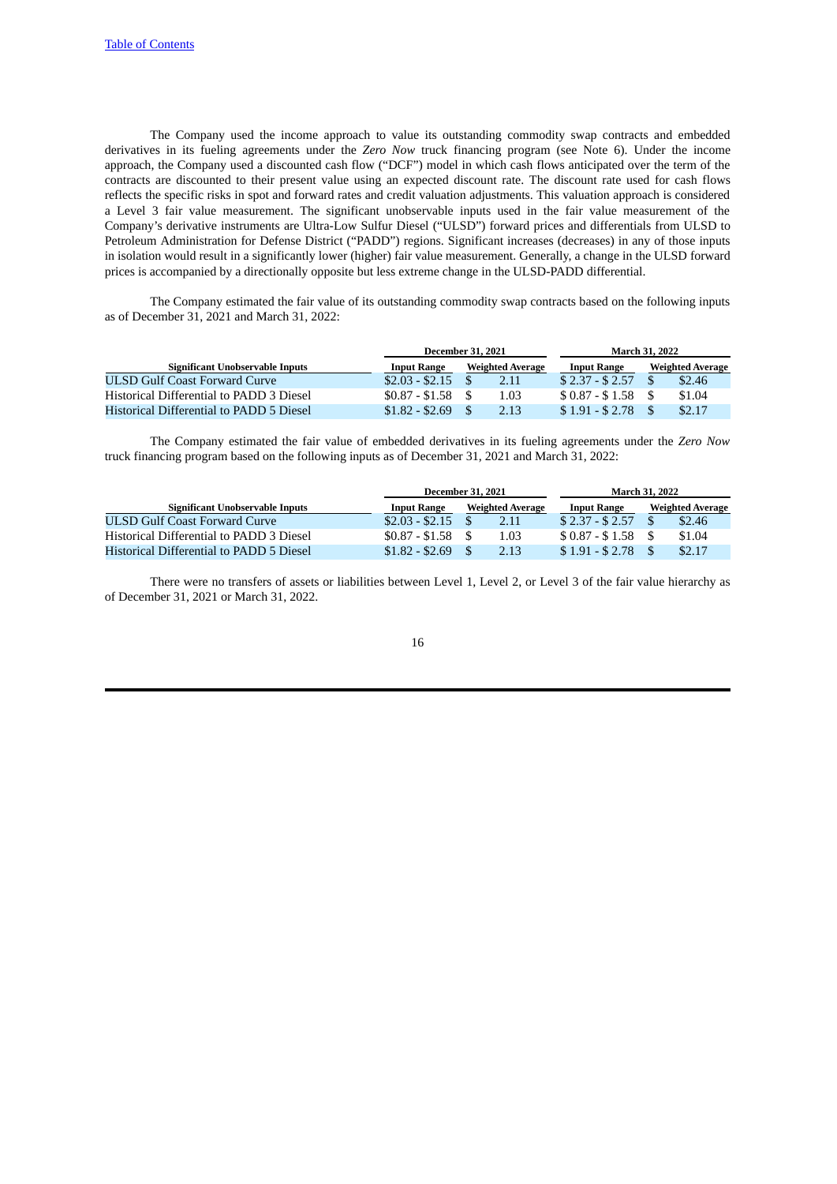The Company used the income approach to value its outstanding commodity swap contracts and embedded derivatives in its fueling agreements under the *Zero Now* truck financing program (see Note 6). Under the income approach, the Company used a discounted cash flow ("DCF") model in which cash flows anticipated over the term of the contracts are discounted to their present value using an expected discount rate. The discount rate used for cash flows reflects the specific risks in spot and forward rates and credit valuation adjustments. This valuation approach is considered a Level 3 fair value measurement. The significant unobservable inputs used in the fair value measurement of the Company's derivative instruments are Ultra-Low Sulfur Diesel ("ULSD") forward prices and differentials from ULSD to Petroleum Administration for Defense District ("PADD") regions. Significant increases (decreases) in any of those inputs in isolation would result in a significantly lower (higher) fair value measurement. Generally, a change in the ULSD forward prices is accompanied by a directionally opposite but less extreme change in the ULSD-PADD differential.

The Company estimated the fair value of its outstanding commodity swap contracts based on the following inputs as of December 31, 2021 and March 31, 2022:

| | December 31, 2021 | | March 31, 2022 | |
|---|---|---|---|---|
| **Significant Unobservable Inputs** | **Input Range** | **Weighted Average** | **Input Range** | **Weighted Average** |
| ULSD Gulf Coast Forward Curve | $2.03 - $2.15 | $ 2.11 | $ 2.37 - $ 2.57 | $ $2.46 |
| Historical Differential to PADD 3 Diesel | $0.87 - $1.58 | $ 1.03 | $ 0.87 - $ 1.58 | $ $1.04 |
| Historical Differential to PADD 5 Diesel | $1.82 - $2.69 | $ 2.13 | $ 1.91 - $ 2.78 | $ $2.17 |

The Company estimated the fair value of embedded derivatives in its fueling agreements under the *Zero Now* truck financing program based on the following inputs as of December 31, 2021 and March 31, 2022:

| | December 31, 2021 | | March 31, 2022 | |
|---|---|---|---|---|
| **Significant Unobservable Inputs** | **Input Range** | **Weighted Average** | **Input Range** | **Weighted Average** |
| ULSD Gulf Coast Forward Curve | $2.03 - $2.15 | $ 2.11 | $ 2.37 - $ 2.57 | $ $2.46 |
| Historical Differential to PADD 3 Diesel | $0.87 - $1.58 | $ 1.03 | $ 0.87 - $ 1.58 | $ $1.04 |
| Historical Differential to PADD 5 Diesel | $1.82 - $2.69 | $ 2.13 | $ 1.91 - $ 2.78 | $ $2.17 |

There were no transfers of assets or liabilities between Level 1, Level 2, or Level 3 of the fair value hierarchy as of December 31, 2021 or March 31, 2022.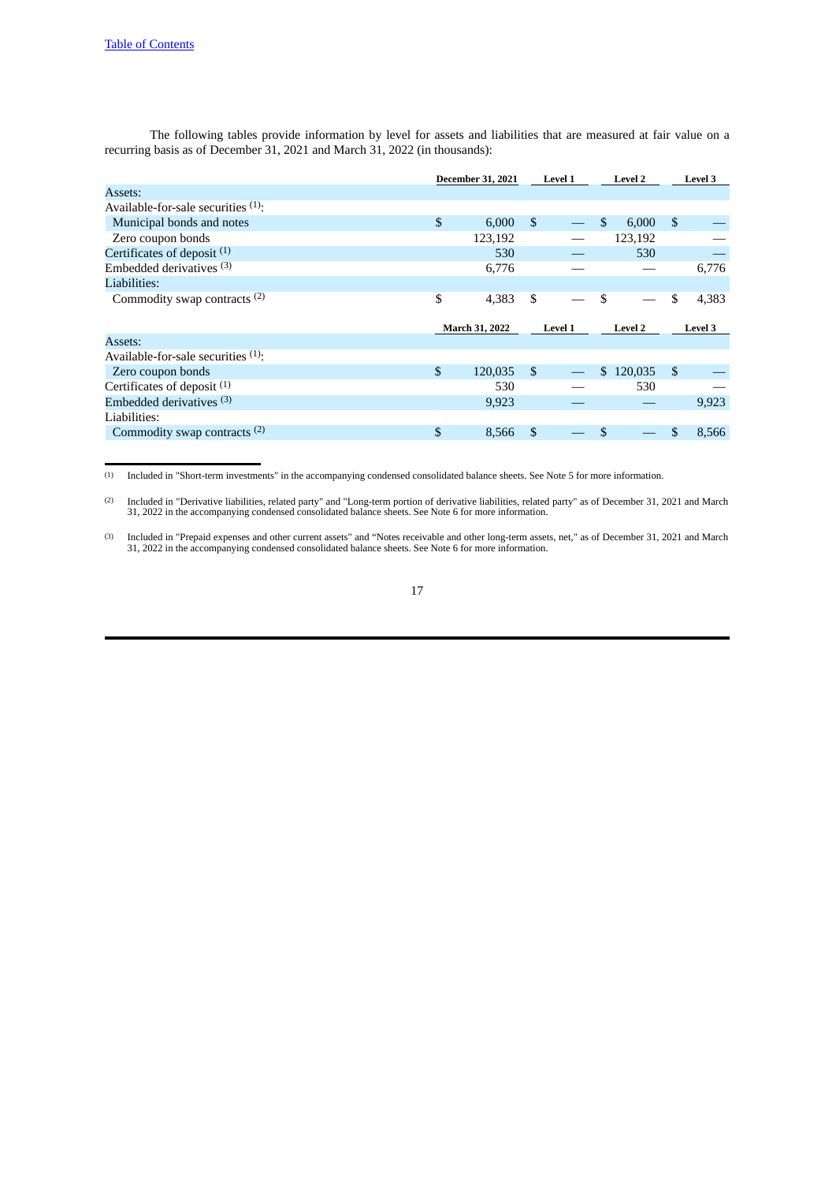The following tables provide information by level for assets and liabilities that are measured at fair value on a recurring basis as of December 31, 2021 and March 31, 2022 (in thousands):

| | December 31, 2021 | Level 1 | Level 2 | Level 3 |
|---|---|---|---|---|
| Assets: | | | | |
| Available-for-sale securities [(1)]: | | | | |
| Municipal bonds and notes | $ 6,000 | $ — | $ 6,000 | $ — |
| Zero coupon bonds | 123,192 | — | 123,192 | — |
| Certificates of deposit [(1)] | 530 | — | 530 | — |
| Embedded derivatives [(3)] | 6,776 | — | — | 6,776 |
| Liabilities: | | | | |
| Commodity swap contracts [(2)] | $ 4,383 | $ — | $ — | $ 4,383 |

| | March 31, 2022 | Level 1 | Level 2 | Level 3 |
|---|---|---|---|---|
| Assets: | | | | |
| Available-for-sale securities [(1)]: | | | | |
| Zero coupon bonds | $ 120,035 | $ — | $ 120,035 | $ — |
| Certificates of deposit [(1)] | 530 | — | 530 | — |
| Embedded derivatives [(3)] | 9,923 | — | — | 9,923 |
| Liabilities: | | | | |
| Commodity swap contracts [(2)] | $ 8,566 | $ — | $ — | $ 8,566 |

(1) Included in "Short-term investments" in the accompanying condensed consolidated balance sheets. See Note 5 for more information.

(2) Included in "Derivative liabilities, related party" and "Long-term portion of derivative liabilities, related party" as of December 31, 2021 and March 31, 2022 in the accompanying condensed consolidated balance sheets. See Note 6 for more information.

(3) Included in "Prepaid expenses and other current assets" and "Notes receivable and other long-term assets, net," as of December 31, 2021 and March 31, 2022 in the accompanying condensed consolidated balance sheets. See Note 6 for more information.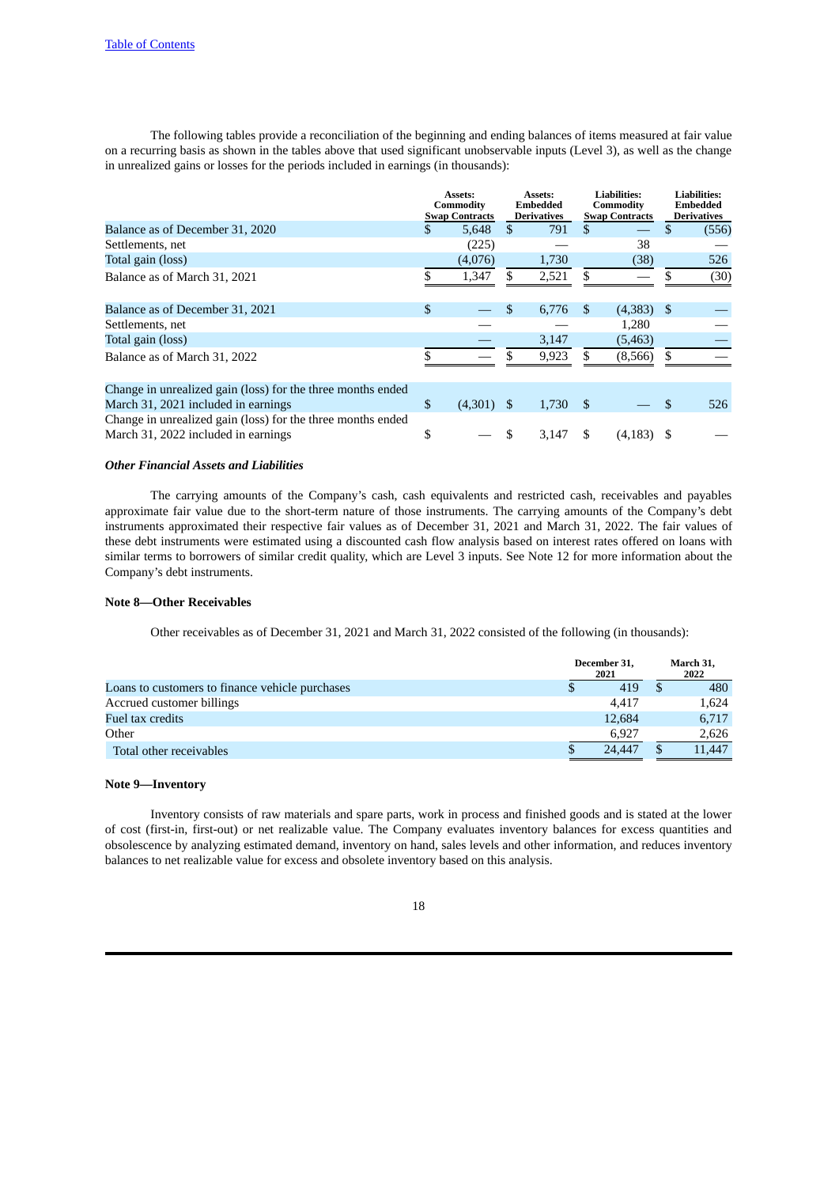The following tables provide a reconciliation of the beginning and ending balances of items measured at fair value on a recurring basis as shown in the tables above that used significant unobservable inputs (Level 3), as well as the change in unrealized gains or losses for the periods included in earnings (in thousands):

| | Assets: Commodity Swap Contracts | Assets: Embedded Derivatives | Liabilities: Commodity Swap Contracts | Liabilities: Embedded Derivatives |
|---|---|---|---|---|
| Balance as of December 31, 2020 | $ 5,648 | $ 791 | $ — | $ (556) |
| Settlements, net | (225) | — | 38 | — |
| Total gain (loss) | (4,076) | 1,730 | (38) | 526 |
| Balance as of March 31, 2021 | $ 1,347 | $ 2,521 | $ — | $ (30) |
| | | | | |
| Balance as of December 31, 2021 | $ — | $ 6,776 | $ (4,383) | $ — |
| Settlements, net | — | — | 1,280 | — |
| Total gain (loss) | — | 3,147 | (5,463) | — |
| Balance as of March 31, 2022 | $ — | $ 9,923 | $ (8,566) | $ — |
| | | | | |
| Change in unrealized gain (loss) for the three months ended March 31, 2021 included in earnings | $ (4,301) | $ 1,730 | $ — | $ 526 |
| Change in unrealized gain (loss) for the three months ended March 31, 2022 included in earnings | $ — | $ 3,147 | $ (4,183) | $ — |

***Other Financial Assets and Liabilities***

The carrying amounts of the Company's cash, cash equivalents and restricted cash, receivables and payables approximate fair value due to the short-term nature of those instruments. The carrying amounts of the Company's debt instruments approximated their respective fair values as of December 31, 2021 and March 31, 2022. The fair values of these debt instruments were estimated using a discounted cash flow analysis based on interest rates offered on loans with similar terms to borrowers of similar credit quality, which are Level 3 inputs. See Note 12 for more information about the Company's debt instruments.

**Note 8—Other Receivables**

Other receivables as of December 31, 2021 and March 31, 2022 consisted of the following (in thousands):

| | December 31, 2021 | March 31, 2022 |
|---|---|---|
| Loans to customers to finance vehicle purchases | $ 419 | $ 480 |
| Accrued customer billings | 4,417 | 1,624 |
| Fuel tax credits | 12,684 | 6,717 |
| Other | 6,927 | 2,626 |
| Total other receivables | $ 24,447 | $ 11,447 |

**Note 9—Inventory**

Inventory consists of raw materials and spare parts, work in process and finished goods and is stated at the lower of cost (first-in, first-out) or net realizable value. The Company evaluates inventory balances for excess quantities and obsolescence by analyzing estimated demand, inventory on hand, sales levels and other information, and reduces inventory balances to net realizable value for excess and obsolete inventory based on this analysis.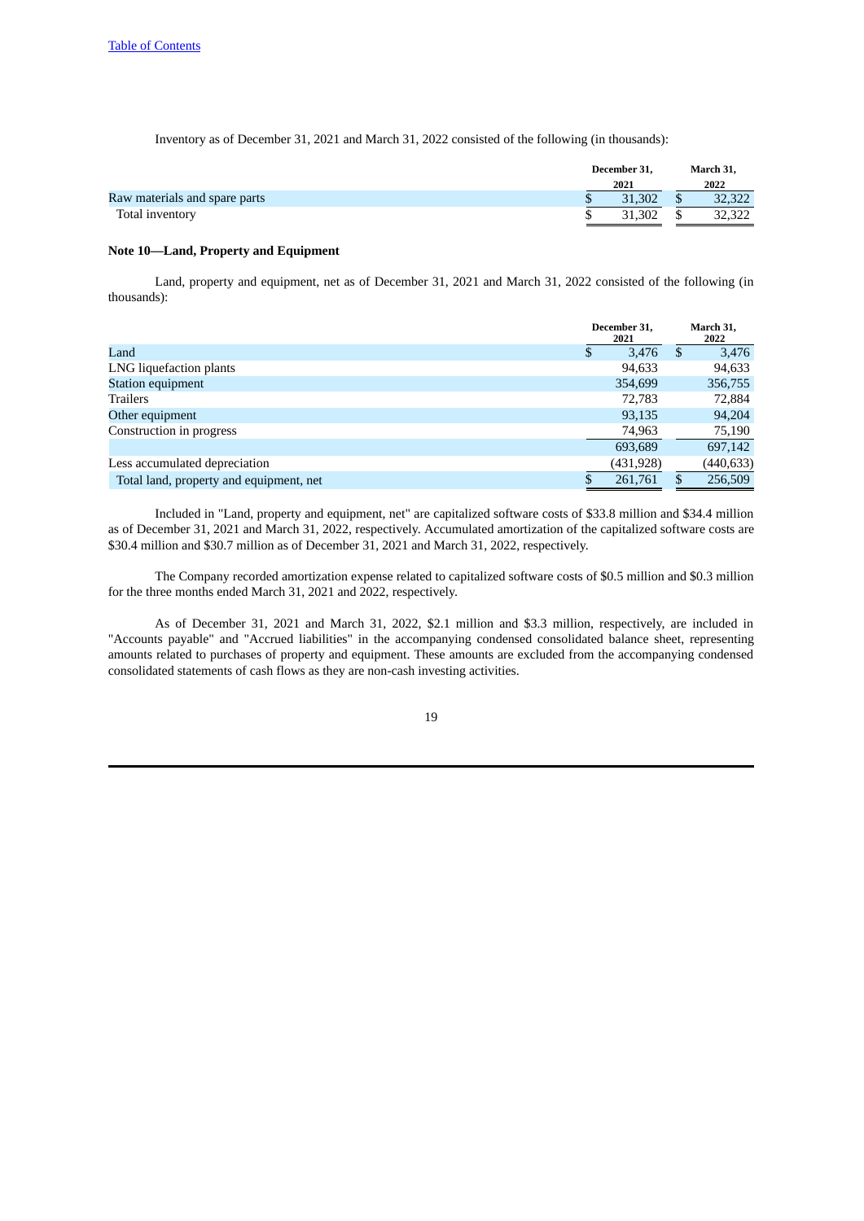Inventory as of December 31, 2021 and March 31, 2022 consisted of the following (in thousands):

| | December 31, 2021 | March 31, 2022 |
|---|---|---|
| Raw materials and spare parts | $ 31,302 | $ 32,322 |
| Total inventory | $ 31,302 | $ 32,322 |

**Note 10—Land, Property and Equipment**

Land, property and equipment, net as of December 31, 2021 and March 31, 2022 consisted of the following (in thousands):

| | December 31, 2021 | March 31, 2022 |
|---|---|---|
| Land | $ 3,476 | $ 3,476 |
| LNG liquefaction plants | 94,633 | 94,633 |
| Station equipment | 354,699 | 356,755 |
| Trailers | 72,783 | 72,884 |
| Other equipment | 93,135 | 94,204 |
| Construction in progress | 74,963 | 75,190 |
| | 693,689 | 697,142 |
| Less accumulated depreciation | (431,928) | (440,633) |
| Total land, property and equipment, net | $ 261,761 | $ 256,509 |

Included in "Land, property and equipment, net" are capitalized software costs of $33.8 million and $34.4 million as of December 31, 2021 and March 31, 2022, respectively. Accumulated amortization of the capitalized software costs are $30.4 million and $30.7 million as of December 31, 2021 and March 31, 2022, respectively.

The Company recorded amortization expense related to capitalized software costs of $0.5 million and $0.3 million for the three months ended March 31, 2021 and 2022, respectively.

As of December 31, 2021 and March 31, 2022, $2.1 million and $3.3 million, respectively, are included in "Accounts payable" and "Accrued liabilities" in the accompanying condensed consolidated balance sheet, representing amounts related to purchases of property and equipment. These amounts are excluded from the accompanying condensed consolidated statements of cash flows as they are non-cash investing activities.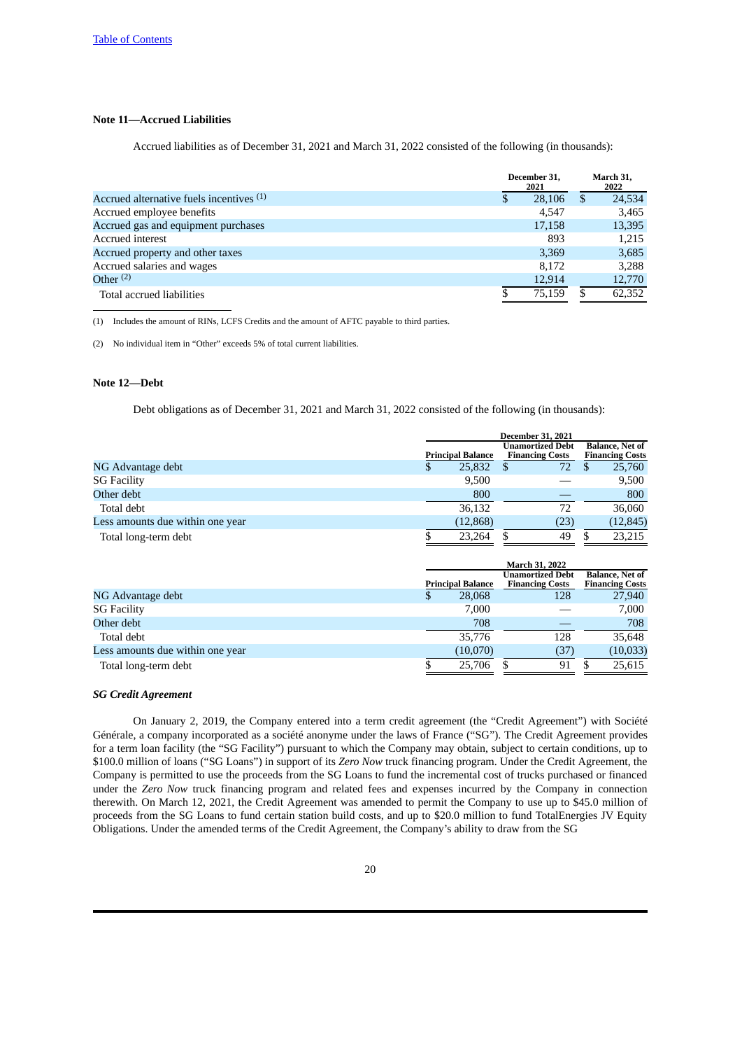**Note 11—Accrued Liabilities**

Accrued liabilities as of December 31, 2021 and March 31, 2022 consisted of the following (in thousands):

| | December 31, 2021 | March 31, 2022 |
|---|---|---|
| Accrued alternative fuels incentives [(1)] | $ 28,106 | $ 24,534 |
| Accrued employee benefits | 4,547 | 3,465 |
| Accrued gas and equipment purchases | 17,158 | 13,395 |
| Accrued interest | 893 | 1,215 |
| Accrued property and other taxes | 3,369 | 3,685 |
| Accrued salaries and wages | 8,172 | 3,288 |
| Other [(2)] | 12,914 | 12,770 |
| Total accrued liabilities | $ 75,159 | $ 62,352 |

(1) Includes the amount of RINs, LCFS Credits and the amount of AFTC payable to third parties.

(2) No individual item in "Other" exceeds 5% of total current liabilities.

**Note 12—Debt**

Debt obligations as of December 31, 2021 and March 31, 2022 consisted of the following (in thousands):

| | December 31, 2021 | | |
|---|---|---|---|
| | Principal Balance | Unamortized Debt Financing Costs | Balance, Net of Financing Costs |
| NG Advantage debt | $ 25,832 | $ 72 | $ 25,760 |
| SG Facility | 9,500 | — | 9,500 |
| Other debt | 800 | — | 800 |
| Total debt | 36,132 | 72 | 36,060 |
| Less amounts due within one year | (12,868) | (23) | (12,845) |
| Total long-term debt | $ 23,264 | $ 49 | $ 23,215 |

| | March 31, 2022 | | |
|---|---|---|---|
| | Principal Balance | Unamortized Debt Financing Costs | Balance, Net of Financing Costs |
| NG Advantage debt | $ 28,068 | 128 | 27,940 |
| SG Facility | 7,000 | — | 7,000 |
| Other debt | 708 | — | 708 |
| Total debt | 35,776 | 128 | 35,648 |
| Less amounts due within one year | (10,070) | (37) | (10,033) |
| Total long-term debt | $ 25,706 | $ 91 | $ 25,615 |

***SG Credit Agreement***

On January 2, 2019, the Company entered into a term credit agreement (the "Credit Agreement") with Société Générale, a company incorporated as a société anonyme under the laws of France ("SG"). The Credit Agreement provides for a term loan facility (the "SG Facility") pursuant to which the Company may obtain, subject to certain conditions, up to $100.0 million of loans ("SG Loans") in support of its *Zero Now* truck financing program. Under the Credit Agreement, the Company is permitted to use the proceeds from the SG Loans to fund the incremental cost of trucks purchased or financed under the *Zero Now* truck financing program and related fees and expenses incurred by the Company in connection therewith. On March 12, 2021, the Credit Agreement was amended to permit the Company to use up to $45.0 million of proceeds from the SG Loans to fund certain station build costs, and up to $20.0 million to fund TotalEnergies JV Equity Obligations. Under the amended terms of the Credit Agreement, the Company's ability to draw from the SG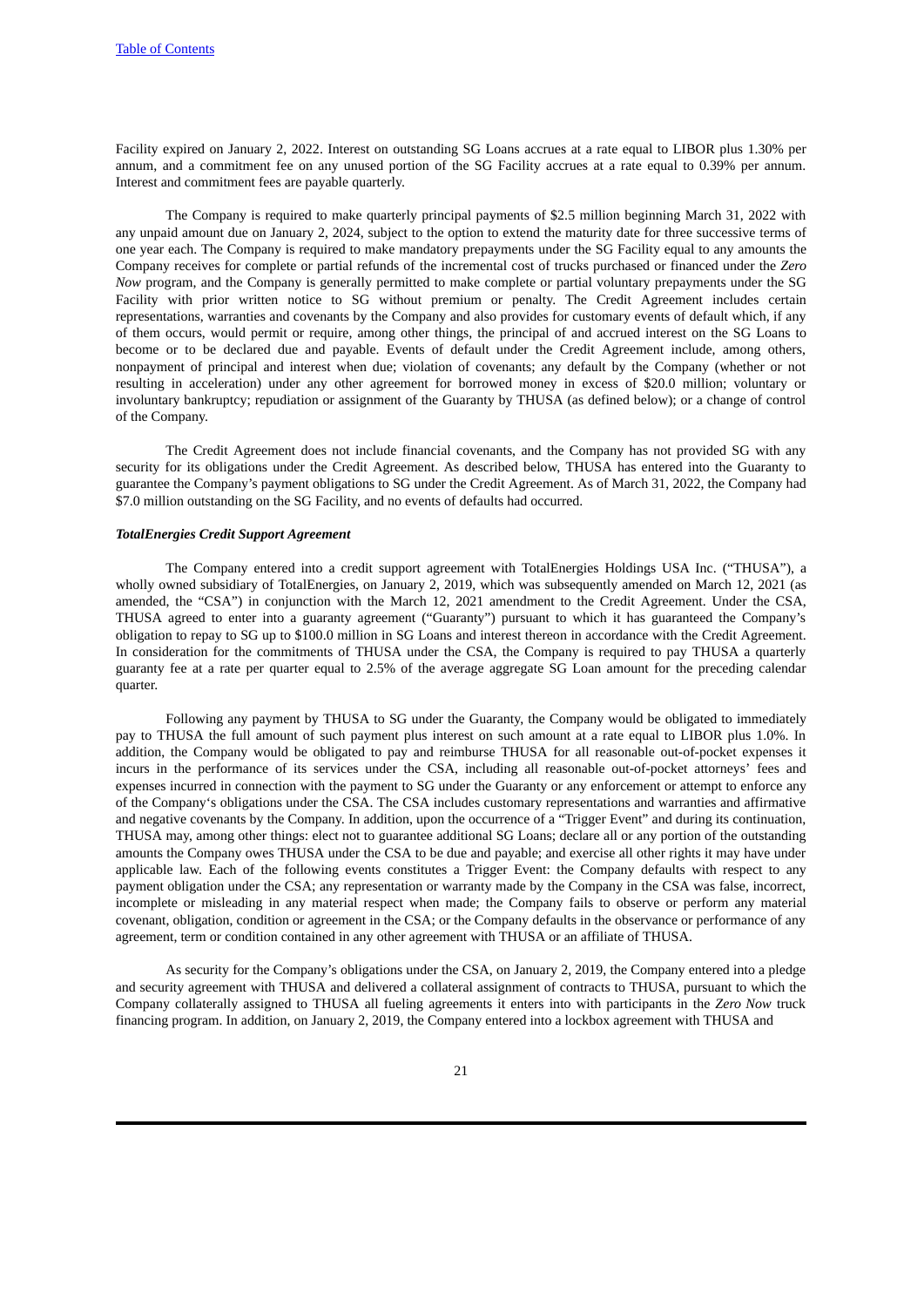Facility expired on January 2, 2022. Interest on outstanding SG Loans accrues at a rate equal to LIBOR plus 1.30% per annum, and a commitment fee on any unused portion of the SG Facility accrues at a rate equal to 0.39% per annum. Interest and commitment fees are payable quarterly.

The Company is required to make quarterly principal payments of $2.5 million beginning March 31, 2022 with any unpaid amount due on January 2, 2024, subject to the option to extend the maturity date for three successive terms of one year each. The Company is required to make mandatory prepayments under the SG Facility equal to any amounts the Company receives for complete or partial refunds of the incremental cost of trucks purchased or financed under the *Zero Now* program, and the Company is generally permitted to make complete or partial voluntary prepayments under the SG Facility with prior written notice to SG without premium or penalty. The Credit Agreement includes certain representations, warranties and covenants by the Company and also provides for customary events of default which, if any of them occurs, would permit or require, among other things, the principal of and accrued interest on the SG Loans to become or to be declared due and payable. Events of default under the Credit Agreement include, among others, nonpayment of principal and interest when due; violation of covenants; any default by the Company (whether or not resulting in acceleration) under any other agreement for borrowed money in excess of $20.0 million; voluntary or involuntary bankruptcy; repudiation or assignment of the Guaranty by THUSA (as defined below); or a change of control of the Company.

The Credit Agreement does not include financial covenants, and the Company has not provided SG with any security for its obligations under the Credit Agreement. As described below, THUSA has entered into the Guaranty to guarantee the Company's payment obligations to SG under the Credit Agreement. As of March 31, 2022, the Company had $7.0 million outstanding on the SG Facility, and no events of defaults had occurred.

***TotalEnergies Credit Support Agreement***

The Company entered into a credit support agreement with TotalEnergies Holdings USA Inc. ("THUSA"), a wholly owned subsidiary of TotalEnergies, on January 2, 2019, which was subsequently amended on March 12, 2021 (as amended, the "CSA") in conjunction with the March 12, 2021 amendment to the Credit Agreement. Under the CSA, THUSA agreed to enter into a guaranty agreement ("Guaranty") pursuant to which it has guaranteed the Company's obligation to repay to SG up to $100.0 million in SG Loans and interest thereon in accordance with the Credit Agreement. In consideration for the commitments of THUSA under the CSA, the Company is required to pay THUSA a quarterly guaranty fee at a rate per quarter equal to 2.5% of the average aggregate SG Loan amount for the preceding calendar quarter.

Following any payment by THUSA to SG under the Guaranty, the Company would be obligated to immediately pay to THUSA the full amount of such payment plus interest on such amount at a rate equal to LIBOR plus 1.0%. In addition, the Company would be obligated to pay and reimburse THUSA for all reasonable out-of-pocket expenses it incurs in the performance of its services under the CSA, including all reasonable out-of-pocket attorneys' fees and expenses incurred in connection with the payment to SG under the Guaranty or any enforcement or attempt to enforce any of the Company's obligations under the CSA. The CSA includes customary representations and warranties and affirmative and negative covenants by the Company. In addition, upon the occurrence of a "Trigger Event" and during its continuation, THUSA may, among other things: elect not to guarantee additional SG Loans; declare all or any portion of the outstanding amounts the Company owes THUSA under the CSA to be due and payable; and exercise all other rights it may have under applicable law. Each of the following events constitutes a Trigger Event: the Company defaults with respect to any payment obligation under the CSA; any representation or warranty made by the Company in the CSA was false, incorrect, incomplete or misleading in any material respect when made; the Company fails to observe or perform any material covenant, obligation, condition or agreement in the CSA; or the Company defaults in the observance or performance of any agreement, term or condition contained in any other agreement with THUSA or an affiliate of THUSA.

As security for the Company's obligations under the CSA, on January 2, 2019, the Company entered into a pledge and security agreement with THUSA and delivered a collateral assignment of contracts to THUSA, pursuant to which the Company collaterally assigned to THUSA all fueling agreements it enters into with participants in the *Zero Now* truck financing program. In addition, on January 2, 2019, the Company entered into a lockbox agreement with THUSA and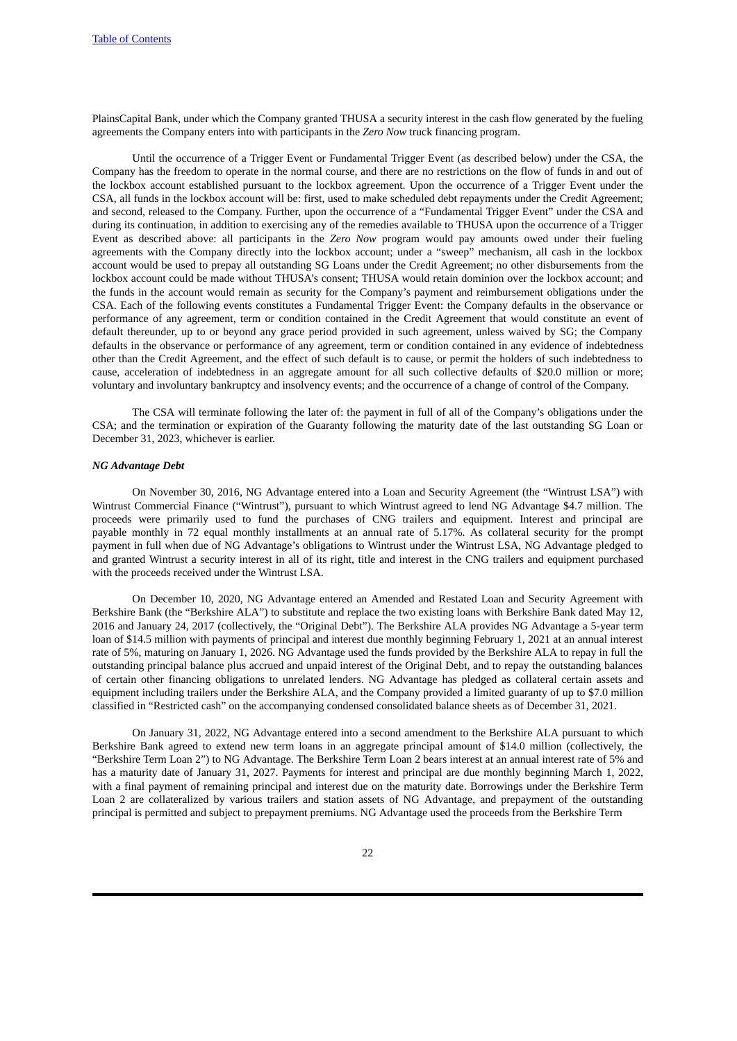PlainsCapital Bank, under which the Company granted THUSA a security interest in the cash flow generated by the fueling agreements the Company enters into with participants in the *Zero Now* truck financing program.

Until the occurrence of a Trigger Event or Fundamental Trigger Event (as described below) under the CSA, the Company has the freedom to operate in the normal course, and there are no restrictions on the flow of funds in and out of the lockbox account established pursuant to the lockbox agreement. Upon the occurrence of a Trigger Event under the CSA, all funds in the lockbox account will be: first, used to make scheduled debt repayments under the Credit Agreement; and second, released to the Company. Further, upon the occurrence of a "Fundamental Trigger Event" under the CSA and during its continuation, in addition to exercising any of the remedies available to THUSA upon the occurrence of a Trigger Event as described above: all participants in the *Zero Now* program would pay amounts owed under their fueling agreements with the Company directly into the lockbox account; under a "sweep" mechanism, all cash in the lockbox account would be used to prepay all outstanding SG Loans under the Credit Agreement; no other disbursements from the lockbox account could be made without THUSA's consent; THUSA would retain dominion over the lockbox account; and the funds in the account would remain as security for the Company's payment and reimbursement obligations under the CSA. Each of the following events constitutes a Fundamental Trigger Event: the Company defaults in the observance or performance of any agreement, term or condition contained in the Credit Agreement that would constitute an event of default thereunder, up to or beyond any grace period provided in such agreement, unless waived by SG; the Company defaults in the observance or performance of any agreement, term or condition contained in any evidence of indebtedness other than the Credit Agreement, and the effect of such default is to cause, or permit the holders of such indebtedness to cause, acceleration of indebtedness in an aggregate amount for all such collective defaults of $20.0 million or more; voluntary and involuntary bankruptcy and insolvency events; and the occurrence of a change of control of the Company.

The CSA will terminate following the later of: the payment in full of all of the Company's obligations under the CSA; and the termination or expiration of the Guaranty following the maturity date of the last outstanding SG Loan or December 31, 2023, whichever is earlier.

***NG Advantage Debt***

On November 30, 2016, NG Advantage entered into a Loan and Security Agreement (the "Wintrust LSA") with Wintrust Commercial Finance ("Wintrust"), pursuant to which Wintrust agreed to lend NG Advantage $4.7 million. The proceeds were primarily used to fund the purchases of CNG trailers and equipment. Interest and principal are payable monthly in 72 equal monthly installments at an annual rate of 5.17%. As collateral security for the prompt payment in full when due of NG Advantage's obligations to Wintrust under the Wintrust LSA, NG Advantage pledged to and granted Wintrust a security interest in all of its right, title and interest in the CNG trailers and equipment purchased with the proceeds received under the Wintrust LSA.

On December 10, 2020, NG Advantage entered an Amended and Restated Loan and Security Agreement with Berkshire Bank (the "Berkshire ALA") to substitute and replace the two existing loans with Berkshire Bank dated May 12, 2016 and January 24, 2017 (collectively, the "Original Debt"). The Berkshire ALA provides NG Advantage a 5-year term loan of $14.5 million with payments of principal and interest due monthly beginning February 1, 2021 at an annual interest rate of 5%, maturing on January 1, 2026. NG Advantage used the funds provided by the Berkshire ALA to repay in full the outstanding principal balance plus accrued and unpaid interest of the Original Debt, and to repay the outstanding balances of certain other financing obligations to unrelated lenders. NG Advantage has pledged as collateral certain assets and equipment including trailers under the Berkshire ALA, and the Company provided a limited guaranty of up to $7.0 million classified in "Restricted cash" on the accompanying condensed consolidated balance sheets as of December 31, 2021.

On January 31, 2022, NG Advantage entered into a second amendment to the Berkshire ALA pursuant to which Berkshire Bank agreed to extend new term loans in an aggregate principal amount of $14.0 million (collectively, the "Berkshire Term Loan 2") to NG Advantage. The Berkshire Term Loan 2 bears interest at an annual interest rate of 5% and has a maturity date of January 31, 2027. Payments for interest and principal are due monthly beginning March 1, 2022, with a final payment of remaining principal and interest due on the maturity date. Borrowings under the Berkshire Term Loan 2 are collateralized by various trailers and station assets of NG Advantage, and prepayment of the outstanding principal is permitted and subject to prepayment premiums. NG Advantage used the proceeds from the Berkshire Term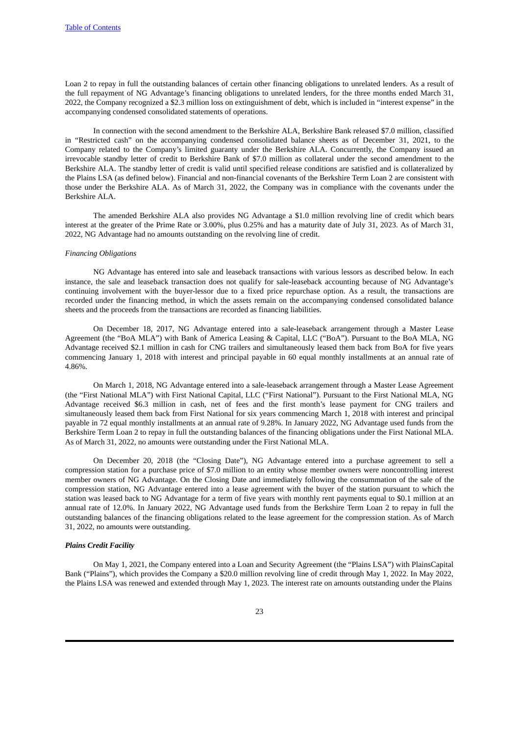Loan 2 to repay in full the outstanding balances of certain other financing obligations to unrelated lenders. As a result of the full repayment of NG Advantage's financing obligations to unrelated lenders, for the three months ended March 31, 2022, the Company recognized a $2.3 million loss on extinguishment of debt, which is included in "interest expense" in the accompanying condensed consolidated statements of operations.

In connection with the second amendment to the Berkshire ALA, Berkshire Bank released $7.0 million, classified in "Restricted cash" on the accompanying condensed consolidated balance sheets as of December 31, 2021, to the Company related to the Company's limited guaranty under the Berkshire ALA. Concurrently, the Company issued an irrevocable standby letter of credit to Berkshire Bank of $7.0 million as collateral under the second amendment to the Berkshire ALA. The standby letter of credit is valid until specified release conditions are satisfied and is collateralized by the Plains LSA (as defined below). Financial and non-financial covenants of the Berkshire Term Loan 2 are consistent with those under the Berkshire ALA. As of March 31, 2022, the Company was in compliance with the covenants under the Berkshire ALA.

The amended Berkshire ALA also provides NG Advantage a $1.0 million revolving line of credit which bears interest at the greater of the Prime Rate or 3.00%, plus 0.25% and has a maturity date of July 31, 2023. As of March 31, 2022, NG Advantage had no amounts outstanding on the revolving line of credit.

*Financing Obligations*

NG Advantage has entered into sale and leaseback transactions with various lessors as described below. In each instance, the sale and leaseback transaction does not qualify for sale-leaseback accounting because of NG Advantage's continuing involvement with the buyer-lessor due to a fixed price repurchase option. As a result, the transactions are recorded under the financing method, in which the assets remain on the accompanying condensed consolidated balance sheets and the proceeds from the transactions are recorded as financing liabilities.

On December 18, 2017, NG Advantage entered into a sale-leaseback arrangement through a Master Lease Agreement (the "BoA MLA") with Bank of America Leasing & Capital, LLC ("BoA"). Pursuant to the BoA MLA, NG Advantage received $2.1 million in cash for CNG trailers and simultaneously leased them back from BoA for five years commencing January 1, 2018 with interest and principal payable in 60 equal monthly installments at an annual rate of 4.86%.

On March 1, 2018, NG Advantage entered into a sale-leaseback arrangement through a Master Lease Agreement (the "First National MLA") with First National Capital, LLC ("First National"). Pursuant to the First National MLA, NG Advantage received $6.3 million in cash, net of fees and the first month's lease payment for CNG trailers and simultaneously leased them back from First National for six years commencing March 1, 2018 with interest and principal payable in 72 equal monthly installments at an annual rate of 9.28%. In January 2022, NG Advantage used funds from the Berkshire Term Loan 2 to repay in full the outstanding balances of the financing obligations under the First National MLA. As of March 31, 2022, no amounts were outstanding under the First National MLA.

On December 20, 2018 (the "Closing Date"), NG Advantage entered into a purchase agreement to sell a compression station for a purchase price of $7.0 million to an entity whose member owners were noncontrolling interest member owners of NG Advantage. On the Closing Date and immediately following the consummation of the sale of the compression station, NG Advantage entered into a lease agreement with the buyer of the station pursuant to which the station was leased back to NG Advantage for a term of five years with monthly rent payments equal to $0.1 million at an annual rate of 12.0%. In January 2022, NG Advantage used funds from the Berkshire Term Loan 2 to repay in full the outstanding balances of the financing obligations related to the lease agreement for the compression station. As of March 31, 2022, no amounts were outstanding.

***Plains Credit Facility***

On May 1, 2021, the Company entered into a Loan and Security Agreement (the "Plains LSA") with PlainsCapital Bank ("Plains"), which provides the Company a $20.0 million revolving line of credit through May 1, 2022. In May 2022, the Plains LSA was renewed and extended through May 1, 2023. The interest rate on amounts outstanding under the Plains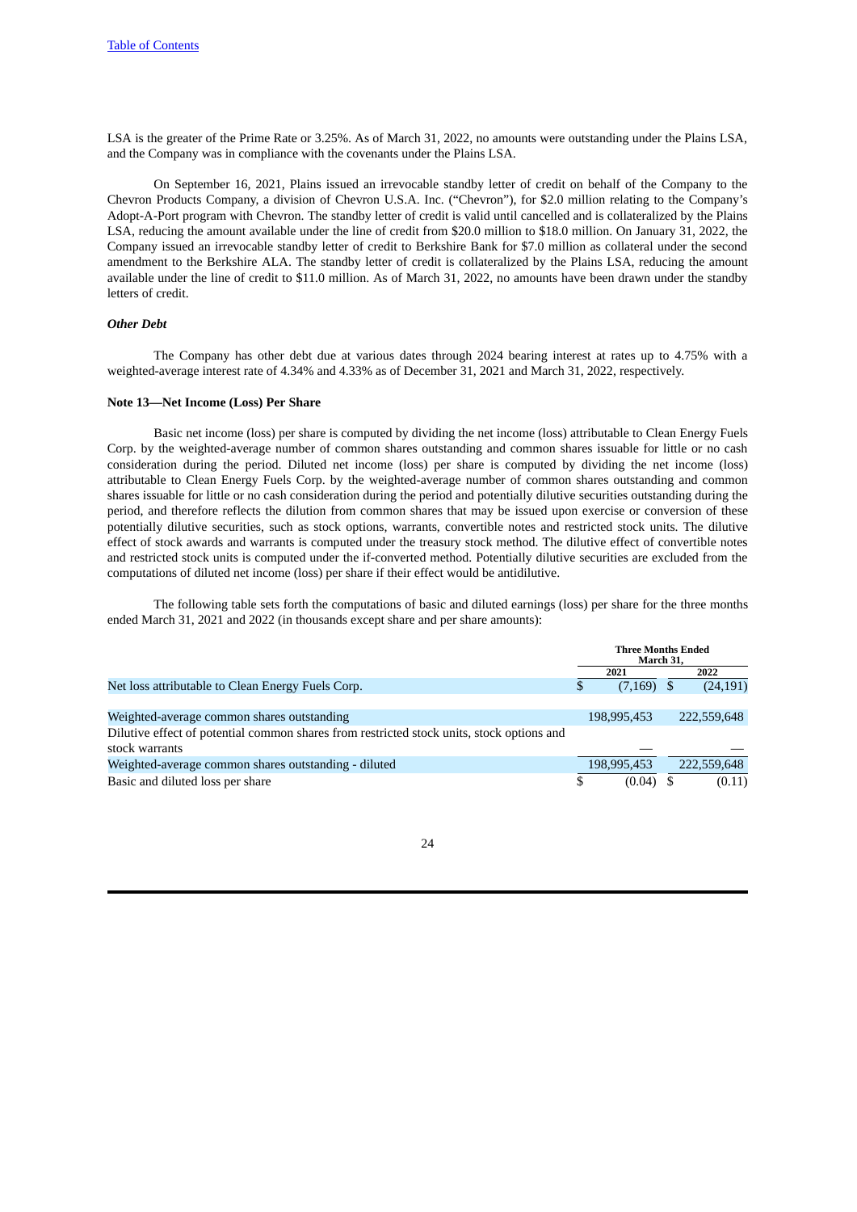LSA is the greater of the Prime Rate or 3.25%. As of March 31, 2022, no amounts were outstanding under the Plains LSA, and the Company was in compliance with the covenants under the Plains LSA.

On September 16, 2021, Plains issued an irrevocable standby letter of credit on behalf of the Company to the Chevron Products Company, a division of Chevron U.S.A. Inc. ("Chevron"), for $2.0 million relating to the Company's Adopt-A-Port program with Chevron. The standby letter of credit is valid until cancelled and is collateralized by the Plains LSA, reducing the amount available under the line of credit from $20.0 million to $18.0 million. On January 31, 2022, the Company issued an irrevocable standby letter of credit to Berkshire Bank for $7.0 million as collateral under the second amendment to the Berkshire ALA. The standby letter of credit is collateralized by the Plains LSA, reducing the amount available under the line of credit to $11.0 million. As of March 31, 2022, no amounts have been drawn under the standby letters of credit.

***Other Debt***

The Company has other debt due at various dates through 2024 bearing interest at rates up to 4.75% with a weighted-average interest rate of 4.34% and 4.33% as of December 31, 2021 and March 31, 2022, respectively.

**Note 13—Net Income (Loss) Per Share**

Basic net income (loss) per share is computed by dividing the net income (loss) attributable to Clean Energy Fuels Corp. by the weighted-average number of common shares outstanding and common shares issuable for little or no cash consideration during the period. Diluted net income (loss) per share is computed by dividing the net income (loss) attributable to Clean Energy Fuels Corp. by the weighted-average number of common shares outstanding and common shares issuable for little or no cash consideration during the period and potentially dilutive securities outstanding during the period, and therefore reflects the dilution from common shares that may be issued upon exercise or conversion of these potentially dilutive securities, such as stock options, warrants, convertible notes and restricted stock units. The dilutive effect of stock awards and warrants is computed under the treasury stock method. The dilutive effect of convertible notes and restricted stock units is computed under the if-converted method. Potentially dilutive securities are excluded from the computations of diluted net income (loss) per share if their effect would be antidilutive.

The following table sets forth the computations of basic and diluted earnings (loss) per share for the three months ended March 31, 2021 and 2022 (in thousands except share and per share amounts):

| | Three Months Ended March 31, | |
|---|---|---|
| | 2021 | 2022 |
| Net loss attributable to Clean Energy Fuels Corp. | $ (7,169) | $ (24,191) |
| Weighted-average common shares outstanding | 198,995,453 | 222,559,648 |
| Dilutive effect of potential common shares from restricted stock units, stock options and stock warrants | — | — |
| Weighted-average common shares outstanding - diluted | 198,995,453 | 222,559,648 |
| Basic and diluted loss per share | $ (0.04) | $ (0.11) |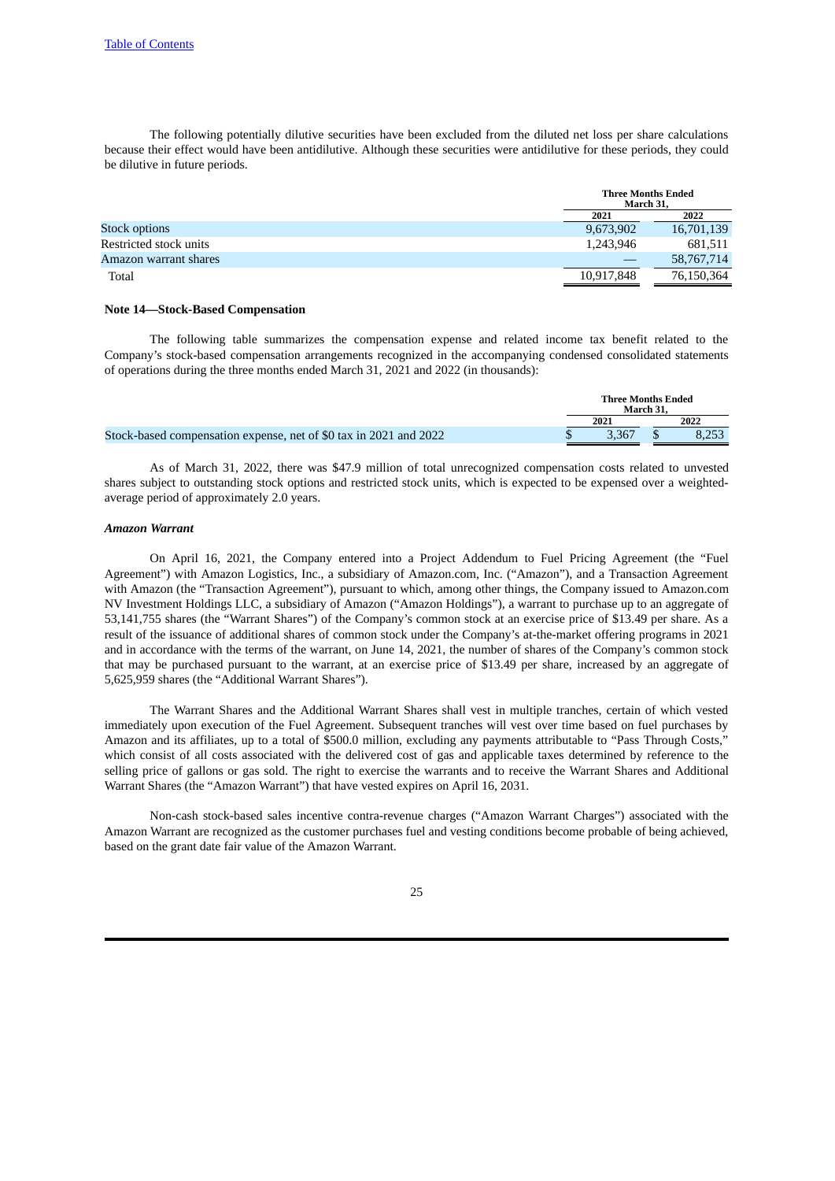The following potentially dilutive securities have been excluded from the diluted net loss per share calculations because their effect would have been antidilutive. Although these securities were antidilutive for these periods, they could be dilutive in future periods.

| | Three Months Ended March 31, | |
|---|---|---|
| | 2021 | 2022 |
| Stock options | 9,673,902 | 16,701,139 |
| Restricted stock units | 1,243,946 | 681,511 |
| Amazon warrant shares | — | 58,767,714 |
| Total | 10,917,848 | 76,150,364 |

**Note 14—Stock-Based Compensation**

The following table summarizes the compensation expense and related income tax benefit related to the Company's stock-based compensation arrangements recognized in the accompanying condensed consolidated statements of operations during the three months ended March 31, 2021 and 2022 (in thousands):

| | Three Months Ended March 31, | |
|---|---|---|
| | 2021 | 2022 |
| Stock-based compensation expense, net of $0 tax in 2021 and 2022 | $ 3,367 | $ 8,253 |

As of March 31, 2022, there was $47.9 million of total unrecognized compensation costs related to unvested shares subject to outstanding stock options and restricted stock units, which is expected to be expensed over a weighted-average period of approximately 2.0 years.

***Amazon Warrant***

On April 16, 2021, the Company entered into a Project Addendum to Fuel Pricing Agreement (the "Fuel Agreement") with Amazon Logistics, Inc., a subsidiary of Amazon.com, Inc. ("Amazon"), and a Transaction Agreement with Amazon (the "Transaction Agreement"), pursuant to which, among other things, the Company issued to Amazon.com NV Investment Holdings LLC, a subsidiary of Amazon ("Amazon Holdings"), a warrant to purchase up to an aggregate of 53,141,755 shares (the "Warrant Shares") of the Company's common stock at an exercise price of $13.49 per share. As a result of the issuance of additional shares of common stock under the Company's at-the-market offering programs in 2021 and in accordance with the terms of the warrant, on June 14, 2021, the number of shares of the Company's common stock that may be purchased pursuant to the warrant, at an exercise price of $13.49 per share, increased by an aggregate of 5,625,959 shares (the "Additional Warrant Shares").

The Warrant Shares and the Additional Warrant Shares shall vest in multiple tranches, certain of which vested immediately upon execution of the Fuel Agreement. Subsequent tranches will vest over time based on fuel purchases by Amazon and its affiliates, up to a total of $500.0 million, excluding any payments attributable to "Pass Through Costs," which consist of all costs associated with the delivered cost of gas and applicable taxes determined by reference to the selling price of gallons or gas sold. The right to exercise the warrants and to receive the Warrant Shares and Additional Warrant Shares (the "Amazon Warrant") that have vested expires on April 16, 2031.

Non-cash stock-based sales incentive contra-revenue charges ("Amazon Warrant Charges") associated with the Amazon Warrant are recognized as the customer purchases fuel and vesting conditions become probable of being achieved, based on the grant date fair value of the Amazon Warrant.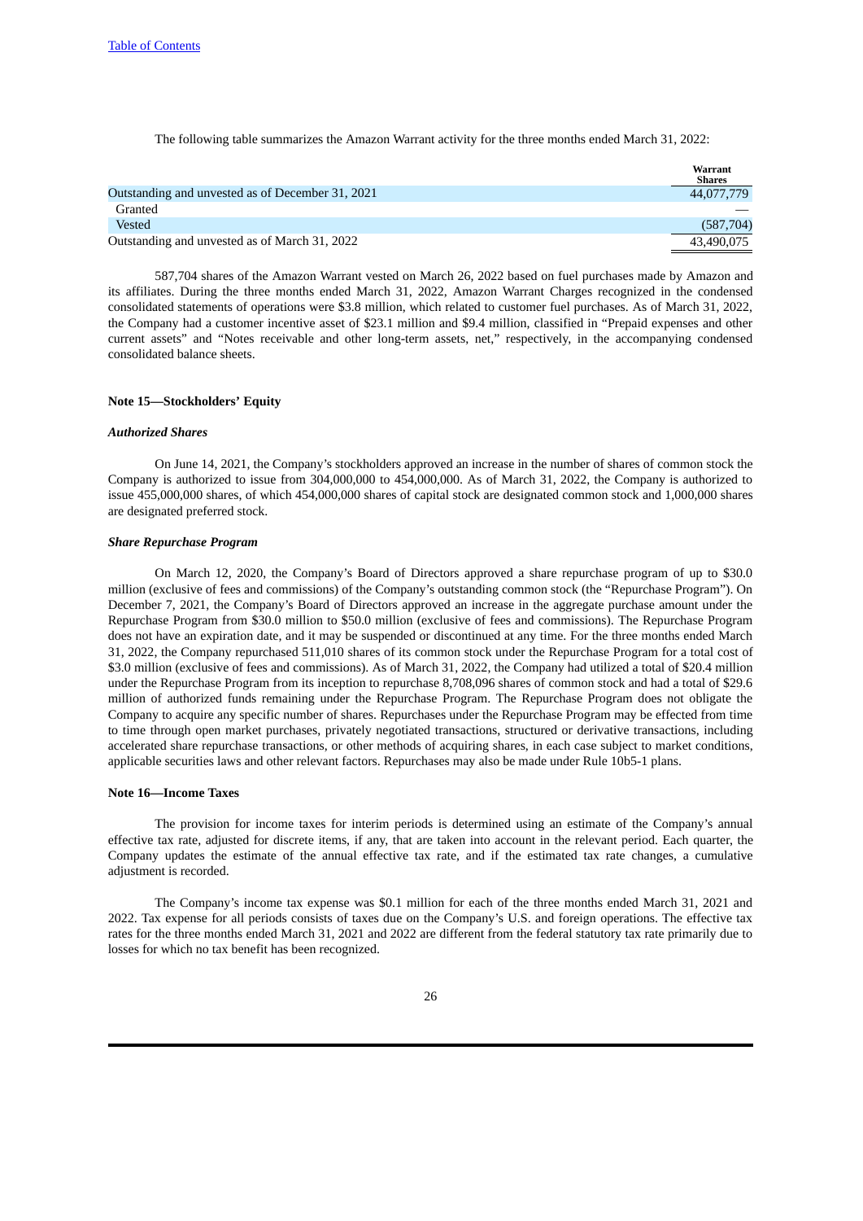The following table summarizes the Amazon Warrant activity for the three months ended March 31, 2022:

| | Warrant Shares |
|---|---|
| Outstanding and unvested as of December 31, 2021 | 44,077,779 |
| Granted | — |
| Vested | (587,704) |
| Outstanding and unvested as of March 31, 2022 | 43,490,075 |

587,704 shares of the Amazon Warrant vested on March 26, 2022 based on fuel purchases made by Amazon and its affiliates. During the three months ended March 31, 2022, Amazon Warrant Charges recognized in the condensed consolidated statements of operations were $3.8 million, which related to customer fuel purchases. As of March 31, 2022, the Company had a customer incentive asset of $23.1 million and $9.4 million, classified in "Prepaid expenses and other current assets" and "Notes receivable and other long-term assets, net," respectively, in the accompanying condensed consolidated balance sheets.

**Note 15—Stockholders' Equity**

***Authorized Shares***

On June 14, 2021, the Company's stockholders approved an increase in the number of shares of common stock the Company is authorized to issue from 304,000,000 to 454,000,000. As of March 31, 2022, the Company is authorized to issue 455,000,000 shares, of which 454,000,000 shares of capital stock are designated common stock and 1,000,000 shares are designated preferred stock.

***Share Repurchase Program***

On March 12, 2020, the Company's Board of Directors approved a share repurchase program of up to $30.0 million (exclusive of fees and commissions) of the Company's outstanding common stock (the "Repurchase Program"). On December 7, 2021, the Company's Board of Directors approved an increase in the aggregate purchase amount under the Repurchase Program from $30.0 million to $50.0 million (exclusive of fees and commissions). The Repurchase Program does not have an expiration date, and it may be suspended or discontinued at any time. For the three months ended March 31, 2022, the Company repurchased 511,010 shares of its common stock under the Repurchase Program for a total cost of $3.0 million (exclusive of fees and commissions). As of March 31, 2022, the Company had utilized a total of $20.4 million under the Repurchase Program from its inception to repurchase 8,708,096 shares of common stock and had a total of $29.6 million of authorized funds remaining under the Repurchase Program. The Repurchase Program does not obligate the Company to acquire any specific number of shares. Repurchases under the Repurchase Program may be effected from time to time through open market purchases, privately negotiated transactions, structured or derivative transactions, including accelerated share repurchase transactions, or other methods of acquiring shares, in each case subject to market conditions, applicable securities laws and other relevant factors. Repurchases may also be made under Rule 10b5-1 plans.

**Note 16—Income Taxes**

The provision for income taxes for interim periods is determined using an estimate of the Company's annual effective tax rate, adjusted for discrete items, if any, that are taken into account in the relevant period. Each quarter, the Company updates the estimate of the annual effective tax rate, and if the estimated tax rate changes, a cumulative adjustment is recorded.

The Company's income tax expense was $0.1 million for each of the three months ended March 31, 2021 and 2022. Tax expense for all periods consists of taxes due on the Company's U.S. and foreign operations. The effective tax rates for the three months ended March 31, 2021 and 2022 are different from the federal statutory tax rate primarily due to losses for which no tax benefit has been recognized.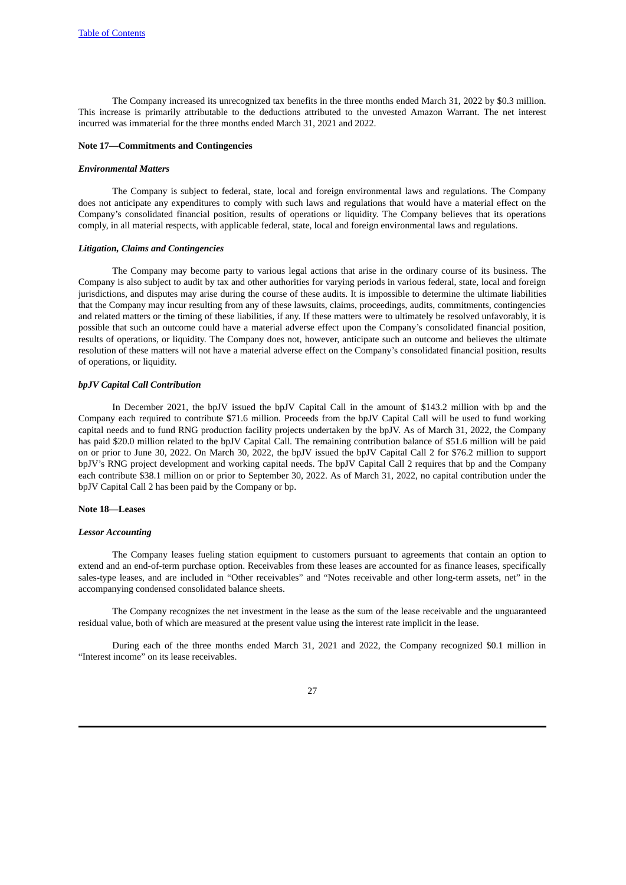The Company increased its unrecognized tax benefits in the three months ended March 31, 2022 by $0.3 million. This increase is primarily attributable to the deductions attributed to the unvested Amazon Warrant. The net interest incurred was immaterial for the three months ended March 31, 2021 and 2022.

**Note 17—Commitments and Contingencies**

***Environmental Matters***

The Company is subject to federal, state, local and foreign environmental laws and regulations. The Company does not anticipate any expenditures to comply with such laws and regulations that would have a material effect on the Company's consolidated financial position, results of operations or liquidity. The Company believes that its operations comply, in all material respects, with applicable federal, state, local and foreign environmental laws and regulations.

***Litigation, Claims and Contingencies***

The Company may become party to various legal actions that arise in the ordinary course of its business. The Company is also subject to audit by tax and other authorities for varying periods in various federal, state, local and foreign jurisdictions, and disputes may arise during the course of these audits. It is impossible to determine the ultimate liabilities that the Company may incur resulting from any of these lawsuits, claims, proceedings, audits, commitments, contingencies and related matters or the timing of these liabilities, if any. If these matters were to ultimately be resolved unfavorably, it is possible that such an outcome could have a material adverse effect upon the Company's consolidated financial position, results of operations, or liquidity. The Company does not, however, anticipate such an outcome and believes the ultimate resolution of these matters will not have a material adverse effect on the Company's consolidated financial position, results of operations, or liquidity.

***bpJV Capital Call Contribution***

In December 2021, the bpJV issued the bpJV Capital Call in the amount of $143.2 million with bp and the Company each required to contribute $71.6 million. Proceeds from the bpJV Capital Call will be used to fund working capital needs and to fund RNG production facility projects undertaken by the bpJV. As of March 31, 2022, the Company has paid $20.0 million related to the bpJV Capital Call. The remaining contribution balance of $51.6 million will be paid on or prior to June 30, 2022. On March 30, 2022, the bpJV issued the bpJV Capital Call 2 for $76.2 million to support bpJV's RNG project development and working capital needs. The bpJV Capital Call 2 requires that bp and the Company each contribute $38.1 million on or prior to September 30, 2022. As of March 31, 2022, no capital contribution under the bpJV Capital Call 2 has been paid by the Company or bp.

**Note 18—Leases**

***Lessor Accounting***

The Company leases fueling station equipment to customers pursuant to agreements that contain an option to extend and an end-of-term purchase option. Receivables from these leases are accounted for as finance leases, specifically sales-type leases, and are included in "Other receivables" and "Notes receivable and other long-term assets, net" in the accompanying condensed consolidated balance sheets.

The Company recognizes the net investment in the lease as the sum of the lease receivable and the unguaranteed residual value, both of which are measured at the present value using the interest rate implicit in the lease.

During each of the three months ended March 31, 2021 and 2022, the Company recognized $0.1 million in "Interest income" on its lease receivables.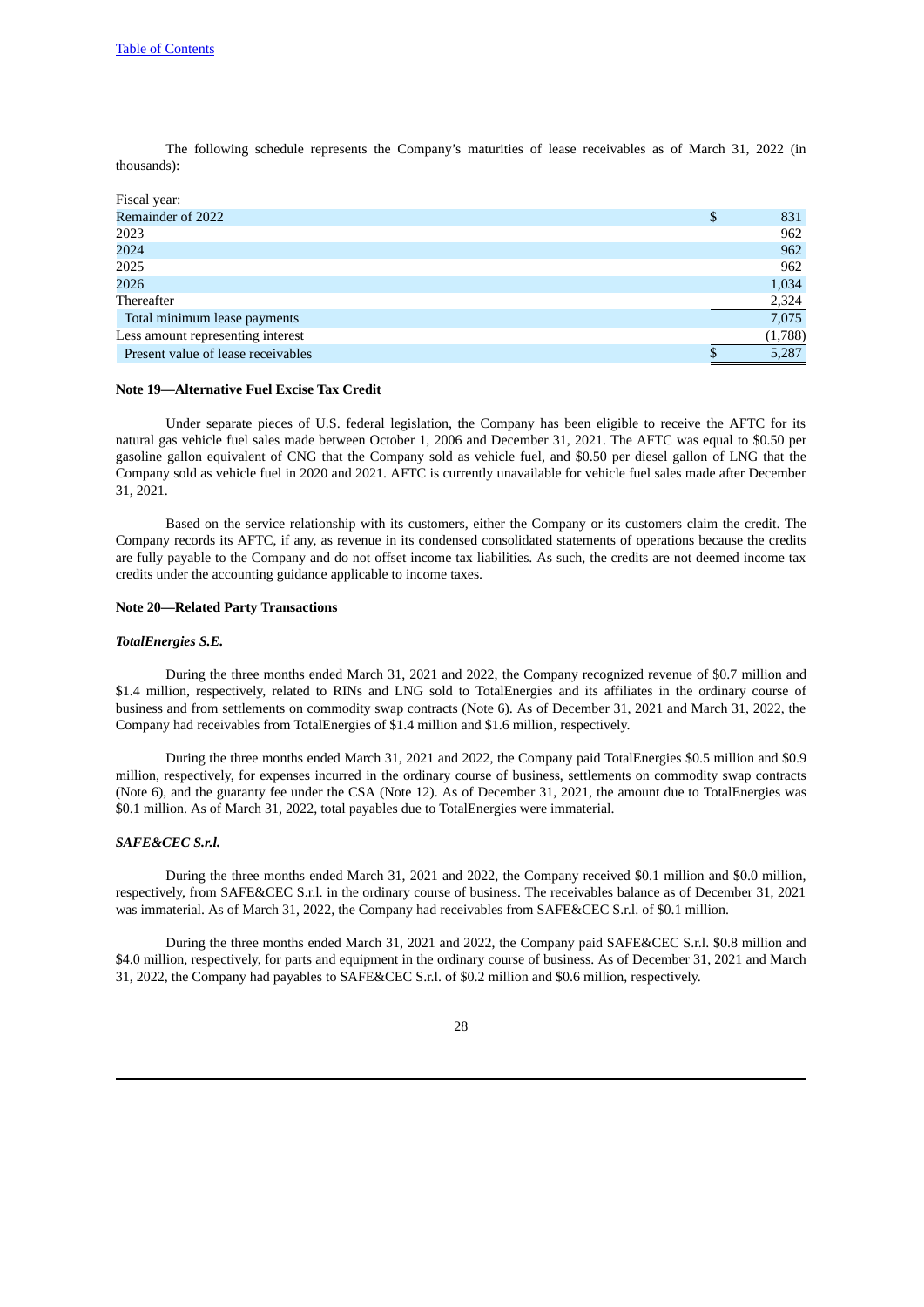The following schedule represents the Company's maturities of lease receivables as of March 31, 2022 (in thousands):

| Fiscal year: | |
|---|---|
| Remainder of 2022 | $ 831 |
| 2023 | 962 |
| 2024 | 962 |
| 2025 | 962 |
| 2026 | 1,034 |
| Thereafter | 2,324 |
| Total minimum lease payments | 7,075 |
| Less amount representing interest | (1,788) |
| Present value of lease receivables | $ 5,287 |

**Note 19—Alternative Fuel Excise Tax Credit**

Under separate pieces of U.S. federal legislation, the Company has been eligible to receive the AFTC for its natural gas vehicle fuel sales made between October 1, 2006 and December 31, 2021. The AFTC was equal to $0.50 per gasoline gallon equivalent of CNG that the Company sold as vehicle fuel, and $0.50 per diesel gallon of LNG that the Company sold as vehicle fuel in 2020 and 2021. AFTC is currently unavailable for vehicle fuel sales made after December 31, 2021.

Based on the service relationship with its customers, either the Company or its customers claim the credit. The Company records its AFTC, if any, as revenue in its condensed consolidated statements of operations because the credits are fully payable to the Company and do not offset income tax liabilities. As such, the credits are not deemed income tax credits under the accounting guidance applicable to income taxes.

**Note 20—Related Party Transactions**

***TotalEnergies S.E.***

During the three months ended March 31, 2021 and 2022, the Company recognized revenue of $0.7 million and $1.4 million, respectively, related to RINs and LNG sold to TotalEnergies and its affiliates in the ordinary course of business and from settlements on commodity swap contracts (Note 6). As of December 31, 2021 and March 31, 2022, the Company had receivables from TotalEnergies of $1.4 million and $1.6 million, respectively.

During the three months ended March 31, 2021 and 2022, the Company paid TotalEnergies $0.5 million and $0.9 million, respectively, for expenses incurred in the ordinary course of business, settlements on commodity swap contracts (Note 6), and the guaranty fee under the CSA (Note 12). As of December 31, 2021, the amount due to TotalEnergies was $0.1 million. As of March 31, 2022, total payables due to TotalEnergies were immaterial.

***SAFE&CEC S.r.l.***

During the three months ended March 31, 2021 and 2022, the Company received $0.1 million and $0.0 million, respectively, from SAFE&CEC S.r.l. in the ordinary course of business. The receivables balance as of December 31, 2021 was immaterial. As of March 31, 2022, the Company had receivables from SAFE&CEC S.r.l. of $0.1 million.

During the three months ended March 31, 2021 and 2022, the Company paid SAFE&CEC S.r.l. $0.8 million and $4.0 million, respectively, for parts and equipment in the ordinary course of business. As of December 31, 2021 and March 31, 2022, the Company had payables to SAFE&CEC S.r.l. of $0.2 million and $0.6 million, respectively.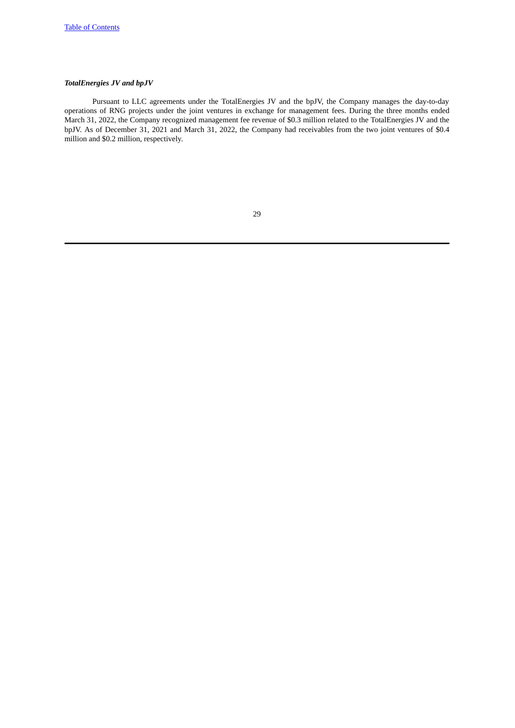***TotalEnergies JV and bpJV***

Pursuant to LLC agreements under the TotalEnergies JV and the bpJV, the Company manages the day-to-day operations of RNG projects under the joint ventures in exchange for management fees. During the three months ended March 31, 2022, the Company recognized management fee revenue of $0.3 million related to the TotalEnergies JV and the bpJV. As of December 31, 2021 and March 31, 2022, the Company had receivables from the two joint ventures of $0.4 million and $0.2 million, respectively.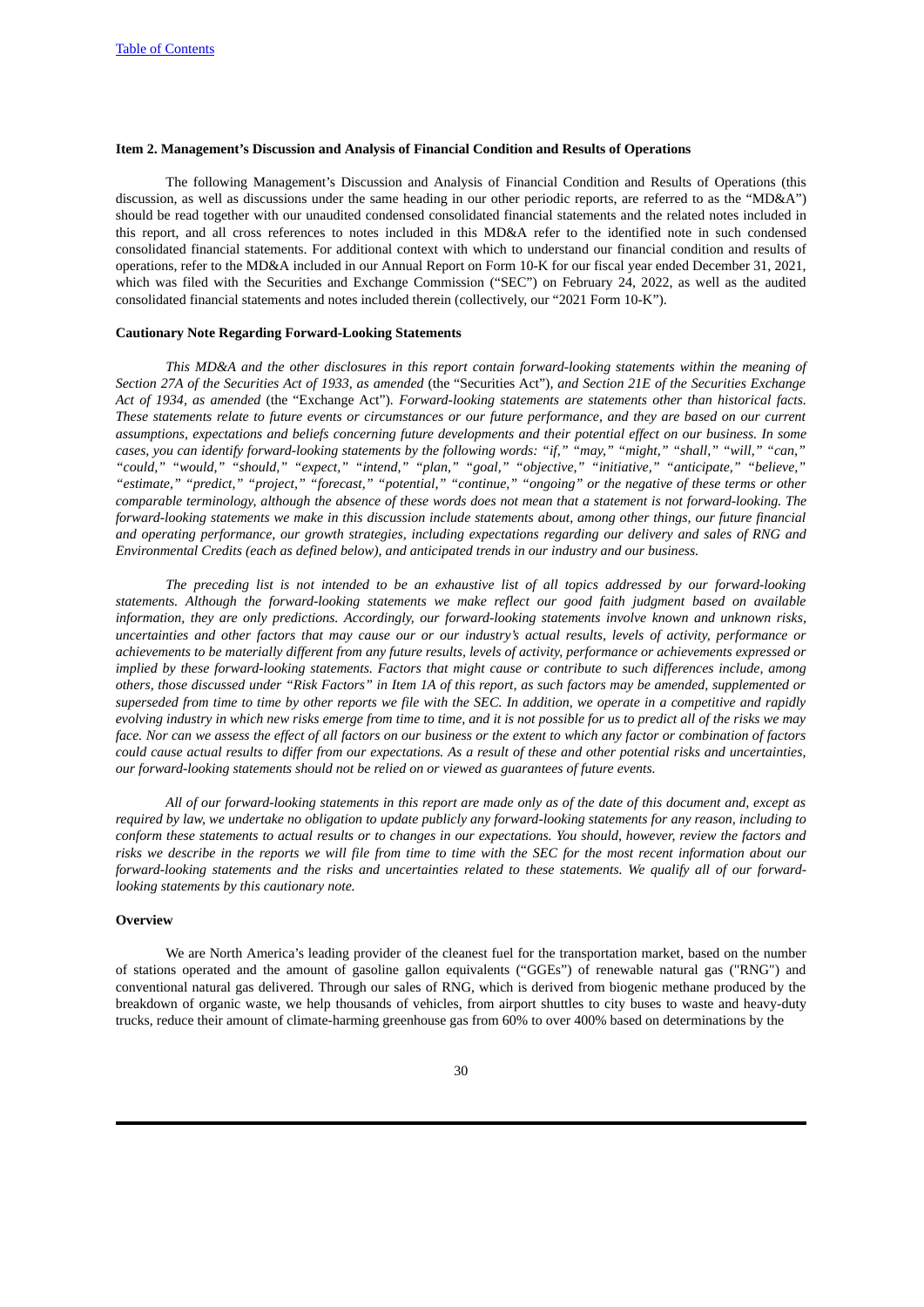### Item 2. Management's Discussion and Analysis of Financial Condition and Results of Operations

The following Management's Discussion and Analysis of Financial Condition and Results of Operations (this discussion, as well as discussions under the same heading in our other periodic reports, are referred to as the "MD&A") should be read together with our unaudited condensed consolidated financial statements and the related notes included in this report, and all cross references to notes included in this MD&A refer to the identified note in such condensed consolidated financial statements. For additional context with which to understand our financial condition and results of operations, refer to the MD&A included in our Annual Report on Form 10-K for our fiscal year ended December 31, 2021, which was filed with the Securities and Exchange Commission ("SEC") on February 24, 2022, as well as the audited consolidated financial statements and notes included therein (collectively, our "2021 Form 10-K").

**Cautionary Note Regarding Forward-Looking Statements**

*This MD&A and the other disclosures in this report contain forward-looking statements within the meaning of Section 27A of the Securities Act of 1933, as amended* (the "Securities Act")*, and Section 21E of the Securities Exchange Act of 1934, as amended* (the "Exchange Act")*. Forward-looking statements are statements other than historical facts. These statements relate to future events or circumstances or our future performance, and they are based on our current assumptions, expectations and beliefs concerning future developments and their potential effect on our business. In some cases, you can identify forward-looking statements by the following words: "if," "may," "might," "shall," "will," "can," "could," "would," "should," "expect," "intend," "plan," "goal," "objective," "initiative," "anticipate," "believe," "estimate," "predict," "project," "forecast," "potential," "continue," "ongoing" or the negative of these terms or other comparable terminology, although the absence of these words does not mean that a statement is not forward-looking. The forward-looking statements we make in this discussion include statements about, among other things, our future financial and operating performance, our growth strategies, including expectations regarding our delivery and sales of RNG and Environmental Credits (each as defined below), and anticipated trends in our industry and our business.*

*The preceding list is not intended to be an exhaustive list of all topics addressed by our forward-looking statements. Although the forward-looking statements we make reflect our good faith judgment based on available information, they are only predictions. Accordingly, our forward-looking statements involve known and unknown risks, uncertainties and other factors that may cause our or our industry's actual results, levels of activity, performance or achievements to be materially different from any future results, levels of activity, performance or achievements expressed or implied by these forward-looking statements. Factors that might cause or contribute to such differences include, among others, those discussed under "Risk Factors" in Item 1A of this report, as such factors may be amended, supplemented or superseded from time to time by other reports we file with the SEC. In addition, we operate in a competitive and rapidly evolving industry in which new risks emerge from time to time, and it is not possible for us to predict all of the risks we may face. Nor can we assess the effect of all factors on our business or the extent to which any factor or combination of factors could cause actual results to differ from our expectations. As a result of these and other potential risks and uncertainties, our forward-looking statements should not be relied on or viewed as guarantees of future events.*

*All of our forward-looking statements in this report are made only as of the date of this document and, except as required by law, we undertake no obligation to update publicly any forward-looking statements for any reason, including to conform these statements to actual results or to changes in our expectations. You should, however, review the factors and risks we describe in the reports we will file from time to time with the SEC for the most recent information about our forward-looking statements and the risks and uncertainties related to these statements. We qualify all of our forward-looking statements by this cautionary note.*

**Overview**

We are North America's leading provider of the cleanest fuel for the transportation market, based on the number of stations operated and the amount of gasoline gallon equivalents ("GGEs") of renewable natural gas ("RNG") and conventional natural gas delivered. Through our sales of RNG, which is derived from biogenic methane produced by the breakdown of organic waste, we help thousands of vehicles, from airport shuttles to city buses to waste and heavy-duty trucks, reduce their amount of climate-harming greenhouse gas from 60% to over 400% based on determinations by the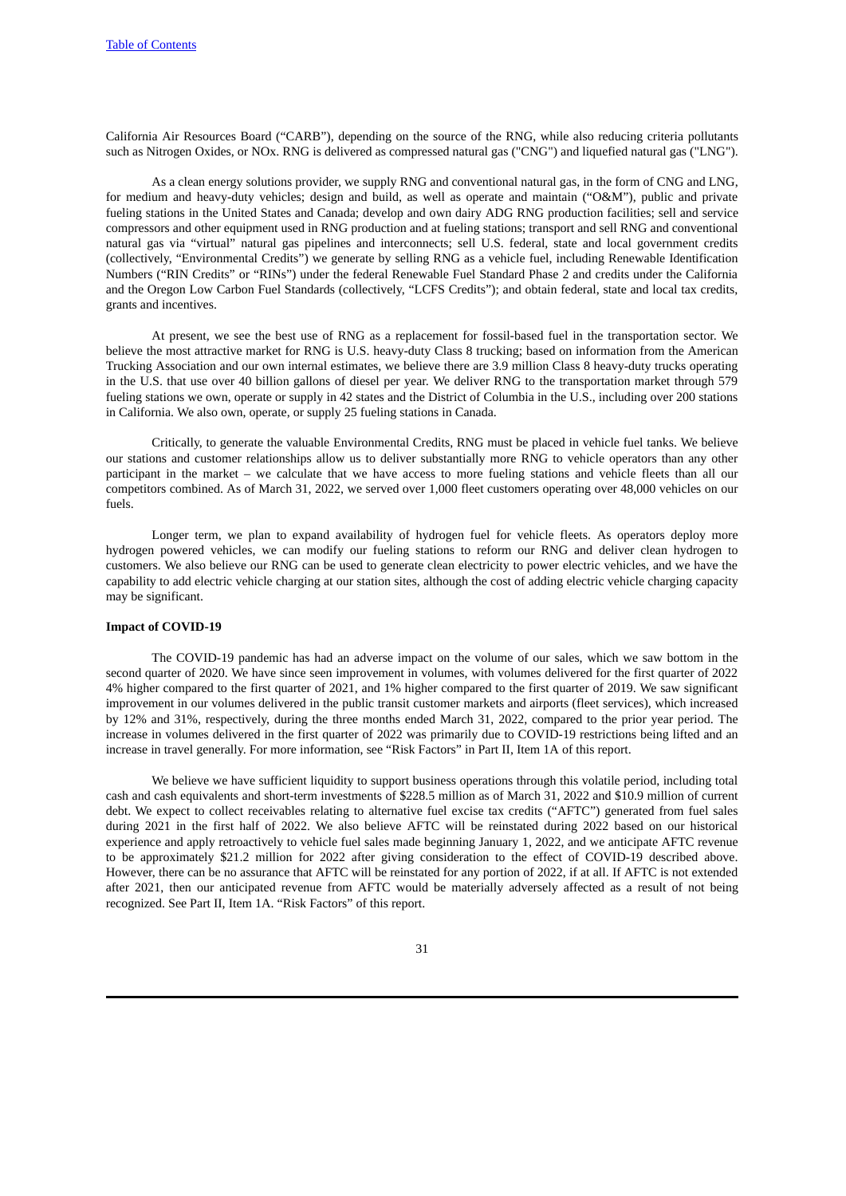California Air Resources Board ("CARB"), depending on the source of the RNG, while also reducing criteria pollutants such as Nitrogen Oxides, or NOx. RNG is delivered as compressed natural gas ("CNG") and liquefied natural gas ("LNG").

As a clean energy solutions provider, we supply RNG and conventional natural gas, in the form of CNG and LNG, for medium and heavy-duty vehicles; design and build, as well as operate and maintain ("O&M"), public and private fueling stations in the United States and Canada; develop and own dairy ADG RNG production facilities; sell and service compressors and other equipment used in RNG production and at fueling stations; transport and sell RNG and conventional natural gas via "virtual" natural gas pipelines and interconnects; sell U.S. federal, state and local government credits (collectively, "Environmental Credits") we generate by selling RNG as a vehicle fuel, including Renewable Identification Numbers ("RIN Credits" or "RINs") under the federal Renewable Fuel Standard Phase 2 and credits under the California and the Oregon Low Carbon Fuel Standards (collectively, "LCFS Credits"); and obtain federal, state and local tax credits, grants and incentives.

At present, we see the best use of RNG as a replacement for fossil-based fuel in the transportation sector. We believe the most attractive market for RNG is U.S. heavy-duty Class 8 trucking; based on information from the American Trucking Association and our own internal estimates, we believe there are 3.9 million Class 8 heavy-duty trucks operating in the U.S. that use over 40 billion gallons of diesel per year. We deliver RNG to the transportation market through 579 fueling stations we own, operate or supply in 42 states and the District of Columbia in the U.S., including over 200 stations in California. We also own, operate, or supply 25 fueling stations in Canada.

Critically, to generate the valuable Environmental Credits, RNG must be placed in vehicle fuel tanks. We believe our stations and customer relationships allow us to deliver substantially more RNG to vehicle operators than any other participant in the market – we calculate that we have access to more fueling stations and vehicle fleets than all our competitors combined. As of March 31, 2022, we served over 1,000 fleet customers operating over 48,000 vehicles on our fuels.

Longer term, we plan to expand availability of hydrogen fuel for vehicle fleets. As operators deploy more hydrogen powered vehicles, we can modify our fueling stations to reform our RNG and deliver clean hydrogen to customers. We also believe our RNG can be used to generate clean electricity to power electric vehicles, and we have the capability to add electric vehicle charging at our station sites, although the cost of adding electric vehicle charging capacity may be significant.

**Impact of COVID-19**

The COVID-19 pandemic has had an adverse impact on the volume of our sales, which we saw bottom in the second quarter of 2020. We have since seen improvement in volumes, with volumes delivered for the first quarter of 2022 4% higher compared to the first quarter of 2021, and 1% higher compared to the first quarter of 2019. We saw significant improvement in our volumes delivered in the public transit customer markets and airports (fleet services), which increased by 12% and 31%, respectively, during the three months ended March 31, 2022, compared to the prior year period. The increase in volumes delivered in the first quarter of 2022 was primarily due to COVID-19 restrictions being lifted and an increase in travel generally. For more information, see "Risk Factors" in Part II, Item 1A of this report.

We believe we have sufficient liquidity to support business operations through this volatile period, including total cash and cash equivalents and short-term investments of $228.5 million as of March 31, 2022 and $10.9 million of current debt. We expect to collect receivables relating to alternative fuel excise tax credits ("AFTC") generated from fuel sales during 2021 in the first half of 2022. We also believe AFTC will be reinstated during 2022 based on our historical experience and apply retroactively to vehicle fuel sales made beginning January 1, 2022, and we anticipate AFTC revenue to be approximately $21.2 million for 2022 after giving consideration to the effect of COVID-19 described above. However, there can be no assurance that AFTC will be reinstated for any portion of 2022, if at all. If AFTC is not extended after 2021, then our anticipated revenue from AFTC would be materially adversely affected as a result of not being recognized. See Part II, Item 1A. "Risk Factors" of this report.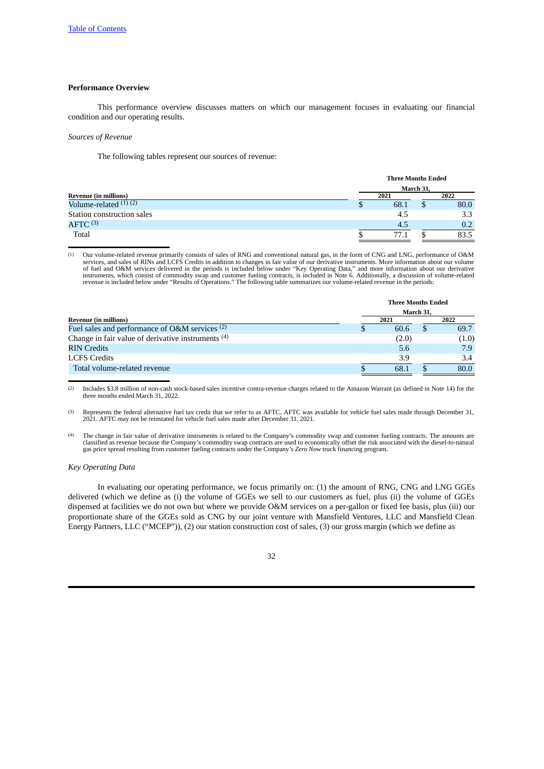### Performance Overview

This performance overview discusses matters on which our management focuses in evaluating our financial condition and our operating results.

*Sources of Revenue*

The following tables represent our sources of revenue:

| Revenue (in millions) | Three Months Ended March 31, 2021 | Three Months Ended March 31, 2022 |
|---|---|---|
| Volume-related [(1) (2)] | $ 68.1 | $ 80.0 |
| Station construction sales | 4.5 | 3.3 |
| AFTC [(3)] | 4.5 | 0.2 |
| Total | $ 77.1 | $ 83.5 |

(1) Our volume-related revenue primarily consists of sales of RNG and conventional natural gas, in the form of CNG and LNG, performance of O&M services, and sales of RINs and LCFS Credits in addition to changes in fair value of our derivative instruments. More information about our volume of fuel and O&M services delivered in the periods is included below under "Key Operating Data," and more information about our derivative instruments, which consist of commodity swap and customer fueling contracts, is included in Note 6. Additionally, a discussion of volume-related revenue is included below under "Results of Operations." The following table summarizes our volume-related revenue in the periods:

| Revenue (in millions) | Three Months Ended March 31, 2021 | Three Months Ended March 31, 2022 |
|---|---|---|
| Fuel sales and performance of O&M services [(2)] | $ 60.6 | $ 69.7 |
| Change in fair value of derivative instruments [(4)] | (2.0) | (1.0) |
| RIN Credits | 5.6 | 7.9 |
| LCFS Credits | 3.9 | 3.4 |
| Total volume-related revenue | $ 68.1 | $ 80.0 |

(2) Includes $3.8 million of non-cash stock-based sales incentive contra-revenue charges related to the Amazon Warrant (as defined in Note 14) for the three months ended March 31, 2022.

(3) Represents the federal alternative fuel tax credit that we refer to as AFTC. AFTC was available for vehicle fuel sales made through December 31, 2021. AFTC may not be reinstated for vehicle fuel sales made after December 31, 2021.

(4) The change in fair value of derivative instruments is related to the Company's commodity swap and customer fueling contracts. The amounts are classified as revenue because the Company's commodity swap contracts are used to economically offset the risk associated with the diesel-to-natural gas price spread resulting from customer fueling contracts under the Company's *Zero Now* truck financing program.

*Key Operating Data*

In evaluating our operating performance, we focus primarily on: (1) the amount of RNG, CNG and LNG GGEs delivered (which we define as (i) the volume of GGEs we sell to our customers as fuel, plus (ii) the volume of GGEs dispensed at facilities we do not own but where we provide O&M services on a per-gallon or fixed fee basis, plus (iii) our proportionate share of the GGEs sold as CNG by our joint venture with Mansfield Ventures, LLC and Mansfield Clean Energy Partners, LLC ("MCEP")), (2) our station construction cost of sales, (3) our gross margin (which we define as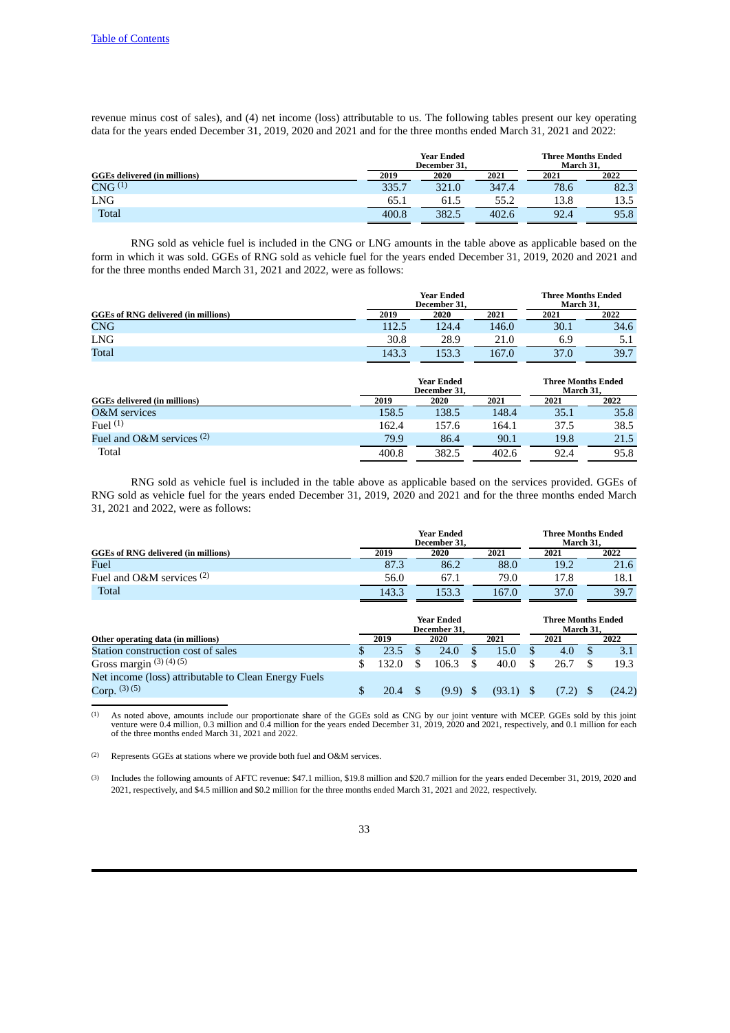revenue minus cost of sales), and (4) net income (loss) attributable to us. The following tables present our key operating data for the years ended December 31, 2019, 2020 and 2021 and for the three months ended March 31, 2021 and 2022:

| | Year Ended December 31, | | | Three Months Ended March 31, | |
|---|---|---|---|---|---|
| **GGEs delivered (in millions)** | **2019** | **2020** | **2021** | **2021** | **2022** |
| CNG [(1)] | 335.7 | 321.0 | 347.4 | 78.6 | 82.3 |
| LNG | 65.1 | 61.5 | 55.2 | 13.8 | 13.5 |
| Total | 400.8 | 382.5 | 402.6 | 92.4 | 95.8 |

RNG sold as vehicle fuel is included in the CNG or LNG amounts in the table above as applicable based on the form in which it was sold. GGEs of RNG sold as vehicle fuel for the years ended December 31, 2019, 2020 and 2021 and for the three months ended March 31, 2021 and 2022, were as follows:

| | Year Ended December 31, | | | Three Months Ended March 31, | |
|---|---|---|---|---|---|
| **GGEs of RNG delivered (in millions)** | **2019** | **2020** | **2021** | **2021** | **2022** |
| CNG | 112.5 | 124.4 | 146.0 | 30.1 | 34.6 |
| LNG | 30.8 | 28.9 | 21.0 | 6.9 | 5.1 |
| Total | 143.3 | 153.3 | 167.0 | 37.0 | 39.7 |

| | Year Ended December 31, | | | Three Months Ended March 31, | |
|---|---|---|---|---|---|
| **GGEs delivered (in millions)** | **2019** | **2020** | **2021** | **2021** | **2022** |
| O&M services | 158.5 | 138.5 | 148.4 | 35.1 | 35.8 |
| Fuel [(1)] | 162.4 | 157.6 | 164.1 | 37.5 | 38.5 |
| Fuel and O&M services [(2)] | 79.9 | 86.4 | 90.1 | 19.8 | 21.5 |
| Total | 400.8 | 382.5 | 402.6 | 92.4 | 95.8 |

RNG sold as vehicle fuel is included in the table above as applicable based on the services provided. GGEs of RNG sold as vehicle fuel for the years ended December 31, 2019, 2020 and 2021 and for the three months ended March 31, 2021 and 2022, were as follows:

| | Year Ended December 31, | | | Three Months Ended March 31, | |
|---|---|---|---|---|---|
| **GGEs of RNG delivered (in millions)** | **2019** | **2020** | **2021** | **2021** | **2022** |
| Fuel | 87.3 | 86.2 | 88.0 | 19.2 | 21.6 |
| Fuel and O&M services [(2)] | 56.0 | 67.1 | 79.0 | 17.8 | 18.1 |
| Total | 143.3 | 153.3 | 167.0 | 37.0 | 39.7 |

| | Year Ended December 31, | | | Three Months Ended March 31, | |
|---|---|---|---|---|---|
| **Other operating data (in millions)** | **2019** | **2020** | **2021** | **2021** | **2022** |
| Station construction cost of sales | $ 23.5 | $ 24.0 | $ 15.0 | $ 4.0 | $ 3.1 |
| Gross margin [(3) (4) (5)] | $ 132.0 | $ 106.3 | $ 40.0 | $ 26.7 | $ 19.3 |
| Net income (loss) attributable to Clean Energy Fuels Corp. [(3) (5)] | $ 20.4 | $ (9.9) | $ (93.1) | $ (7.2) | $ (24.2) |

(1) As noted above, amounts include our proportionate share of the GGEs sold as CNG by our joint venture with MCEP. GGEs sold by this joint venture were 0.4 million, 0.3 million and 0.4 million for the years ended December 31, 2019, 2020 and 2021, respectively, and 0.1 million for each of the three months ended March 31, 2021 and 2022.

(2) Represents GGEs at stations where we provide both fuel and O&M services.

(3) Includes the following amounts of AFTC revenue: $47.1 million, $19.8 million and $20.7 million for the years ended December 31, 2019, 2020 and 2021, respectively, and $4.5 million and $0.2 million for the three months ended March 31, 2021 and 2022, respectively.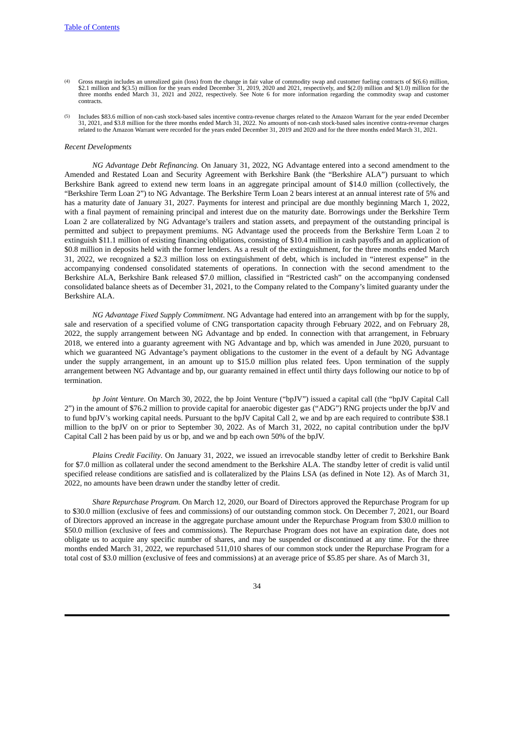(4) Gross margin includes an unrealized gain (loss) from the change in fair value of commodity swap and customer fueling contracts of $(6.6) million, $2.1 million and $(3.5) million for the years ended December 31, 2019, 2020 and 2021, respectively, and $(2.0) million and $(1.0) million for the three months ended March 31, 2021 and 2022, respectively. See Note 6 for more information regarding the commodity swap and customer contracts.

(5) Includes $83.6 million of non-cash stock-based sales incentive contra-revenue charges related to the Amazon Warrant for the year ended December 31, 2021, and $3.8 million for the three months ended March 31, 2022. No amounts of non-cash stock-based sales incentive contra-revenue charges related to the Amazon Warrant were recorded for the years ended December 31, 2019 and 2020 and for the three months ended March 31, 2021.

*Recent Developments*

*NG Advantage Debt Refinancing.* On January 31, 2022, NG Advantage entered into a second amendment to the Amended and Restated Loan and Security Agreement with Berkshire Bank (the "Berkshire ALA") pursuant to which Berkshire Bank agreed to extend new term loans in an aggregate principal amount of $14.0 million (collectively, the "Berkshire Term Loan 2") to NG Advantage. The Berkshire Term Loan 2 bears interest at an annual interest rate of 5% and has a maturity date of January 31, 2027. Payments for interest and principal are due monthly beginning March 1, 2022, with a final payment of remaining principal and interest due on the maturity date. Borrowings under the Berkshire Term Loan 2 are collateralized by NG Advantage's trailers and station assets, and prepayment of the outstanding principal is permitted and subject to prepayment premiums. NG Advantage used the proceeds from the Berkshire Term Loan 2 to extinguish $11.1 million of existing financing obligations, consisting of $10.4 million in cash payoffs and an application of $0.8 million in deposits held with the former lenders. As a result of the extinguishment, for the three months ended March 31, 2022, we recognized a $2.3 million loss on extinguishment of debt, which is included in "interest expense" in the accompanying condensed consolidated statements of operations. In connection with the second amendment to the Berkshire ALA, Berkshire Bank released $7.0 million, classified in "Restricted cash" on the accompanying condensed consolidated balance sheets as of December 31, 2021, to the Company related to the Company's limited guaranty under the Berkshire ALA.

*NG Advantage Fixed Supply Commitment*. NG Advantage had entered into an arrangement with bp for the supply, sale and reservation of a specified volume of CNG transportation capacity through February 2022, and on February 28, 2022, the supply arrangement between NG Advantage and bp ended. In connection with that arrangement, in February 2018, we entered into a guaranty agreement with NG Advantage and bp, which was amended in June 2020, pursuant to which we guaranteed NG Advantage's payment obligations to the customer in the event of a default by NG Advantage under the supply arrangement, in an amount up to $15.0 million plus related fees. Upon termination of the supply arrangement between NG Advantage and bp, our guaranty remained in effect until thirty days following our notice to bp of termination.

*bp Joint Venture*. On March 30, 2022, the bp Joint Venture ("bpJV") issued a capital call (the "bpJV Capital Call 2") in the amount of $76.2 million to provide capital for anaerobic digester gas ("ADG") RNG projects under the bpJV and to fund bpJV's working capital needs. Pursuant to the bpJV Capital Call 2, we and bp are each required to contribute $38.1 million to the bpJV on or prior to September 30, 2022. As of March 31, 2022, no capital contribution under the bpJV Capital Call 2 has been paid by us or bp, and we and bp each own 50% of the bpJV.

*Plains Credit Facility*. On January 31, 2022, we issued an irrevocable standby letter of credit to Berkshire Bank for $7.0 million as collateral under the second amendment to the Berkshire ALA. The standby letter of credit is valid until specified release conditions are satisfied and is collateralized by the Plains LSA (as defined in Note 12). As of March 31, 2022, no amounts have been drawn under the standby letter of credit.

*Share Repurchase Program.* On March 12, 2020, our Board of Directors approved the Repurchase Program for up to $30.0 million (exclusive of fees and commissions) of our outstanding common stock. On December 7, 2021, our Board of Directors approved an increase in the aggregate purchase amount under the Repurchase Program from $30.0 million to $50.0 million (exclusive of fees and commissions). The Repurchase Program does not have an expiration date, does not obligate us to acquire any specific number of shares, and may be suspended or discontinued at any time. For the three months ended March 31, 2022, we repurchased 511,010 shares of our common stock under the Repurchase Program for a total cost of $3.0 million (exclusive of fees and commissions) at an average price of $5.85 per share. As of March 31,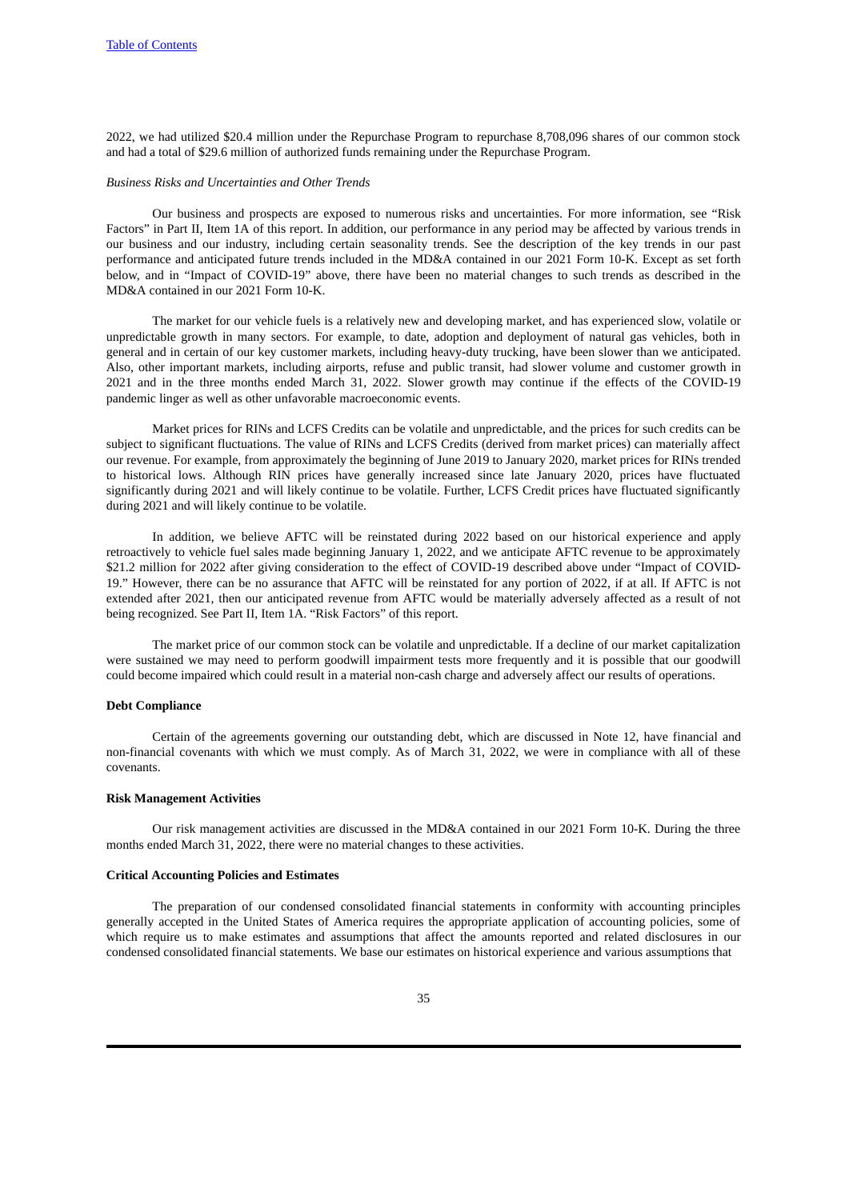2022, we had utilized $20.4 million under the Repurchase Program to repurchase 8,708,096 shares of our common stock and had a total of $29.6 million of authorized funds remaining under the Repurchase Program.

*Business Risks and Uncertainties and Other Trends*

Our business and prospects are exposed to numerous risks and uncertainties. For more information, see "Risk Factors" in Part II, Item 1A of this report. In addition, our performance in any period may be affected by various trends in our business and our industry, including certain seasonality trends. See the description of the key trends in our past performance and anticipated future trends included in the MD&A contained in our 2021 Form 10-K. Except as set forth below, and in "Impact of COVID-19" above, there have been no material changes to such trends as described in the MD&A contained in our 2021 Form 10-K.

The market for our vehicle fuels is a relatively new and developing market, and has experienced slow, volatile or unpredictable growth in many sectors. For example, to date, adoption and deployment of natural gas vehicles, both in general and in certain of our key customer markets, including heavy-duty trucking, have been slower than we anticipated. Also, other important markets, including airports, refuse and public transit, had slower volume and customer growth in 2021 and in the three months ended March 31, 2022. Slower growth may continue if the effects of the COVID-19 pandemic linger as well as other unfavorable macroeconomic events.

Market prices for RINs and LCFS Credits can be volatile and unpredictable, and the prices for such credits can be subject to significant fluctuations. The value of RINs and LCFS Credits (derived from market prices) can materially affect our revenue. For example, from approximately the beginning of June 2019 to January 2020, market prices for RINs trended to historical lows. Although RIN prices have generally increased since late January 2020, prices have fluctuated significantly during 2021 and will likely continue to be volatile. Further, LCFS Credit prices have fluctuated significantly during 2021 and will likely continue to be volatile.

In addition, we believe AFTC will be reinstated during 2022 based on our historical experience and apply retroactively to vehicle fuel sales made beginning January 1, 2022, and we anticipate AFTC revenue to be approximately $21.2 million for 2022 after giving consideration to the effect of COVID-19 described above under "Impact of COVID-19." However, there can be no assurance that AFTC will be reinstated for any portion of 2022, if at all. If AFTC is not extended after 2021, then our anticipated revenue from AFTC would be materially adversely affected as a result of not being recognized. See Part II, Item 1A. "Risk Factors" of this report.

The market price of our common stock can be volatile and unpredictable. If a decline of our market capitalization were sustained we may need to perform goodwill impairment tests more frequently and it is possible that our goodwill could become impaired which could result in a material non-cash charge and adversely affect our results of operations.

**Debt Compliance**

Certain of the agreements governing our outstanding debt, which are discussed in Note 12, have financial and non-financial covenants with which we must comply. As of March 31, 2022, we were in compliance with all of these covenants.

**Risk Management Activities**

Our risk management activities are discussed in the MD&A contained in our 2021 Form 10-K. During the three months ended March 31, 2022, there were no material changes to these activities.

**Critical Accounting Policies and Estimates**

The preparation of our condensed consolidated financial statements in conformity with accounting principles generally accepted in the United States of America requires the appropriate application of accounting policies, some of which require us to make estimates and assumptions that affect the amounts reported and related disclosures in our condensed consolidated financial statements. We base our estimates on historical experience and various assumptions that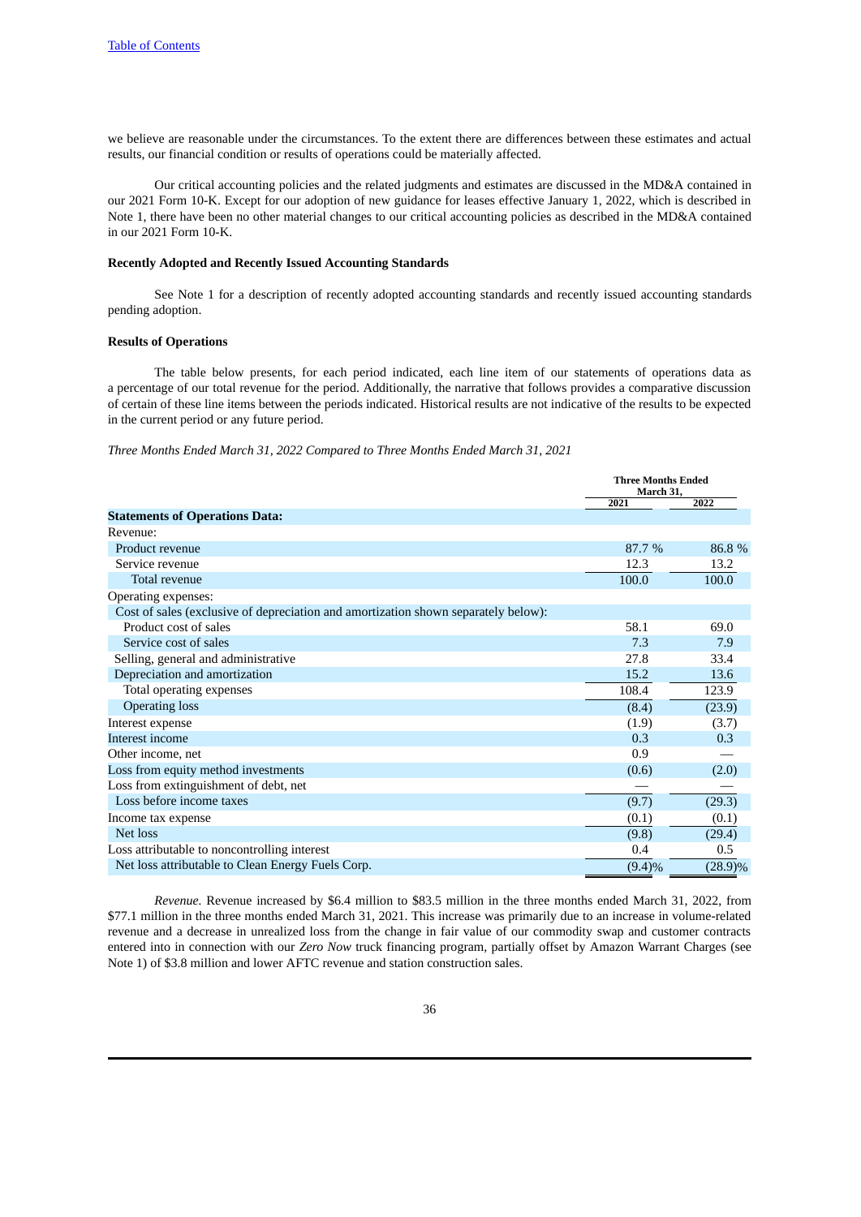we believe are reasonable under the circumstances. To the extent there are differences between these estimates and actual results, our financial condition or results of operations could be materially affected.

Our critical accounting policies and the related judgments and estimates are discussed in the MD&A contained in our 2021 Form 10-K. Except for our adoption of new guidance for leases effective January 1, 2022, which is described in Note 1, there have been no other material changes to our critical accounting policies as described in the MD&A contained in our 2021 Form 10-K.

**Recently Adopted and Recently Issued Accounting Standards**

See Note 1 for a description of recently adopted accounting standards and recently issued accounting standards pending adoption.

**Results of Operations**

The table below presents, for each period indicated, each line item of our statements of operations data as a percentage of our total revenue for the period. Additionally, the narrative that follows provides a comparative discussion of certain of these line items between the periods indicated. Historical results are not indicative of the results to be expected in the current period or any future period.

*Three Months Ended March 31, 2022 Compared to Three Months Ended March 31, 2021*

| | Three Months Ended March 31, | |
|---|---|---|
| | 2021 | 2022 |
| **Statements of Operations Data:** | | |
| Revenue: | | |
| Product revenue | 87.7 % | 86.8 % |
| Service revenue | 12.3 | 13.2 |
| Total revenue | 100.0 | 100.0 |
| Operating expenses: | | |
| Cost of sales (exclusive of depreciation and amortization shown separately below): | | |
| Product cost of sales | 58.1 | 69.0 |
| Service cost of sales | 7.3 | 7.9 |
| Selling, general and administrative | 27.8 | 33.4 |
| Depreciation and amortization | 15.2 | 13.6 |
| Total operating expenses | 108.4 | 123.9 |
| Operating loss | (8.4) | (23.9) |
| Interest expense | (1.9) | (3.7) |
| Interest income | 0.3 | 0.3 |
| Other income, net | 0.9 | — |
| Loss from equity method investments | (0.6) | (2.0) |
| Loss from extinguishment of debt, net | — | — |
| Loss before income taxes | (9.7) | (29.3) |
| Income tax expense | (0.1) | (0.1) |
| Net loss | (9.8) | (29.4) |
| Loss attributable to noncontrolling interest | 0.4 | 0.5 |
| Net loss attributable to Clean Energy Fuels Corp. | (9.4)% | (28.9)% |

*Revenue.* Revenue increased by \$6.4 million to \$83.5 million in the three months ended March 31, 2022, from \$77.1 million in the three months ended March 31, 2021. This increase was primarily due to an increase in volume-related revenue and a decrease in unrealized loss from the change in fair value of our commodity swap and customer contracts entered into in connection with our *Zero Now* truck financing program, partially offset by Amazon Warrant Charges (see Note 1) of \$3.8 million and lower AFTC revenue and station construction sales.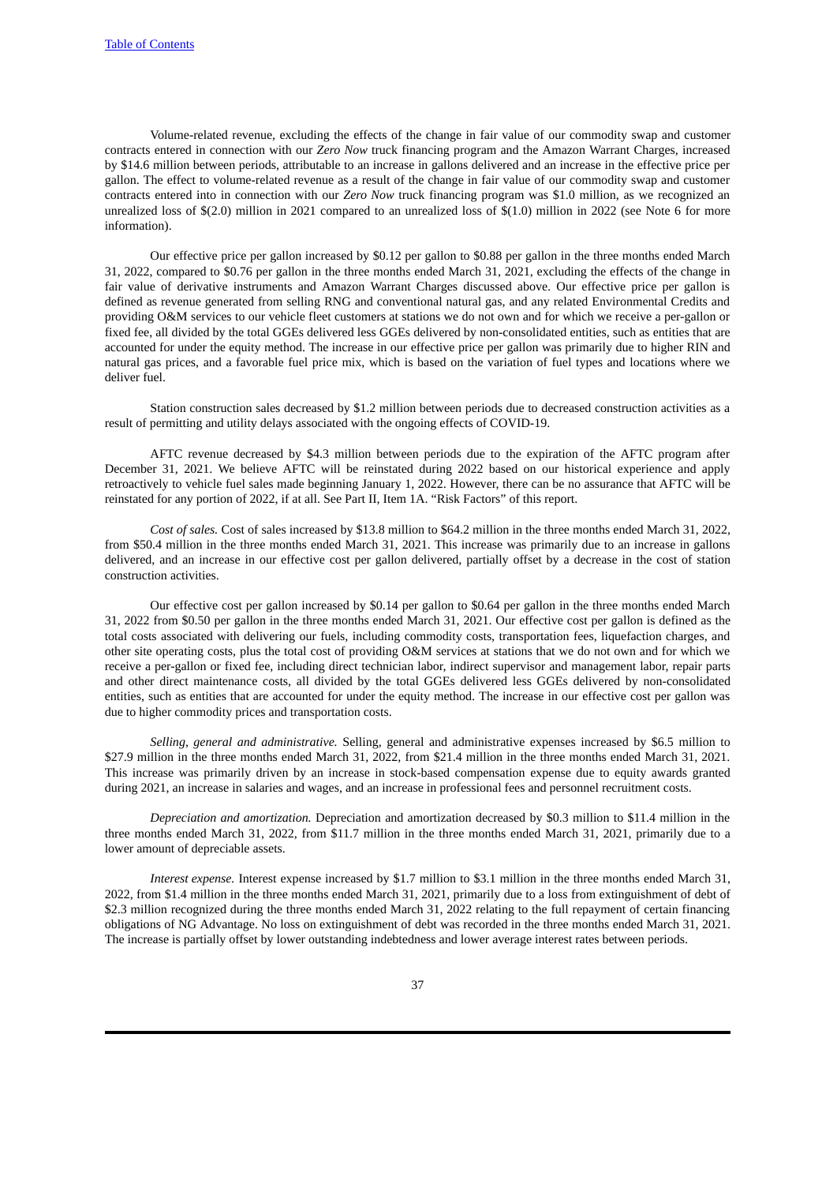Volume-related revenue, excluding the effects of the change in fair value of our commodity swap and customer contracts entered in connection with our *Zero Now* truck financing program and the Amazon Warrant Charges, increased by $14.6 million between periods, attributable to an increase in gallons delivered and an increase in the effective price per gallon. The effect to volume-related revenue as a result of the change in fair value of our commodity swap and customer contracts entered into in connection with our *Zero Now* truck financing program was $1.0 million, as we recognized an unrealized loss of $(2.0) million in 2021 compared to an unrealized loss of $(1.0) million in 2022 (see Note 6 for more information).

Our effective price per gallon increased by $0.12 per gallon to $0.88 per gallon in the three months ended March 31, 2022, compared to $0.76 per gallon in the three months ended March 31, 2021, excluding the effects of the change in fair value of derivative instruments and Amazon Warrant Charges discussed above. Our effective price per gallon is defined as revenue generated from selling RNG and conventional natural gas, and any related Environmental Credits and providing O&M services to our vehicle fleet customers at stations we do not own and for which we receive a per-gallon or fixed fee, all divided by the total GGEs delivered less GGEs delivered by non-consolidated entities, such as entities that are accounted for under the equity method. The increase in our effective price per gallon was primarily due to higher RIN and natural gas prices, and a favorable fuel price mix, which is based on the variation of fuel types and locations where we deliver fuel.

Station construction sales decreased by $1.2 million between periods due to decreased construction activities as a result of permitting and utility delays associated with the ongoing effects of COVID-19.

AFTC revenue decreased by $4.3 million between periods due to the expiration of the AFTC program after December 31, 2021. We believe AFTC will be reinstated during 2022 based on our historical experience and apply retroactively to vehicle fuel sales made beginning January 1, 2022. However, there can be no assurance that AFTC will be reinstated for any portion of 2022, if at all. See Part II, Item 1A. "Risk Factors" of this report.

*Cost of sales.* Cost of sales increased by $13.8 million to $64.2 million in the three months ended March 31, 2022, from $50.4 million in the three months ended March 31, 2021. This increase was primarily due to an increase in gallons delivered, and an increase in our effective cost per gallon delivered, partially offset by a decrease in the cost of station construction activities.

Our effective cost per gallon increased by $0.14 per gallon to $0.64 per gallon in the three months ended March 31, 2022 from $0.50 per gallon in the three months ended March 31, 2021. Our effective cost per gallon is defined as the total costs associated with delivering our fuels, including commodity costs, transportation fees, liquefaction charges, and other site operating costs, plus the total cost of providing O&M services at stations that we do not own and for which we receive a per-gallon or fixed fee, including direct technician labor, indirect supervisor and management labor, repair parts and other direct maintenance costs, all divided by the total GGEs delivered less GGEs delivered by non-consolidated entities, such as entities that are accounted for under the equity method. The increase in our effective cost per gallon was due to higher commodity prices and transportation costs.

*Selling, general and administrative.* Selling, general and administrative expenses increased by $6.5 million to $27.9 million in the three months ended March 31, 2022, from $21.4 million in the three months ended March 31, 2021. This increase was primarily driven by an increase in stock-based compensation expense due to equity awards granted during 2021, an increase in salaries and wages, and an increase in professional fees and personnel recruitment costs.

*Depreciation and amortization.* Depreciation and amortization decreased by $0.3 million to $11.4 million in the three months ended March 31, 2022, from $11.7 million in the three months ended March 31, 2021, primarily due to a lower amount of depreciable assets.

*Interest expense.* Interest expense increased by $1.7 million to $3.1 million in the three months ended March 31, 2022, from $1.4 million in the three months ended March 31, 2021, primarily due to a loss from extinguishment of debt of $2.3 million recognized during the three months ended March 31, 2022 relating to the full repayment of certain financing obligations of NG Advantage. No loss on extinguishment of debt was recorded in the three months ended March 31, 2021. The increase is partially offset by lower outstanding indebtedness and lower average interest rates between periods.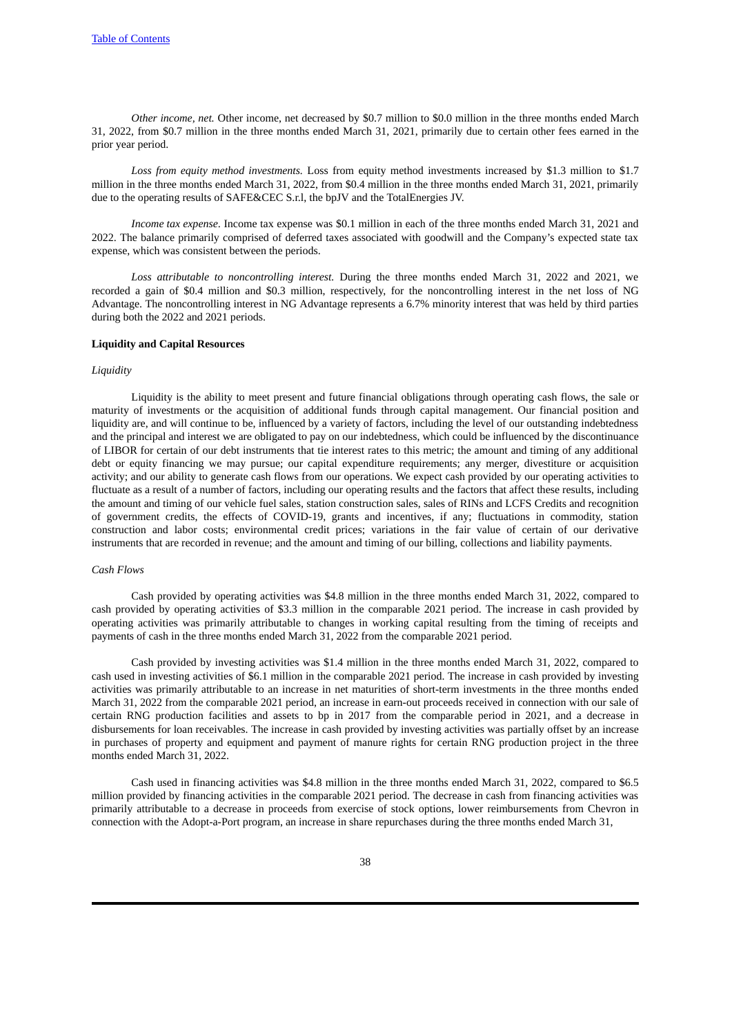*Other income, net.* Other income, net decreased by \$0.7 million to \$0.0 million in the three months ended March 31, 2022, from \$0.7 million in the three months ended March 31, 2021, primarily due to certain other fees earned in the prior year period.

*Loss from equity method investments.* Loss from equity method investments increased by \$1.3 million to \$1.7 million in the three months ended March 31, 2022, from \$0.4 million in the three months ended March 31, 2021, primarily due to the operating results of SAFE&CEC S.r.l, the bpJV and the TotalEnergies JV.

*Income tax expense.* Income tax expense was \$0.1 million in each of the three months ended March 31, 2021 and 2022. The balance primarily comprised of deferred taxes associated with goodwill and the Company's expected state tax expense, which was consistent between the periods.

*Loss attributable to noncontrolling interest.* During the three months ended March 31, 2022 and 2021, we recorded a gain of \$0.4 million and \$0.3 million, respectively, for the noncontrolling interest in the net loss of NG Advantage. The noncontrolling interest in NG Advantage represents a 6.7% minority interest that was held by third parties during both the 2022 and 2021 periods.

**Liquidity and Capital Resources**

*Liquidity*

Liquidity is the ability to meet present and future financial obligations through operating cash flows, the sale or maturity of investments or the acquisition of additional funds through capital management. Our financial position and liquidity are, and will continue to be, influenced by a variety of factors, including the level of our outstanding indebtedness and the principal and interest we are obligated to pay on our indebtedness, which could be influenced by the discontinuance of LIBOR for certain of our debt instruments that tie interest rates to this metric; the amount and timing of any additional debt or equity financing we may pursue; our capital expenditure requirements; any merger, divestiture or acquisition activity; and our ability to generate cash flows from our operations. We expect cash provided by our operating activities to fluctuate as a result of a number of factors, including our operating results and the factors that affect these results, including the amount and timing of our vehicle fuel sales, station construction sales, sales of RINs and LCFS Credits and recognition of government credits, the effects of COVID-19, grants and incentives, if any; fluctuations in commodity, station construction and labor costs; environmental credit prices; variations in the fair value of certain of our derivative instruments that are recorded in revenue; and the amount and timing of our billing, collections and liability payments.

*Cash Flows*

Cash provided by operating activities was \$4.8 million in the three months ended March 31, 2022, compared to cash provided by operating activities of \$3.3 million in the comparable 2021 period. The increase in cash provided by operating activities was primarily attributable to changes in working capital resulting from the timing of receipts and payments of cash in the three months ended March 31, 2022 from the comparable 2021 period.

Cash provided by investing activities was \$1.4 million in the three months ended March 31, 2022, compared to cash used in investing activities of \$6.1 million in the comparable 2021 period. The increase in cash provided by investing activities was primarily attributable to an increase in net maturities of short-term investments in the three months ended March 31, 2022 from the comparable 2021 period, an increase in earn-out proceeds received in connection with our sale of certain RNG production facilities and assets to bp in 2017 from the comparable period in 2021, and a decrease in disbursements for loan receivables. The increase in cash provided by investing activities was partially offset by an increase in purchases of property and equipment and payment of manure rights for certain RNG production project in the three months ended March 31, 2022.

Cash used in financing activities was \$4.8 million in the three months ended March 31, 2022, compared to \$6.5 million provided by financing activities in the comparable 2021 period. The decrease in cash from financing activities was primarily attributable to a decrease in proceeds from exercise of stock options, lower reimbursements from Chevron in connection with the Adopt-a-Port program, an increase in share repurchases during the three months ended March 31,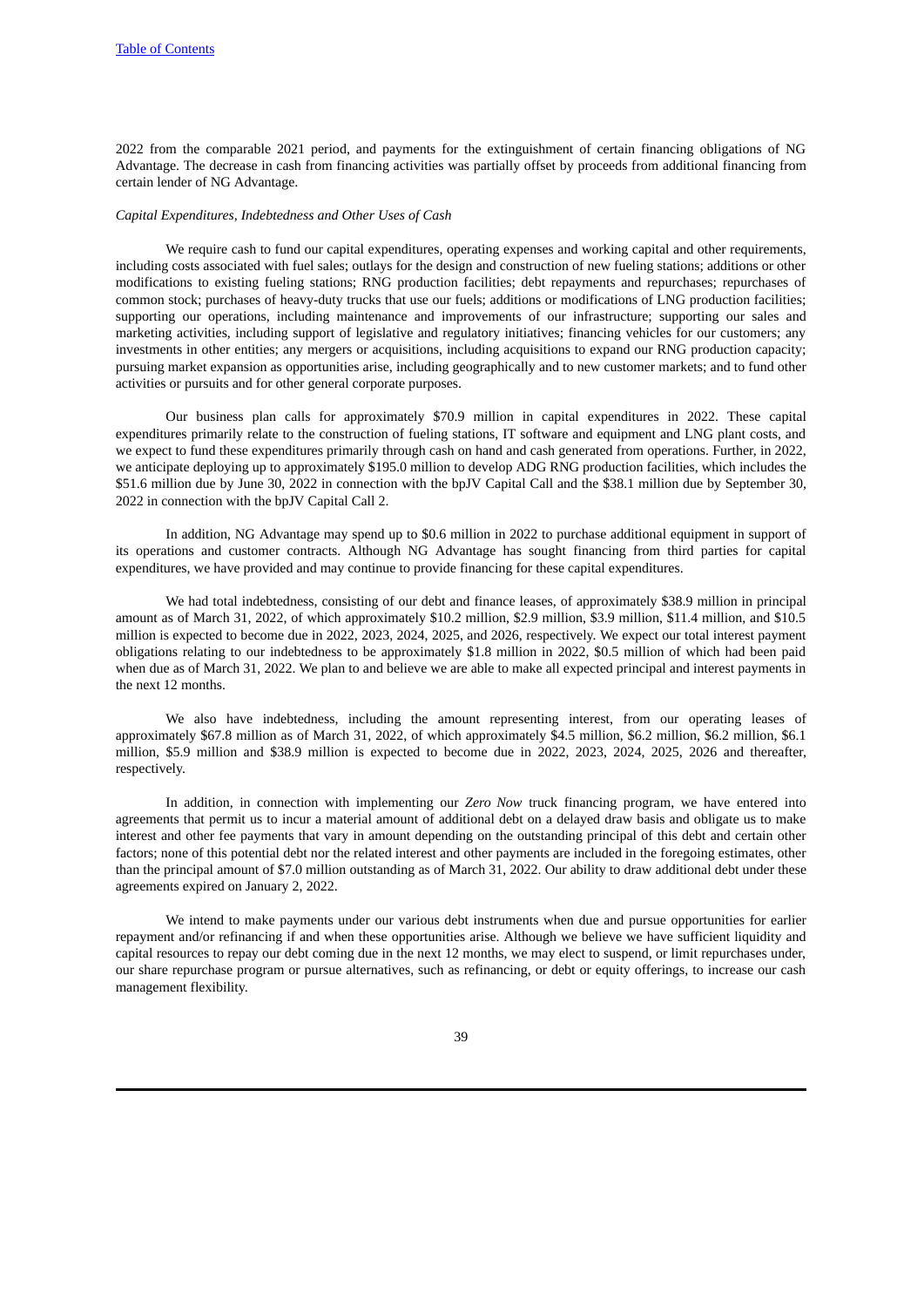2022 from the comparable 2021 period, and payments for the extinguishment of certain financing obligations of NG Advantage. The decrease in cash from financing activities was partially offset by proceeds from additional financing from certain lender of NG Advantage.

*Capital Expenditures, Indebtedness and Other Uses of Cash*

We require cash to fund our capital expenditures, operating expenses and working capital and other requirements, including costs associated with fuel sales; outlays for the design and construction of new fueling stations; additions or other modifications to existing fueling stations; RNG production facilities; debt repayments and repurchases; repurchases of common stock; purchases of heavy-duty trucks that use our fuels; additions or modifications of LNG production facilities; supporting our operations, including maintenance and improvements of our infrastructure; supporting our sales and marketing activities, including support of legislative and regulatory initiatives; financing vehicles for our customers; any investments in other entities; any mergers or acquisitions, including acquisitions to expand our RNG production capacity; pursuing market expansion as opportunities arise, including geographically and to new customer markets; and to fund other activities or pursuits and for other general corporate purposes.

Our business plan calls for approximately $70.9 million in capital expenditures in 2022. These capital expenditures primarily relate to the construction of fueling stations, IT software and equipment and LNG plant costs, and we expect to fund these expenditures primarily through cash on hand and cash generated from operations. Further, in 2022, we anticipate deploying up to approximately $195.0 million to develop ADG RNG production facilities, which includes the $51.6 million due by June 30, 2022 in connection with the bpJV Capital Call and the $38.1 million due by September 30, 2022 in connection with the bpJV Capital Call 2.

In addition, NG Advantage may spend up to $0.6 million in 2022 to purchase additional equipment in support of its operations and customer contracts. Although NG Advantage has sought financing from third parties for capital expenditures, we have provided and may continue to provide financing for these capital expenditures.

We had total indebtedness, consisting of our debt and finance leases, of approximately $38.9 million in principal amount as of March 31, 2022, of which approximately $10.2 million, $2.9 million, $3.9 million, $11.4 million, and $10.5 million is expected to become due in 2022, 2023, 2024, 2025, and 2026, respectively. We expect our total interest payment obligations relating to our indebtedness to be approximately $1.8 million in 2022, $0.5 million of which had been paid when due as of March 31, 2022. We plan to and believe we are able to make all expected principal and interest payments in the next 12 months.

We also have indebtedness, including the amount representing interest, from our operating leases of approximately $67.8 million as of March 31, 2022, of which approximately $4.5 million, $6.2 million, $6.2 million, $6.1 million, $5.9 million and $38.9 million is expected to become due in 2022, 2023, 2024, 2025, 2026 and thereafter, respectively.

In addition, in connection with implementing our *Zero Now* truck financing program, we have entered into agreements that permit us to incur a material amount of additional debt on a delayed draw basis and obligate us to make interest and other fee payments that vary in amount depending on the outstanding principal of this debt and certain other factors; none of this potential debt nor the related interest and other payments are included in the foregoing estimates, other than the principal amount of $7.0 million outstanding as of March 31, 2022. Our ability to draw additional debt under these agreements expired on January 2, 2022.

We intend to make payments under our various debt instruments when due and pursue opportunities for earlier repayment and/or refinancing if and when these opportunities arise. Although we believe we have sufficient liquidity and capital resources to repay our debt coming due in the next 12 months, we may elect to suspend, or limit repurchases under, our share repurchase program or pursue alternatives, such as refinancing, or debt or equity offerings, to increase our cash management flexibility.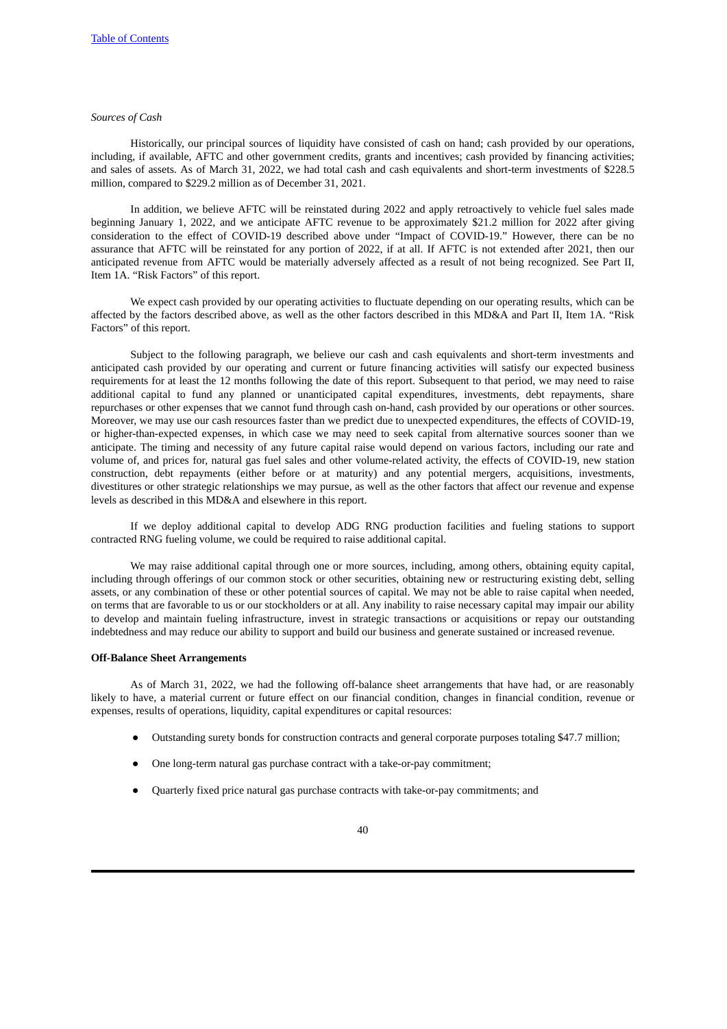*Sources of Cash*

Historically, our principal sources of liquidity have consisted of cash on hand; cash provided by our operations, including, if available, AFTC and other government credits, grants and incentives; cash provided by financing activities; and sales of assets. As of March 31, 2022, we had total cash and cash equivalents and short-term investments of $228.5 million, compared to $229.2 million as of December 31, 2021.

In addition, we believe AFTC will be reinstated during 2022 and apply retroactively to vehicle fuel sales made beginning January 1, 2022, and we anticipate AFTC revenue to be approximately $21.2 million for 2022 after giving consideration to the effect of COVID-19 described above under "Impact of COVID-19." However, there can be no assurance that AFTC will be reinstated for any portion of 2022, if at all. If AFTC is not extended after 2021, then our anticipated revenue from AFTC would be materially adversely affected as a result of not being recognized. See Part II, Item 1A. "Risk Factors" of this report.

We expect cash provided by our operating activities to fluctuate depending on our operating results, which can be affected by the factors described above, as well as the other factors described in this MD&A and Part II, Item 1A. "Risk Factors" of this report.

Subject to the following paragraph, we believe our cash and cash equivalents and short-term investments and anticipated cash provided by our operating and current or future financing activities will satisfy our expected business requirements for at least the 12 months following the date of this report. Subsequent to that period, we may need to raise additional capital to fund any planned or unanticipated capital expenditures, investments, debt repayments, share repurchases or other expenses that we cannot fund through cash on-hand, cash provided by our operations or other sources. Moreover, we may use our cash resources faster than we predict due to unexpected expenditures, the effects of COVID-19, or higher-than-expected expenses, in which case we may need to seek capital from alternative sources sooner than we anticipate. The timing and necessity of any future capital raise would depend on various factors, including our rate and volume of, and prices for, natural gas fuel sales and other volume-related activity, the effects of COVID-19, new station construction, debt repayments (either before or at maturity) and any potential mergers, acquisitions, investments, divestitures or other strategic relationships we may pursue, as well as the other factors that affect our revenue and expense levels as described in this MD&A and elsewhere in this report.

If we deploy additional capital to develop ADG RNG production facilities and fueling stations to support contracted RNG fueling volume, we could be required to raise additional capital.

We may raise additional capital through one or more sources, including, among others, obtaining equity capital, including through offerings of our common stock or other securities, obtaining new or restructuring existing debt, selling assets, or any combination of these or other potential sources of capital. We may not be able to raise capital when needed, on terms that are favorable to us or our stockholders or at all. Any inability to raise necessary capital may impair our ability to develop and maintain fueling infrastructure, invest in strategic transactions or acquisitions or repay our outstanding indebtedness and may reduce our ability to support and build our business and generate sustained or increased revenue.

**Off-Balance Sheet Arrangements**

As of March 31, 2022, we had the following off-balance sheet arrangements that have had, or are reasonably likely to have, a material current or future effect on our financial condition, changes in financial condition, revenue or expenses, results of operations, liquidity, capital expenditures or capital resources:

- Outstanding surety bonds for construction contracts and general corporate purposes totaling $47.7 million;
- One long-term natural gas purchase contract with a take-or-pay commitment;
- Quarterly fixed price natural gas purchase contracts with take-or-pay commitments; and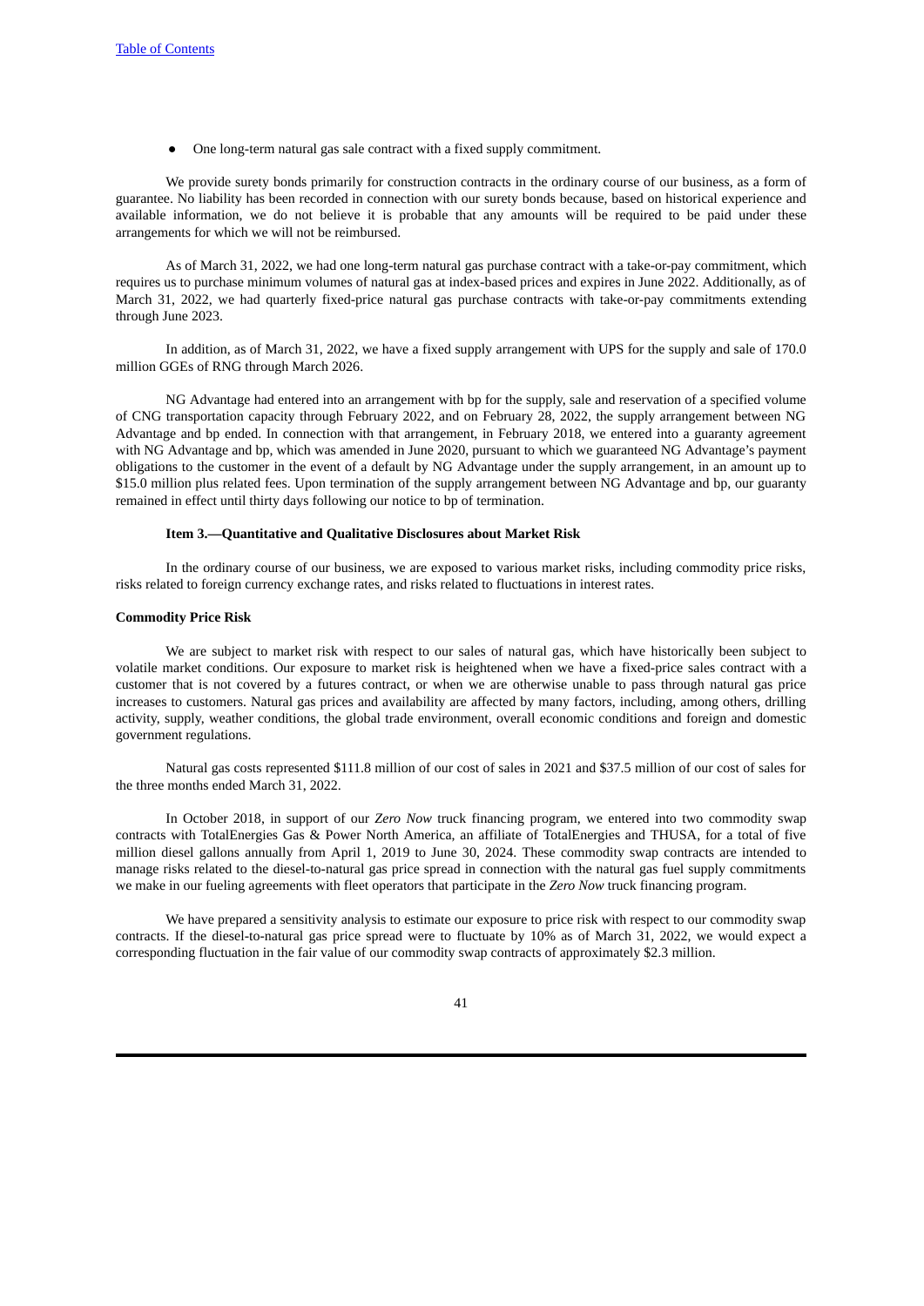- One long-term natural gas sale contract with a fixed supply commitment.

We provide surety bonds primarily for construction contracts in the ordinary course of our business, as a form of guarantee. No liability has been recorded in connection with our surety bonds because, based on historical experience and available information, we do not believe it is probable that any amounts will be required to be paid under these arrangements for which we will not be reimbursed.

As of March 31, 2022, we had one long-term natural gas purchase contract with a take-or-pay commitment, which requires us to purchase minimum volumes of natural gas at index-based prices and expires in June 2022. Additionally, as of March 31, 2022, we had quarterly fixed-price natural gas purchase contracts with take-or-pay commitments extending through June 2023.

In addition, as of March 31, 2022, we have a fixed supply arrangement with UPS for the supply and sale of 170.0 million GGEs of RNG through March 2026.

NG Advantage had entered into an arrangement with bp for the supply, sale and reservation of a specified volume of CNG transportation capacity through February 2022, and on February 28, 2022, the supply arrangement between NG Advantage and bp ended. In connection with that arrangement, in February 2018, we entered into a guaranty agreement with NG Advantage and bp, which was amended in June 2020, pursuant to which we guaranteed NG Advantage's payment obligations to the customer in the event of a default by NG Advantage under the supply arrangement, in an amount up to $15.0 million plus related fees. Upon termination of the supply arrangement between NG Advantage and bp, our guaranty remained in effect until thirty days following our notice to bp of termination.

## Item 3.—Quantitative and Qualitative Disclosures about Market Risk

In the ordinary course of our business, we are exposed to various market risks, including commodity price risks, risks related to foreign currency exchange rates, and risks related to fluctuations in interest rates.

### Commodity Price Risk

We are subject to market risk with respect to our sales of natural gas, which have historically been subject to volatile market conditions. Our exposure to market risk is heightened when we have a fixed-price sales contract with a customer that is not covered by a futures contract, or when we are otherwise unable to pass through natural gas price increases to customers. Natural gas prices and availability are affected by many factors, including, among others, drilling activity, supply, weather conditions, the global trade environment, overall economic conditions and foreign and domestic government regulations.

Natural gas costs represented $111.8 million of our cost of sales in 2021 and $37.5 million of our cost of sales for the three months ended March 31, 2022.

In October 2018, in support of our *Zero Now* truck financing program, we entered into two commodity swap contracts with TotalEnergies Gas & Power North America, an affiliate of TotalEnergies and THUSA, for a total of five million diesel gallons annually from April 1, 2019 to June 30, 2024. These commodity swap contracts are intended to manage risks related to the diesel-to-natural gas price spread in connection with the natural gas fuel supply commitments we make in our fueling agreements with fleet operators that participate in the *Zero Now* truck financing program.

We have prepared a sensitivity analysis to estimate our exposure to price risk with respect to our commodity swap contracts. If the diesel-to-natural gas price spread were to fluctuate by 10% as of March 31, 2022, we would expect a corresponding fluctuation in the fair value of our commodity swap contracts of approximately $2.3 million.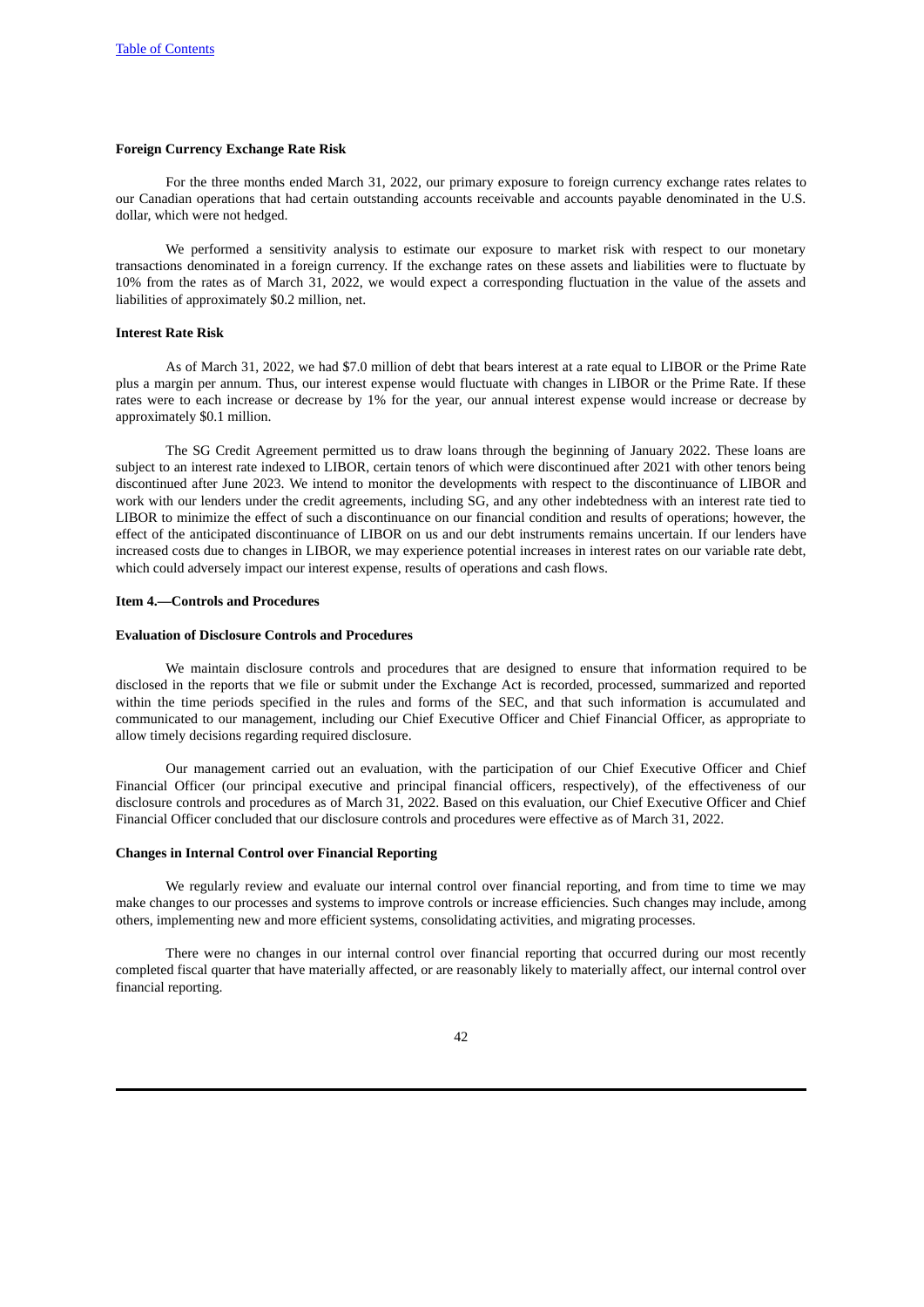**Foreign Currency Exchange Rate Risk**

For the three months ended March 31, 2022, our primary exposure to foreign currency exchange rates relates to our Canadian operations that had certain outstanding accounts receivable and accounts payable denominated in the U.S. dollar, which were not hedged.

We performed a sensitivity analysis to estimate our exposure to market risk with respect to our monetary transactions denominated in a foreign currency. If the exchange rates on these assets and liabilities were to fluctuate by 10% from the rates as of March 31, 2022, we would expect a corresponding fluctuation in the value of the assets and liabilities of approximately $0.2 million, net.

**Interest Rate Risk**

As of March 31, 2022, we had $7.0 million of debt that bears interest at a rate equal to LIBOR or the Prime Rate plus a margin per annum. Thus, our interest expense would fluctuate with changes in LIBOR or the Prime Rate. If these rates were to each increase or decrease by 1% for the year, our annual interest expense would increase or decrease by approximately $0.1 million.

The SG Credit Agreement permitted us to draw loans through the beginning of January 2022. These loans are subject to an interest rate indexed to LIBOR, certain tenors of which were discontinued after 2021 with other tenors being discontinued after June 2023. We intend to monitor the developments with respect to the discontinuance of LIBOR and work with our lenders under the credit agreements, including SG, and any other indebtedness with an interest rate tied to LIBOR to minimize the effect of such a discontinuance on our financial condition and results of operations; however, the effect of the anticipated discontinuance of LIBOR on us and our debt instruments remains uncertain. If our lenders have increased costs due to changes in LIBOR, we may experience potential increases in interest rates on our variable rate debt, which could adversely impact our interest expense, results of operations and cash flows.

**Item 4.—Controls and Procedures**

**Evaluation of Disclosure Controls and Procedures**

We maintain disclosure controls and procedures that are designed to ensure that information required to be disclosed in the reports that we file or submit under the Exchange Act is recorded, processed, summarized and reported within the time periods specified in the rules and forms of the SEC, and that such information is accumulated and communicated to our management, including our Chief Executive Officer and Chief Financial Officer, as appropriate to allow timely decisions regarding required disclosure.

Our management carried out an evaluation, with the participation of our Chief Executive Officer and Chief Financial Officer (our principal executive and principal financial officers, respectively), of the effectiveness of our disclosure controls and procedures as of March 31, 2022. Based on this evaluation, our Chief Executive Officer and Chief Financial Officer concluded that our disclosure controls and procedures were effective as of March 31, 2022.

**Changes in Internal Control over Financial Reporting**

We regularly review and evaluate our internal control over financial reporting, and from time to time we may make changes to our processes and systems to improve controls or increase efficiencies. Such changes may include, among others, implementing new and more efficient systems, consolidating activities, and migrating processes.

There were no changes in our internal control over financial reporting that occurred during our most recently completed fiscal quarter that have materially affected, or are reasonably likely to materially affect, our internal control over financial reporting.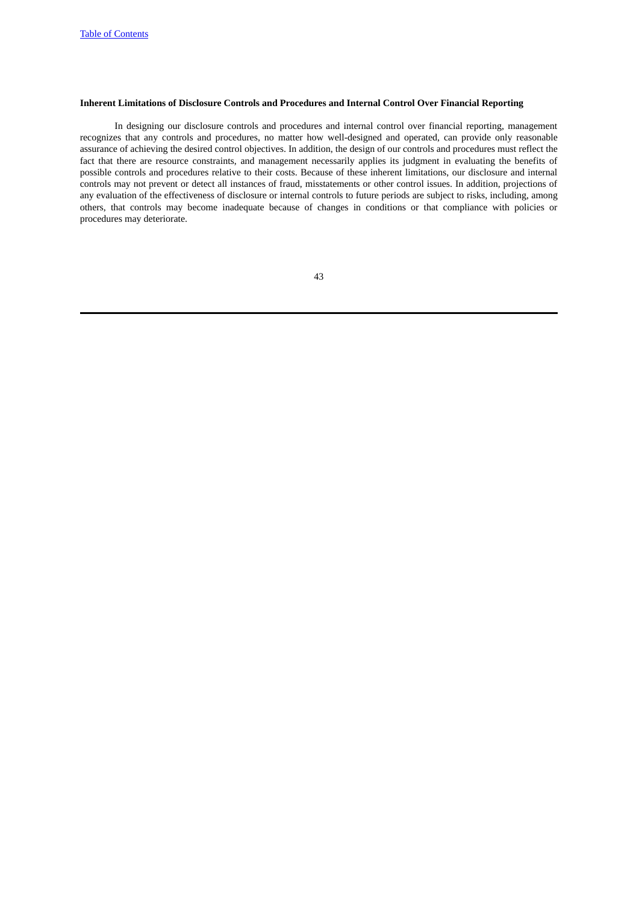**Inherent Limitations of Disclosure Controls and Procedures and Internal Control Over Financial Reporting**

In designing our disclosure controls and procedures and internal control over financial reporting, management recognizes that any controls and procedures, no matter how well-designed and operated, can provide only reasonable assurance of achieving the desired control objectives. In addition, the design of our controls and procedures must reflect the fact that there are resource constraints, and management necessarily applies its judgment in evaluating the benefits of possible controls and procedures relative to their costs. Because of these inherent limitations, our disclosure and internal controls may not prevent or detect all instances of fraud, misstatements or other control issues. In addition, projections of any evaluation of the effectiveness of disclosure or internal controls to future periods are subject to risks, including, among others, that controls may become inadequate because of changes in conditions or that compliance with policies or procedures may deteriorate.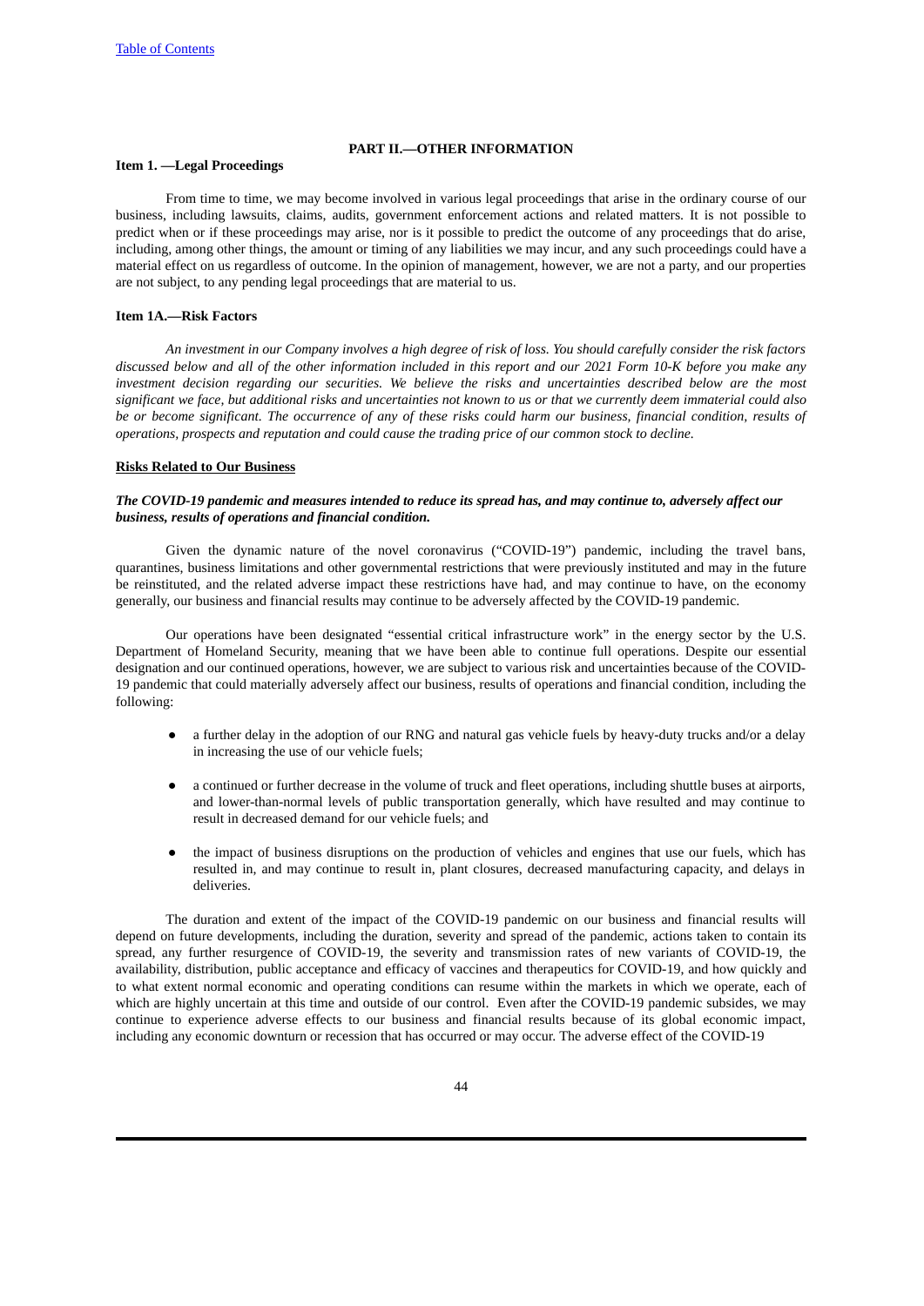## PART II.—OTHER INFORMATION

### Item 1. —Legal Proceedings

From time to time, we may become involved in various legal proceedings that arise in the ordinary course of our business, including lawsuits, claims, audits, government enforcement actions and related matters. It is not possible to predict when or if these proceedings may arise, nor is it possible to predict the outcome of any proceedings that do arise, including, among other things, the amount or timing of any liabilities we may incur, and any such proceedings could have a material effect on us regardless of outcome. In the opinion of management, however, we are not a party, and our properties are not subject, to any pending legal proceedings that are material to us.

### Item 1A.—Risk Factors

*An investment in our Company involves a high degree of risk of loss. You should carefully consider the risk factors discussed below and all of the other information included in this report and our 2021 Form 10-K before you make any investment decision regarding our securities. We believe the risks and uncertainties described below are the most significant we face, but additional risks and uncertainties not known to us or that we currently deem immaterial could also be or become significant. The occurrence of any of these risks could harm our business, financial condition, results of operations, prospects and reputation and could cause the trading price of our common stock to decline.*

**Risks Related to Our Business**

***The COVID-19 pandemic and measures intended to reduce its spread has, and may continue to, adversely affect our business, results of operations and financial condition.***

Given the dynamic nature of the novel coronavirus ("COVID-19") pandemic, including the travel bans, quarantines, business limitations and other governmental restrictions that were previously instituted and may in the future be reinstituted, and the related adverse impact these restrictions have had, and may continue to have, on the economy generally, our business and financial results may continue to be adversely affected by the COVID-19 pandemic.

Our operations have been designated "essential critical infrastructure work" in the energy sector by the U.S. Department of Homeland Security, meaning that we have been able to continue full operations. Despite our essential designation and our continued operations, however, we are subject to various risk and uncertainties because of the COVID-19 pandemic that could materially adversely affect our business, results of operations and financial condition, including the following:

- a further delay in the adoption of our RNG and natural gas vehicle fuels by heavy-duty trucks and/or a delay in increasing the use of our vehicle fuels;
- a continued or further decrease in the volume of truck and fleet operations, including shuttle buses at airports, and lower-than-normal levels of public transportation generally, which have resulted and may continue to result in decreased demand for our vehicle fuels; and
- the impact of business disruptions on the production of vehicles and engines that use our fuels, which has resulted in, and may continue to result in, plant closures, decreased manufacturing capacity, and delays in deliveries.

The duration and extent of the impact of the COVID-19 pandemic on our business and financial results will depend on future developments, including the duration, severity and spread of the pandemic, actions taken to contain its spread, any further resurgence of COVID-19, the severity and transmission rates of new variants of COVID-19, the availability, distribution, public acceptance and efficacy of vaccines and therapeutics for COVID-19, and how quickly and to what extent normal economic and operating conditions can resume within the markets in which we operate, each of which are highly uncertain at this time and outside of our control. Even after the COVID-19 pandemic subsides, we may continue to experience adverse effects to our business and financial results because of its global economic impact, including any economic downturn or recession that has occurred or may occur. The adverse effect of the COVID-19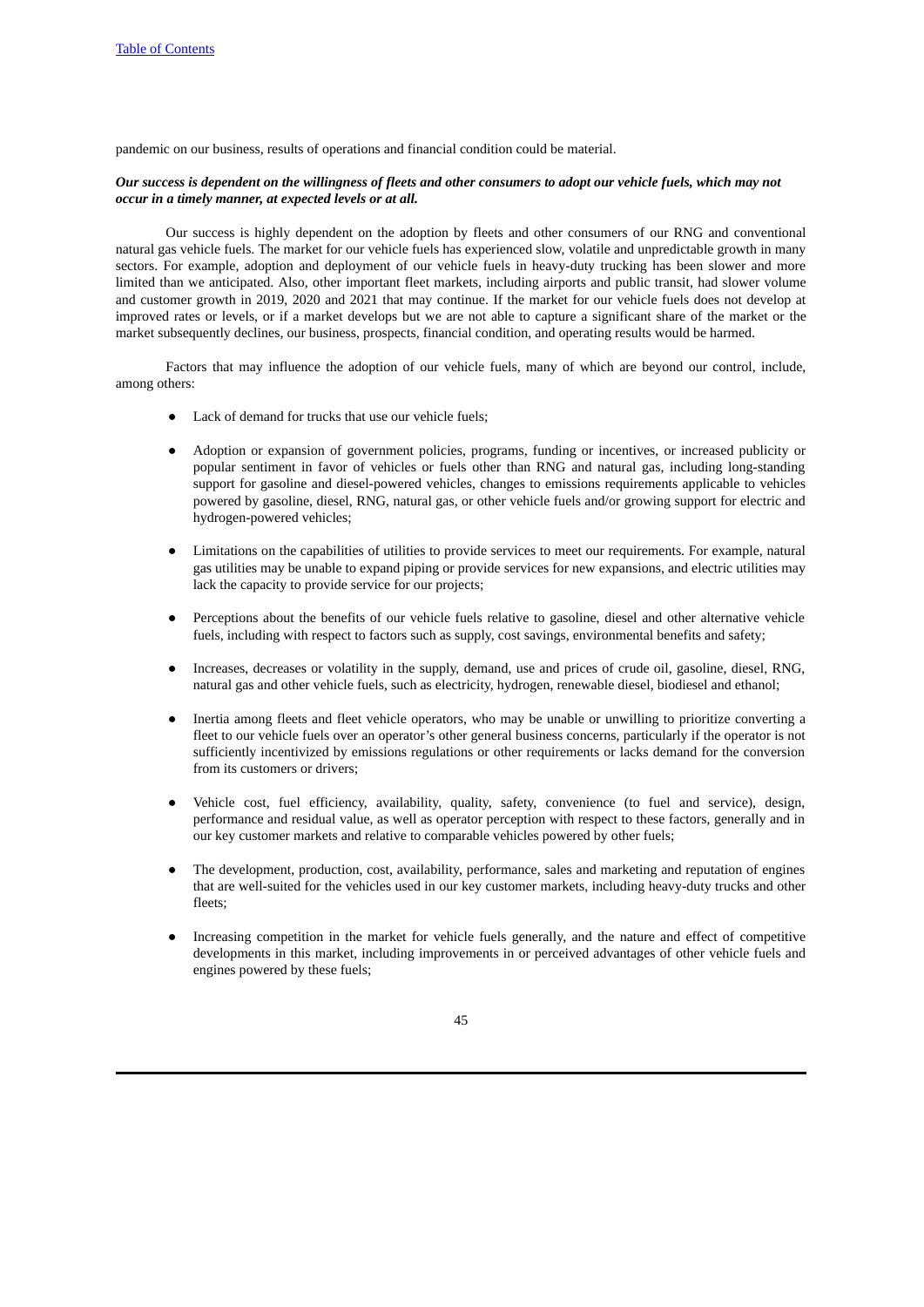pandemic on our business, results of operations and financial condition could be material.

***Our success is dependent on the willingness of fleets and other consumers to adopt our vehicle fuels, which may not occur in a timely manner, at expected levels or at all.***

Our success is highly dependent on the adoption by fleets and other consumers of our RNG and conventional natural gas vehicle fuels. The market for our vehicle fuels has experienced slow, volatile and unpredictable growth in many sectors. For example, adoption and deployment of our vehicle fuels in heavy-duty trucking has been slower and more limited than we anticipated. Also, other important fleet markets, including airports and public transit, had slower volume and customer growth in 2019, 2020 and 2021 that may continue. If the market for our vehicle fuels does not develop at improved rates or levels, or if a market develops but we are not able to capture a significant share of the market or the market subsequently declines, our business, prospects, financial condition, and operating results would be harmed.

Factors that may influence the adoption of our vehicle fuels, many of which are beyond our control, include, among others:

- Lack of demand for trucks that use our vehicle fuels;
- Adoption or expansion of government policies, programs, funding or incentives, or increased publicity or popular sentiment in favor of vehicles or fuels other than RNG and natural gas, including long-standing support for gasoline and diesel-powered vehicles, changes to emissions requirements applicable to vehicles powered by gasoline, diesel, RNG, natural gas, or other vehicle fuels and/or growing support for electric and hydrogen-powered vehicles;
- Limitations on the capabilities of utilities to provide services to meet our requirements. For example, natural gas utilities may be unable to expand piping or provide services for new expansions, and electric utilities may lack the capacity to provide service for our projects;
- Perceptions about the benefits of our vehicle fuels relative to gasoline, diesel and other alternative vehicle fuels, including with respect to factors such as supply, cost savings, environmental benefits and safety;
- Increases, decreases or volatility in the supply, demand, use and prices of crude oil, gasoline, diesel, RNG, natural gas and other vehicle fuels, such as electricity, hydrogen, renewable diesel, biodiesel and ethanol;
- Inertia among fleets and fleet vehicle operators, who may be unable or unwilling to prioritize converting a fleet to our vehicle fuels over an operator's other general business concerns, particularly if the operator is not sufficiently incentivized by emissions regulations or other requirements or lacks demand for the conversion from its customers or drivers;
- Vehicle cost, fuel efficiency, availability, quality, safety, convenience (to fuel and service), design, performance and residual value, as well as operator perception with respect to these factors, generally and in our key customer markets and relative to comparable vehicles powered by other fuels;
- The development, production, cost, availability, performance, sales and marketing and reputation of engines that are well-suited for the vehicles used in our key customer markets, including heavy-duty trucks and other fleets;
- Increasing competition in the market for vehicle fuels generally, and the nature and effect of competitive developments in this market, including improvements in or perceived advantages of other vehicle fuels and engines powered by these fuels;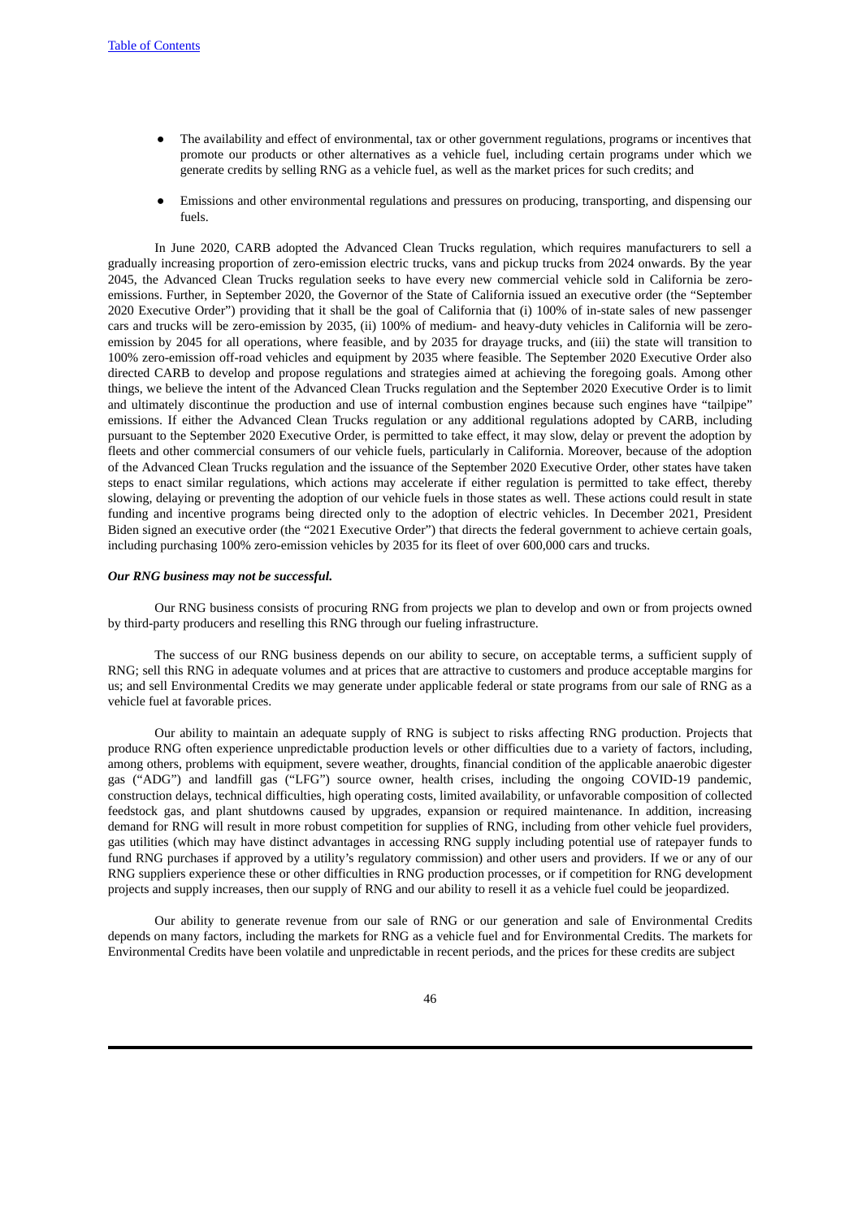- The availability and effect of environmental, tax or other government regulations, programs or incentives that promote our products or other alternatives as a vehicle fuel, including certain programs under which we generate credits by selling RNG as a vehicle fuel, as well as the market prices for such credits; and
- Emissions and other environmental regulations and pressures on producing, transporting, and dispensing our fuels.

In June 2020, CARB adopted the Advanced Clean Trucks regulation, which requires manufacturers to sell a gradually increasing proportion of zero-emission electric trucks, vans and pickup trucks from 2024 onwards. By the year 2045, the Advanced Clean Trucks regulation seeks to have every new commercial vehicle sold in California be zero-emissions. Further, in September 2020, the Governor of the State of California issued an executive order (the "September 2020 Executive Order") providing that it shall be the goal of California that (i) 100% of in-state sales of new passenger cars and trucks will be zero-emission by 2035, (ii) 100% of medium- and heavy-duty vehicles in California will be zero-emission by 2045 for all operations, where feasible, and by 2035 for drayage trucks, and (iii) the state will transition to 100% zero-emission off-road vehicles and equipment by 2035 where feasible. The September 2020 Executive Order also directed CARB to develop and propose regulations and strategies aimed at achieving the foregoing goals. Among other things, we believe the intent of the Advanced Clean Trucks regulation and the September 2020 Executive Order is to limit and ultimately discontinue the production and use of internal combustion engines because such engines have "tailpipe" emissions. If either the Advanced Clean Trucks regulation or any additional regulations adopted by CARB, including pursuant to the September 2020 Executive Order, is permitted to take effect, it may slow, delay or prevent the adoption by fleets and other commercial consumers of our vehicle fuels, particularly in California. Moreover, because of the adoption of the Advanced Clean Trucks regulation and the issuance of the September 2020 Executive Order, other states have taken steps to enact similar regulations, which actions may accelerate if either regulation is permitted to take effect, thereby slowing, delaying or preventing the adoption of our vehicle fuels in those states as well. These actions could result in state funding and incentive programs being directed only to the adoption of electric vehicles. In December 2021, President Biden signed an executive order (the "2021 Executive Order") that directs the federal government to achieve certain goals, including purchasing 100% zero-emission vehicles by 2035 for its fleet of over 600,000 cars and trucks.

***Our RNG business may not be successful.***

Our RNG business consists of procuring RNG from projects we plan to develop and own or from projects owned by third-party producers and reselling this RNG through our fueling infrastructure.

The success of our RNG business depends on our ability to secure, on acceptable terms, a sufficient supply of RNG; sell this RNG in adequate volumes and at prices that are attractive to customers and produce acceptable margins for us; and sell Environmental Credits we may generate under applicable federal or state programs from our sale of RNG as a vehicle fuel at favorable prices.

Our ability to maintain an adequate supply of RNG is subject to risks affecting RNG production. Projects that produce RNG often experience unpredictable production levels or other difficulties due to a variety of factors, including, among others, problems with equipment, severe weather, droughts, financial condition of the applicable anaerobic digester gas ("ADG") and landfill gas ("LFG") source owner, health crises, including the ongoing COVID-19 pandemic, construction delays, technical difficulties, high operating costs, limited availability, or unfavorable composition of collected feedstock gas, and plant shutdowns caused by upgrades, expansion or required maintenance. In addition, increasing demand for RNG will result in more robust competition for supplies of RNG, including from other vehicle fuel providers, gas utilities (which may have distinct advantages in accessing RNG supply including potential use of ratepayer funds to fund RNG purchases if approved by a utility's regulatory commission) and other users and providers. If we or any of our RNG suppliers experience these or other difficulties in RNG production processes, or if competition for RNG development projects and supply increases, then our supply of RNG and our ability to resell it as a vehicle fuel could be jeopardized.

Our ability to generate revenue from our sale of RNG or our generation and sale of Environmental Credits depends on many factors, including the markets for RNG as a vehicle fuel and for Environmental Credits. The markets for Environmental Credits have been volatile and unpredictable in recent periods, and the prices for these credits are subject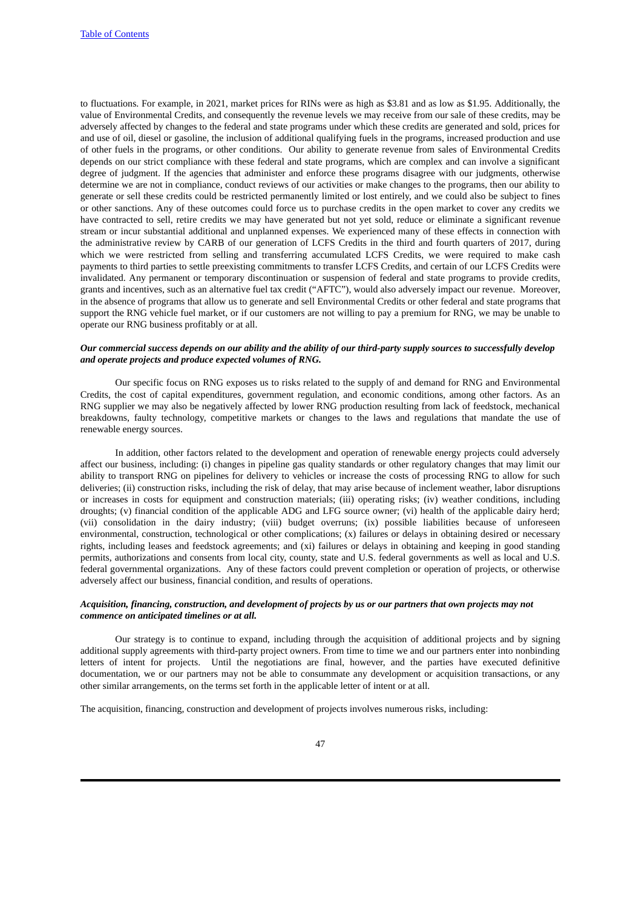to fluctuations. For example, in 2021, market prices for RINs were as high as $3.81 and as low as $1.95. Additionally, the value of Environmental Credits, and consequently the revenue levels we may receive from our sale of these credits, may be adversely affected by changes to the federal and state programs under which these credits are generated and sold, prices for and use of oil, diesel or gasoline, the inclusion of additional qualifying fuels in the programs, increased production and use of other fuels in the programs, or other conditions. Our ability to generate revenue from sales of Environmental Credits depends on our strict compliance with these federal and state programs, which are complex and can involve a significant degree of judgment. If the agencies that administer and enforce these programs disagree with our judgments, otherwise determine we are not in compliance, conduct reviews of our activities or make changes to the programs, then our ability to generate or sell these credits could be restricted permanently limited or lost entirely, and we could also be subject to fines or other sanctions. Any of these outcomes could force us to purchase credits in the open market to cover any credits we have contracted to sell, retire credits we may have generated but not yet sold, reduce or eliminate a significant revenue stream or incur substantial additional and unplanned expenses. We experienced many of these effects in connection with the administrative review by CARB of our generation of LCFS Credits in the third and fourth quarters of 2017, during which we were restricted from selling and transferring accumulated LCFS Credits, we were required to make cash payments to third parties to settle preexisting commitments to transfer LCFS Credits, and certain of our LCFS Credits were invalidated. Any permanent or temporary discontinuation or suspension of federal and state programs to provide credits, grants and incentives, such as an alternative fuel tax credit ("AFTC"), would also adversely impact our revenue. Moreover, in the absence of programs that allow us to generate and sell Environmental Credits or other federal and state programs that support the RNG vehicle fuel market, or if our customers are not willing to pay a premium for RNG, we may be unable to operate our RNG business profitably or at all.

***Our commercial success depends on our ability and the ability of our third-party supply sources to successfully develop and operate projects and produce expected volumes of RNG.***

Our specific focus on RNG exposes us to risks related to the supply of and demand for RNG and Environmental Credits, the cost of capital expenditures, government regulation, and economic conditions, among other factors. As an RNG supplier we may also be negatively affected by lower RNG production resulting from lack of feedstock, mechanical breakdowns, faulty technology, competitive markets or changes to the laws and regulations that mandate the use of renewable energy sources.

In addition, other factors related to the development and operation of renewable energy projects could adversely affect our business, including: (i) changes in pipeline gas quality standards or other regulatory changes that may limit our ability to transport RNG on pipelines for delivery to vehicles or increase the costs of processing RNG to allow for such deliveries; (ii) construction risks, including the risk of delay, that may arise because of inclement weather, labor disruptions or increases in costs for equipment and construction materials; (iii) operating risks; (iv) weather conditions, including droughts; (v) financial condition of the applicable ADG and LFG source owner; (vi) health of the applicable dairy herd; (vii) consolidation in the dairy industry; (viii) budget overruns; (ix) possible liabilities because of unforeseen environmental, construction, technological or other complications; (x) failures or delays in obtaining desired or necessary rights, including leases and feedstock agreements; and (xi) failures or delays in obtaining and keeping in good standing permits, authorizations and consents from local city, county, state and U.S. federal governments as well as local and U.S. federal governmental organizations. Any of these factors could prevent completion or operation of projects, or otherwise adversely affect our business, financial condition, and results of operations.

***Acquisition, financing, construction, and development of projects by us or our partners that own projects may not commence on anticipated timelines or at all.***

Our strategy is to continue to expand, including through the acquisition of additional projects and by signing additional supply agreements with third-party project owners. From time to time we and our partners enter into nonbinding letters of intent for projects. Until the negotiations are final, however, and the parties have executed definitive documentation, we or our partners may not be able to consummate any development or acquisition transactions, or any other similar arrangements, on the terms set forth in the applicable letter of intent or at all.

The acquisition, financing, construction and development of projects involves numerous risks, including: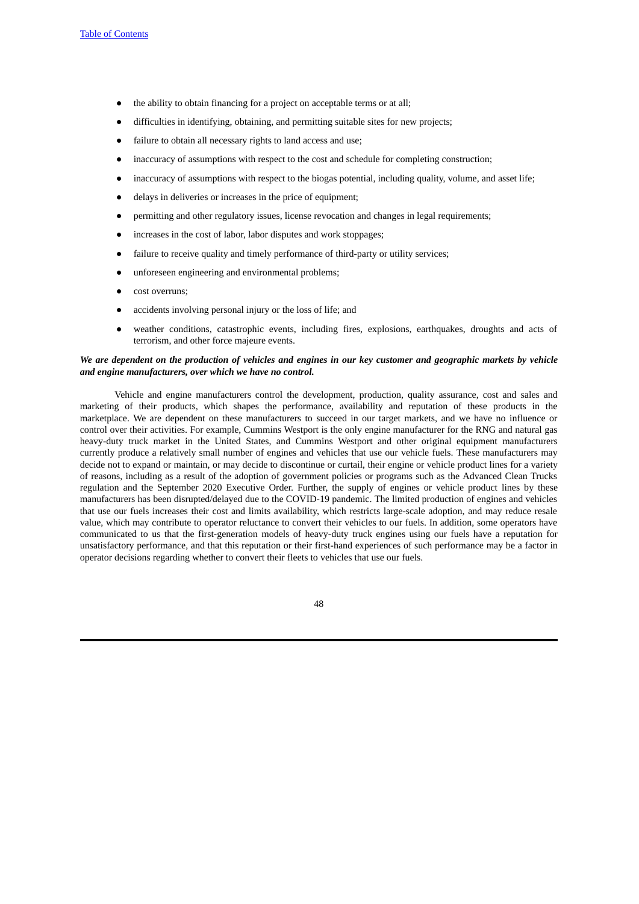- the ability to obtain financing for a project on acceptable terms or at all;
- difficulties in identifying, obtaining, and permitting suitable sites for new projects;
- failure to obtain all necessary rights to land access and use;
- inaccuracy of assumptions with respect to the cost and schedule for completing construction;
- inaccuracy of assumptions with respect to the biogas potential, including quality, volume, and asset life;
- delays in deliveries or increases in the price of equipment;
- permitting and other regulatory issues, license revocation and changes in legal requirements;
- increases in the cost of labor, labor disputes and work stoppages;
- failure to receive quality and timely performance of third-party or utility services;
- unforeseen engineering and environmental problems;
- cost overruns;
- accidents involving personal injury or the loss of life; and
- weather conditions, catastrophic events, including fires, explosions, earthquakes, droughts and acts of terrorism, and other force majeure events.

***We are dependent on the production of vehicles and engines in our key customer and geographic markets by vehicle and engine manufacturers, over which we have no control.***

Vehicle and engine manufacturers control the development, production, quality assurance, cost and sales and marketing of their products, which shapes the performance, availability and reputation of these products in the marketplace. We are dependent on these manufacturers to succeed in our target markets, and we have no influence or control over their activities. For example, Cummins Westport is the only engine manufacturer for the RNG and natural gas heavy-duty truck market in the United States, and Cummins Westport and other original equipment manufacturers currently produce a relatively small number of engines and vehicles that use our vehicle fuels. These manufacturers may decide not to expand or maintain, or may decide to discontinue or curtail, their engine or vehicle product lines for a variety of reasons, including as a result of the adoption of government policies or programs such as the Advanced Clean Trucks regulation and the September 2020 Executive Order. Further, the supply of engines or vehicle product lines by these manufacturers has been disrupted/delayed due to the COVID-19 pandemic. The limited production of engines and vehicles that use our fuels increases their cost and limits availability, which restricts large-scale adoption, and may reduce resale value, which may contribute to operator reluctance to convert their vehicles to our fuels. In addition, some operators have communicated to us that the first-generation models of heavy-duty truck engines using our fuels have a reputation for unsatisfactory performance, and that this reputation or their first-hand experiences of such performance may be a factor in operator decisions regarding whether to convert their fleets to vehicles that use our fuels.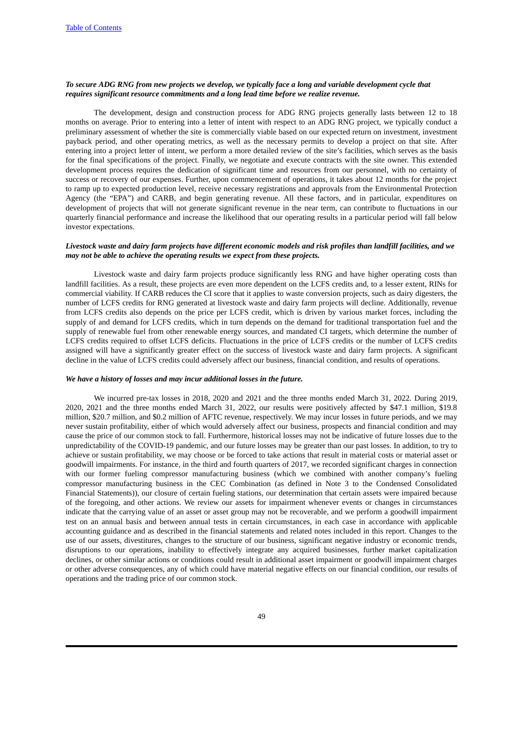*To secure ADG RNG from new projects we develop, we typically face a long and variable development cycle that requires significant resource commitments and a long lead time before we realize revenue.*

The development, design and construction process for ADG RNG projects generally lasts between 12 to 18 months on average. Prior to entering into a letter of intent with respect to an ADG RNG project, we typically conduct a preliminary assessment of whether the site is commercially viable based on our expected return on investment, investment payback period, and other operating metrics, as well as the necessary permits to develop a project on that site. After entering into a project letter of intent, we perform a more detailed review of the site's facilities, which serves as the basis for the final specifications of the project. Finally, we negotiate and execute contracts with the site owner. This extended development process requires the dedication of significant time and resources from our personnel, with no certainty of success or recovery of our expenses. Further, upon commencement of operations, it takes about 12 months for the project to ramp up to expected production level, receive necessary registrations and approvals from the Environmental Protection Agency (the "EPA") and CARB, and begin generating revenue. All these factors, and in particular, expenditures on development of projects that will not generate significant revenue in the near term, can contribute to fluctuations in our quarterly financial performance and increase the likelihood that our operating results in a particular period will fall below investor expectations.

*Livestock waste and dairy farm projects have different economic models and risk profiles than landfill facilities, and we may not be able to achieve the operating results we expect from these projects.*

Livestock waste and dairy farm projects produce significantly less RNG and have higher operating costs than landfill facilities. As a result, these projects are even more dependent on the LCFS credits and, to a lesser extent, RINs for commercial viability. If CARB reduces the CI score that it applies to waste conversion projects, such as dairy digesters, the number of LCFS credits for RNG generated at livestock waste and dairy farm projects will decline. Additionally, revenue from LCFS credits also depends on the price per LCFS credit, which is driven by various market forces, including the supply of and demand for LCFS credits, which in turn depends on the demand for traditional transportation fuel and the supply of renewable fuel from other renewable energy sources, and mandated CI targets, which determine the number of LCFS credits required to offset LCFS deficits. Fluctuations in the price of LCFS credits or the number of LCFS credits assigned will have a significantly greater effect on the success of livestock waste and dairy farm projects. A significant decline in the value of LCFS credits could adversely affect our business, financial condition, and results of operations.

*We have a history of losses and may incur additional losses in the future.*

We incurred pre-tax losses in 2018, 2020 and 2021 and the three months ended March 31, 2022. During 2019, 2020, 2021 and the three months ended March 31, 2022, our results were positively affected by $47.1 million, $19.8 million, $20.7 million, and $0.2 million of AFTC revenue, respectively. We may incur losses in future periods, and we may never sustain profitability, either of which would adversely affect our business, prospects and financial condition and may cause the price of our common stock to fall. Furthermore, historical losses may not be indicative of future losses due to the unpredictability of the COVID-19 pandemic, and our future losses may be greater than our past losses. In addition, to try to achieve or sustain profitability, we may choose or be forced to take actions that result in material costs or material asset or goodwill impairments. For instance, in the third and fourth quarters of 2017, we recorded significant charges in connection with our former fueling compressor manufacturing business (which we combined with another company's fueling compressor manufacturing business in the CEC Combination (as defined in Note 3 to the Condensed Consolidated Financial Statements)), our closure of certain fueling stations, our determination that certain assets were impaired because of the foregoing, and other actions. We review our assets for impairment whenever events or changes in circumstances indicate that the carrying value of an asset or asset group may not be recoverable, and we perform a goodwill impairment test on an annual basis and between annual tests in certain circumstances, in each case in accordance with applicable accounting guidance and as described in the financial statements and related notes included in this report. Changes to the use of our assets, divestitures, changes to the structure of our business, significant negative industry or economic trends, disruptions to our operations, inability to effectively integrate any acquired businesses, further market capitalization declines, or other similar actions or conditions could result in additional asset impairment or goodwill impairment charges or other adverse consequences, any of which could have material negative effects on our financial condition, our results of operations and the trading price of our common stock.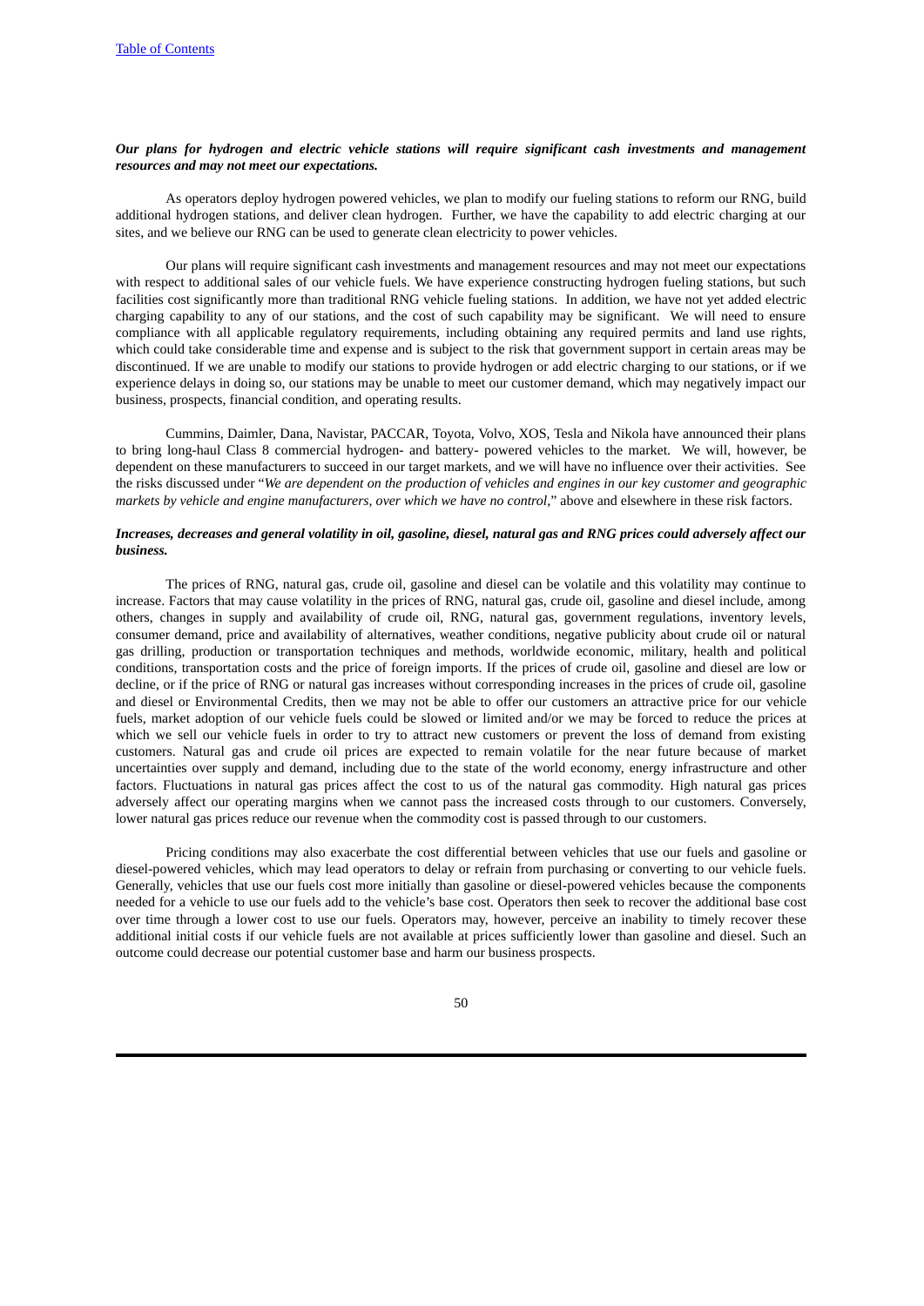***Our plans for hydrogen and electric vehicle stations will require significant cash investments and management resources and may not meet our expectations.***

As operators deploy hydrogen powered vehicles, we plan to modify our fueling stations to reform our RNG, build additional hydrogen stations, and deliver clean hydrogen. Further, we have the capability to add electric charging at our sites, and we believe our RNG can be used to generate clean electricity to power vehicles.

Our plans will require significant cash investments and management resources and may not meet our expectations with respect to additional sales of our vehicle fuels. We have experience constructing hydrogen fueling stations, but such facilities cost significantly more than traditional RNG vehicle fueling stations. In addition, we have not yet added electric charging capability to any of our stations, and the cost of such capability may be significant. We will need to ensure compliance with all applicable regulatory requirements, including obtaining any required permits and land use rights, which could take considerable time and expense and is subject to the risk that government support in certain areas may be discontinued. If we are unable to modify our stations to provide hydrogen or add electric charging to our stations, or if we experience delays in doing so, our stations may be unable to meet our customer demand, which may negatively impact our business, prospects, financial condition, and operating results.

Cummins, Daimler, Dana, Navistar, PACCAR, Toyota, Volvo, XOS, Tesla and Nikola have announced their plans to bring long-haul Class 8 commercial hydrogen- and battery- powered vehicles to the market. We will, however, be dependent on these manufacturers to succeed in our target markets, and we will have no influence over their activities. See the risks discussed under "*We are dependent on the production of vehicles and engines in our key customer and geographic markets by vehicle and engine manufacturers, over which we have no control*," above and elsewhere in these risk factors.

***Increases, decreases and general volatility in oil, gasoline, diesel, natural gas and RNG prices could adversely affect our business.***

The prices of RNG, natural gas, crude oil, gasoline and diesel can be volatile and this volatility may continue to increase. Factors that may cause volatility in the prices of RNG, natural gas, crude oil, gasoline and diesel include, among others, changes in supply and availability of crude oil, RNG, natural gas, government regulations, inventory levels, consumer demand, price and availability of alternatives, weather conditions, negative publicity about crude oil or natural gas drilling, production or transportation techniques and methods, worldwide economic, military, health and political conditions, transportation costs and the price of foreign imports. If the prices of crude oil, gasoline and diesel are low or decline, or if the price of RNG or natural gas increases without corresponding increases in the prices of crude oil, gasoline and diesel or Environmental Credits, then we may not be able to offer our customers an attractive price for our vehicle fuels, market adoption of our vehicle fuels could be slowed or limited and/or we may be forced to reduce the prices at which we sell our vehicle fuels in order to try to attract new customers or prevent the loss of demand from existing customers. Natural gas and crude oil prices are expected to remain volatile for the near future because of market uncertainties over supply and demand, including due to the state of the world economy, energy infrastructure and other factors. Fluctuations in natural gas prices affect the cost to us of the natural gas commodity. High natural gas prices adversely affect our operating margins when we cannot pass the increased costs through to our customers. Conversely, lower natural gas prices reduce our revenue when the commodity cost is passed through to our customers.

Pricing conditions may also exacerbate the cost differential between vehicles that use our fuels and gasoline or diesel-powered vehicles, which may lead operators to delay or refrain from purchasing or converting to our vehicle fuels. Generally, vehicles that use our fuels cost more initially than gasoline or diesel-powered vehicles because the components needed for a vehicle to use our fuels add to the vehicle's base cost. Operators then seek to recover the additional base cost over time through a lower cost to use our fuels. Operators may, however, perceive an inability to timely recover these additional initial costs if our vehicle fuels are not available at prices sufficiently lower than gasoline and diesel. Such an outcome could decrease our potential customer base and harm our business prospects.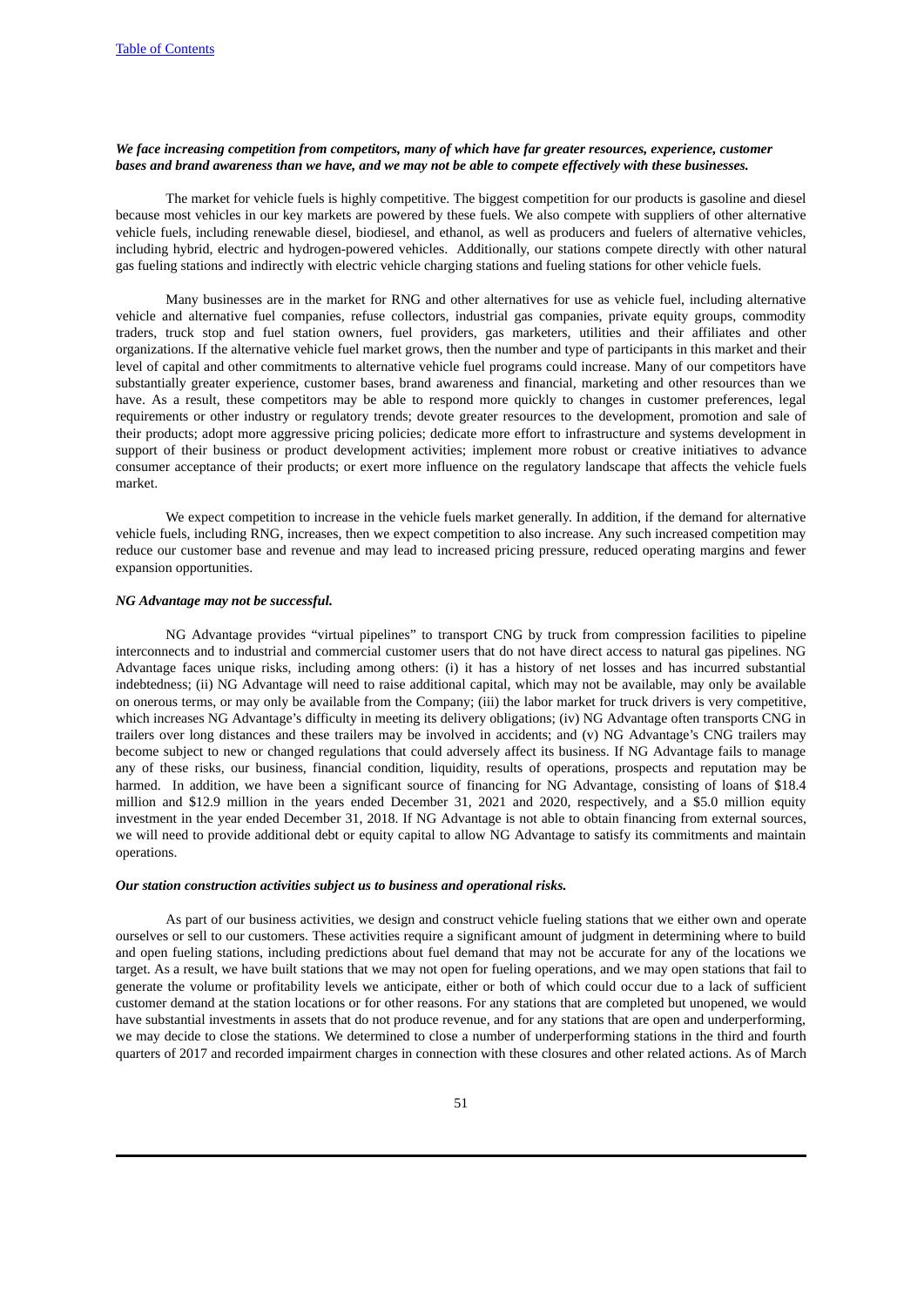*We face increasing competition from competitors, many of which have far greater resources, experience, customer bases and brand awareness than we have, and we may not be able to compete effectively with these businesses.*

The market for vehicle fuels is highly competitive. The biggest competition for our products is gasoline and diesel because most vehicles in our key markets are powered by these fuels. We also compete with suppliers of other alternative vehicle fuels, including renewable diesel, biodiesel, and ethanol, as well as producers and fuelers of alternative vehicles, including hybrid, electric and hydrogen-powered vehicles. Additionally, our stations compete directly with other natural gas fueling stations and indirectly with electric vehicle charging stations and fueling stations for other vehicle fuels.

Many businesses are in the market for RNG and other alternatives for use as vehicle fuel, including alternative vehicle and alternative fuel companies, refuse collectors, industrial gas companies, private equity groups, commodity traders, truck stop and fuel station owners, fuel providers, gas marketers, utilities and their affiliates and other organizations. If the alternative vehicle fuel market grows, then the number and type of participants in this market and their level of capital and other commitments to alternative vehicle fuel programs could increase. Many of our competitors have substantially greater experience, customer bases, brand awareness and financial, marketing and other resources than we have. As a result, these competitors may be able to respond more quickly to changes in customer preferences, legal requirements or other industry or regulatory trends; devote greater resources to the development, promotion and sale of their products; adopt more aggressive pricing policies; dedicate more effort to infrastructure and systems development in support of their business or product development activities; implement more robust or creative initiatives to advance consumer acceptance of their products; or exert more influence on the regulatory landscape that affects the vehicle fuels market.

We expect competition to increase in the vehicle fuels market generally. In addition, if the demand for alternative vehicle fuels, including RNG, increases, then we expect competition to also increase. Any such increased competition may reduce our customer base and revenue and may lead to increased pricing pressure, reduced operating margins and fewer expansion opportunities.

*NG Advantage may not be successful.*

NG Advantage provides "virtual pipelines" to transport CNG by truck from compression facilities to pipeline interconnects and to industrial and commercial customer users that do not have direct access to natural gas pipelines. NG Advantage faces unique risks, including among others: (i) it has a history of net losses and has incurred substantial indebtedness; (ii) NG Advantage will need to raise additional capital, which may not be available, may only be available on onerous terms, or may only be available from the Company; (iii) the labor market for truck drivers is very competitive, which increases NG Advantage's difficulty in meeting its delivery obligations; (iv) NG Advantage often transports CNG in trailers over long distances and these trailers may be involved in accidents; and (v) NG Advantage's CNG trailers may become subject to new or changed regulations that could adversely affect its business. If NG Advantage fails to manage any of these risks, our business, financial condition, liquidity, results of operations, prospects and reputation may be harmed. In addition, we have been a significant source of financing for NG Advantage, consisting of loans of $18.4 million and $12.9 million in the years ended December 31, 2021 and 2020, respectively, and a $5.0 million equity investment in the year ended December 31, 2018. If NG Advantage is not able to obtain financing from external sources, we will need to provide additional debt or equity capital to allow NG Advantage to satisfy its commitments and maintain operations.

*Our station construction activities subject us to business and operational risks.*

As part of our business activities, we design and construct vehicle fueling stations that we either own and operate ourselves or sell to our customers. These activities require a significant amount of judgment in determining where to build and open fueling stations, including predictions about fuel demand that may not be accurate for any of the locations we target. As a result, we have built stations that we may not open for fueling operations, and we may open stations that fail to generate the volume or profitability levels we anticipate, either or both of which could occur due to a lack of sufficient customer demand at the station locations or for other reasons. For any stations that are completed but unopened, we would have substantial investments in assets that do not produce revenue, and for any stations that are open and underperforming, we may decide to close the stations. We determined to close a number of underperforming stations in the third and fourth quarters of 2017 and recorded impairment charges in connection with these closures and other related actions. As of March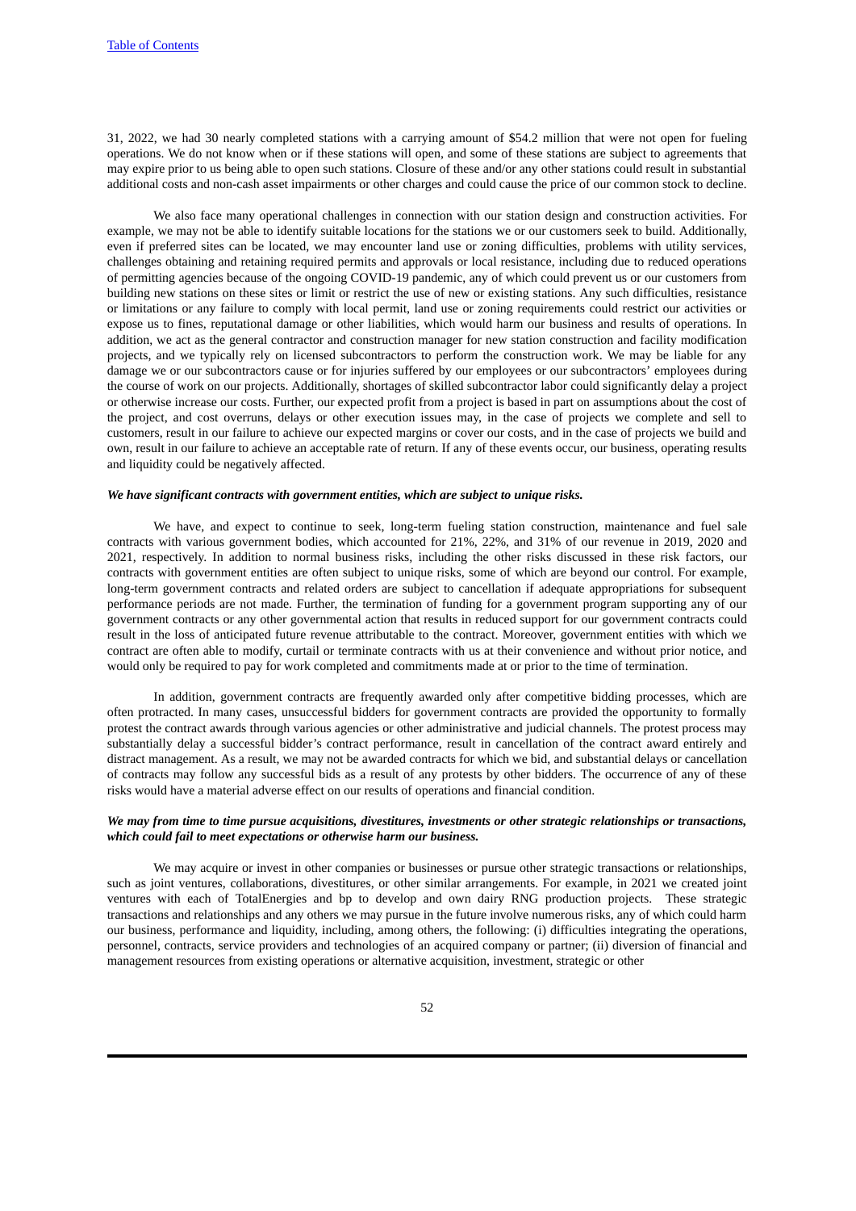31, 2022, we had 30 nearly completed stations with a carrying amount of $54.2 million that were not open for fueling operations. We do not know when or if these stations will open, and some of these stations are subject to agreements that may expire prior to us being able to open such stations. Closure of these and/or any other stations could result in substantial additional costs and non-cash asset impairments or other charges and could cause the price of our common stock to decline.

We also face many operational challenges in connection with our station design and construction activities. For example, we may not be able to identify suitable locations for the stations we or our customers seek to build. Additionally, even if preferred sites can be located, we may encounter land use or zoning difficulties, problems with utility services, challenges obtaining and retaining required permits and approvals or local resistance, including due to reduced operations of permitting agencies because of the ongoing COVID-19 pandemic, any of which could prevent us or our customers from building new stations on these sites or limit or restrict the use of new or existing stations. Any such difficulties, resistance or limitations or any failure to comply with local permit, land use or zoning requirements could restrict our activities or expose us to fines, reputational damage or other liabilities, which would harm our business and results of operations. In addition, we act as the general contractor and construction manager for new station construction and facility modification projects, and we typically rely on licensed subcontractors to perform the construction work. We may be liable for any damage we or our subcontractors cause or for injuries suffered by our employees or our subcontractors' employees during the course of work on our projects. Additionally, shortages of skilled subcontractor labor could significantly delay a project or otherwise increase our costs. Further, our expected profit from a project is based in part on assumptions about the cost of the project, and cost overruns, delays or other execution issues may, in the case of projects we complete and sell to customers, result in our failure to achieve our expected margins or cover our costs, and in the case of projects we build and own, result in our failure to achieve an acceptable rate of return. If any of these events occur, our business, operating results and liquidity could be negatively affected.

***We have significant contracts with government entities, which are subject to unique risks.***

We have, and expect to continue to seek, long-term fueling station construction, maintenance and fuel sale contracts with various government bodies, which accounted for 21%, 22%, and 31% of our revenue in 2019, 2020 and 2021, respectively. In addition to normal business risks, including the other risks discussed in these risk factors, our contracts with government entities are often subject to unique risks, some of which are beyond our control. For example, long-term government contracts and related orders are subject to cancellation if adequate appropriations for subsequent performance periods are not made. Further, the termination of funding for a government program supporting any of our government contracts or any other governmental action that results in reduced support for our government contracts could result in the loss of anticipated future revenue attributable to the contract. Moreover, government entities with which we contract are often able to modify, curtail or terminate contracts with us at their convenience and without prior notice, and would only be required to pay for work completed and commitments made at or prior to the time of termination.

In addition, government contracts are frequently awarded only after competitive bidding processes, which are often protracted. In many cases, unsuccessful bidders for government contracts are provided the opportunity to formally protest the contract awards through various agencies or other administrative and judicial channels. The protest process may substantially delay a successful bidder's contract performance, result in cancellation of the contract award entirely and distract management. As a result, we may not be awarded contracts for which we bid, and substantial delays or cancellation of contracts may follow any successful bids as a result of any protests by other bidders. The occurrence of any of these risks would have a material adverse effect on our results of operations and financial condition.

***We may from time to time pursue acquisitions, divestitures, investments or other strategic relationships or transactions, which could fail to meet expectations or otherwise harm our business.***

We may acquire or invest in other companies or businesses or pursue other strategic transactions or relationships, such as joint ventures, collaborations, divestitures, or other similar arrangements. For example, in 2021 we created joint ventures with each of TotalEnergies and bp to develop and own dairy RNG production projects. These strategic transactions and relationships and any others we may pursue in the future involve numerous risks, any of which could harm our business, performance and liquidity, including, among others, the following: (i) difficulties integrating the operations, personnel, contracts, service providers and technologies of an acquired company or partner; (ii) diversion of financial and management resources from existing operations or alternative acquisition, investment, strategic or other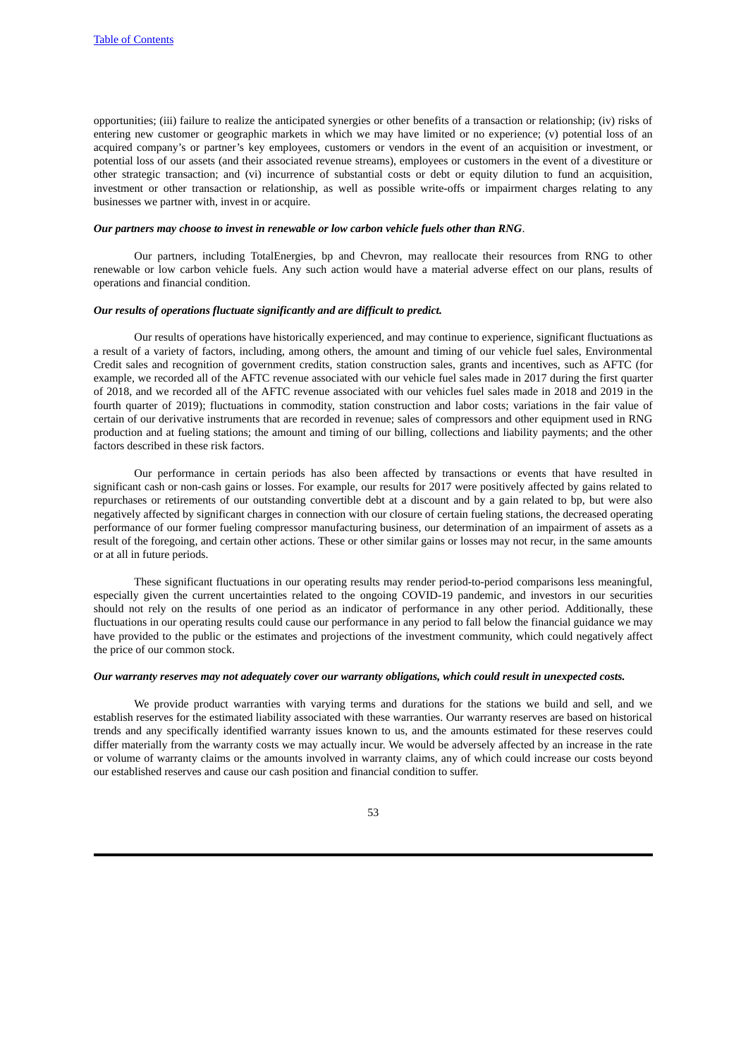opportunities; (iii) failure to realize the anticipated synergies or other benefits of a transaction or relationship; (iv) risks of entering new customer or geographic markets in which we may have limited or no experience; (v) potential loss of an acquired company's or partner's key employees, customers or vendors in the event of an acquisition or investment, or potential loss of our assets (and their associated revenue streams), employees or customers in the event of a divestiture or other strategic transaction; and (vi) incurrence of substantial costs or debt or equity dilution to fund an acquisition, investment or other transaction or relationship, as well as possible write-offs or impairment charges relating to any businesses we partner with, invest in or acquire.

***Our partners may choose to invest in renewable or low carbon vehicle fuels other than RNG*.**

Our partners, including TotalEnergies, bp and Chevron, may reallocate their resources from RNG to other renewable or low carbon vehicle fuels. Any such action would have a material adverse effect on our plans, results of operations and financial condition.

***Our results of operations fluctuate significantly and are difficult to predict.***

Our results of operations have historically experienced, and may continue to experience, significant fluctuations as a result of a variety of factors, including, among others, the amount and timing of our vehicle fuel sales, Environmental Credit sales and recognition of government credits, station construction sales, grants and incentives, such as AFTC (for example, we recorded all of the AFTC revenue associated with our vehicle fuel sales made in 2017 during the first quarter of 2018, and we recorded all of the AFTC revenue associated with our vehicles fuel sales made in 2018 and 2019 in the fourth quarter of 2019); fluctuations in commodity, station construction and labor costs; variations in the fair value of certain of our derivative instruments that are recorded in revenue; sales of compressors and other equipment used in RNG production and at fueling stations; the amount and timing of our billing, collections and liability payments; and the other factors described in these risk factors.

Our performance in certain periods has also been affected by transactions or events that have resulted in significant cash or non-cash gains or losses. For example, our results for 2017 were positively affected by gains related to repurchases or retirements of our outstanding convertible debt at a discount and by a gain related to bp, but were also negatively affected by significant charges in connection with our closure of certain fueling stations, the decreased operating performance of our former fueling compressor manufacturing business, our determination of an impairment of assets as a result of the foregoing, and certain other actions. These or other similar gains or losses may not recur, in the same amounts or at all in future periods.

These significant fluctuations in our operating results may render period-to-period comparisons less meaningful, especially given the current uncertainties related to the ongoing COVID-19 pandemic, and investors in our securities should not rely on the results of one period as an indicator of performance in any other period. Additionally, these fluctuations in our operating results could cause our performance in any period to fall below the financial guidance we may have provided to the public or the estimates and projections of the investment community, which could negatively affect the price of our common stock.

***Our warranty reserves may not adequately cover our warranty obligations, which could result in unexpected costs.***

We provide product warranties with varying terms and durations for the stations we build and sell, and we establish reserves for the estimated liability associated with these warranties. Our warranty reserves are based on historical trends and any specifically identified warranty issues known to us, and the amounts estimated for these reserves could differ materially from the warranty costs we may actually incur. We would be adversely affected by an increase in the rate or volume of warranty claims or the amounts involved in warranty claims, any of which could increase our costs beyond our established reserves and cause our cash position and financial condition to suffer.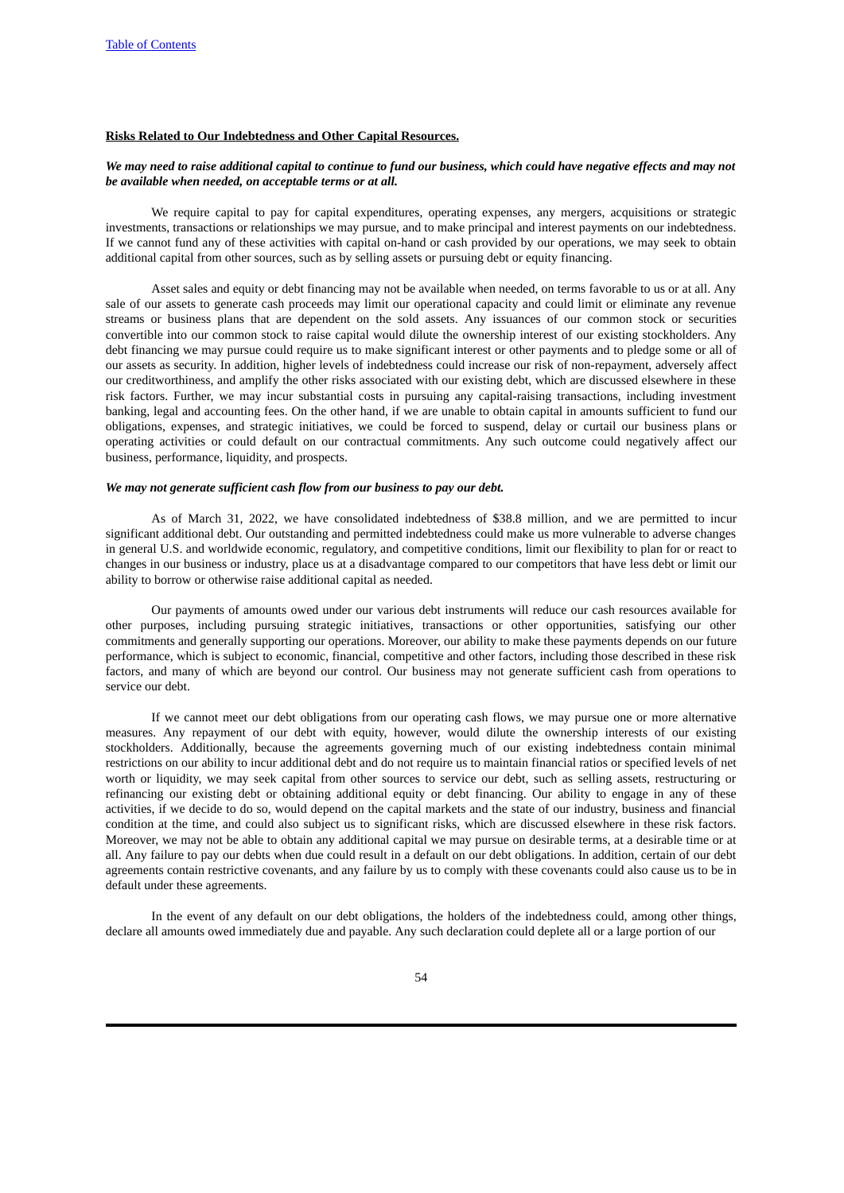**Risks Related to Our Indebtedness and Other Capital Resources.**

***We may need to raise additional capital to continue to fund our business, which could have negative effects and may not be available when needed, on acceptable terms or at all.***

We require capital to pay for capital expenditures, operating expenses, any mergers, acquisitions or strategic investments, transactions or relationships we may pursue, and to make principal and interest payments on our indebtedness. If we cannot fund any of these activities with capital on-hand or cash provided by our operations, we may seek to obtain additional capital from other sources, such as by selling assets or pursuing debt or equity financing.

Asset sales and equity or debt financing may not be available when needed, on terms favorable to us or at all. Any sale of our assets to generate cash proceeds may limit our operational capacity and could limit or eliminate any revenue streams or business plans that are dependent on the sold assets. Any issuances of our common stock or securities convertible into our common stock to raise capital would dilute the ownership interest of our existing stockholders. Any debt financing we may pursue could require us to make significant interest or other payments and to pledge some or all of our assets as security. In addition, higher levels of indebtedness could increase our risk of non-repayment, adversely affect our creditworthiness, and amplify the other risks associated with our existing debt, which are discussed elsewhere in these risk factors. Further, we may incur substantial costs in pursuing any capital-raising transactions, including investment banking, legal and accounting fees. On the other hand, if we are unable to obtain capital in amounts sufficient to fund our obligations, expenses, and strategic initiatives, we could be forced to suspend, delay or curtail our business plans or operating activities or could default on our contractual commitments. Any such outcome could negatively affect our business, performance, liquidity, and prospects.

***We may not generate sufficient cash flow from our business to pay our debt.***

As of March 31, 2022, we have consolidated indebtedness of $38.8 million, and we are permitted to incur significant additional debt. Our outstanding and permitted indebtedness could make us more vulnerable to adverse changes in general U.S. and worldwide economic, regulatory, and competitive conditions, limit our flexibility to plan for or react to changes in our business or industry, place us at a disadvantage compared to our competitors that have less debt or limit our ability to borrow or otherwise raise additional capital as needed.

Our payments of amounts owed under our various debt instruments will reduce our cash resources available for other purposes, including pursuing strategic initiatives, transactions or other opportunities, satisfying our other commitments and generally supporting our operations. Moreover, our ability to make these payments depends on our future performance, which is subject to economic, financial, competitive and other factors, including those described in these risk factors, and many of which are beyond our control. Our business may not generate sufficient cash from operations to service our debt.

If we cannot meet our debt obligations from our operating cash flows, we may pursue one or more alternative measures. Any repayment of our debt with equity, however, would dilute the ownership interests of our existing stockholders. Additionally, because the agreements governing much of our existing indebtedness contain minimal restrictions on our ability to incur additional debt and do not require us to maintain financial ratios or specified levels of net worth or liquidity, we may seek capital from other sources to service our debt, such as selling assets, restructuring or refinancing our existing debt or obtaining additional equity or debt financing. Our ability to engage in any of these activities, if we decide to do so, would depend on the capital markets and the state of our industry, business and financial condition at the time, and could also subject us to significant risks, which are discussed elsewhere in these risk factors. Moreover, we may not be able to obtain any additional capital we may pursue on desirable terms, at a desirable time or at all. Any failure to pay our debts when due could result in a default on our debt obligations. In addition, certain of our debt agreements contain restrictive covenants, and any failure by us to comply with these covenants could also cause us to be in default under these agreements.

In the event of any default on our debt obligations, the holders of the indebtedness could, among other things, declare all amounts owed immediately due and payable. Any such declaration could deplete all or a large portion of our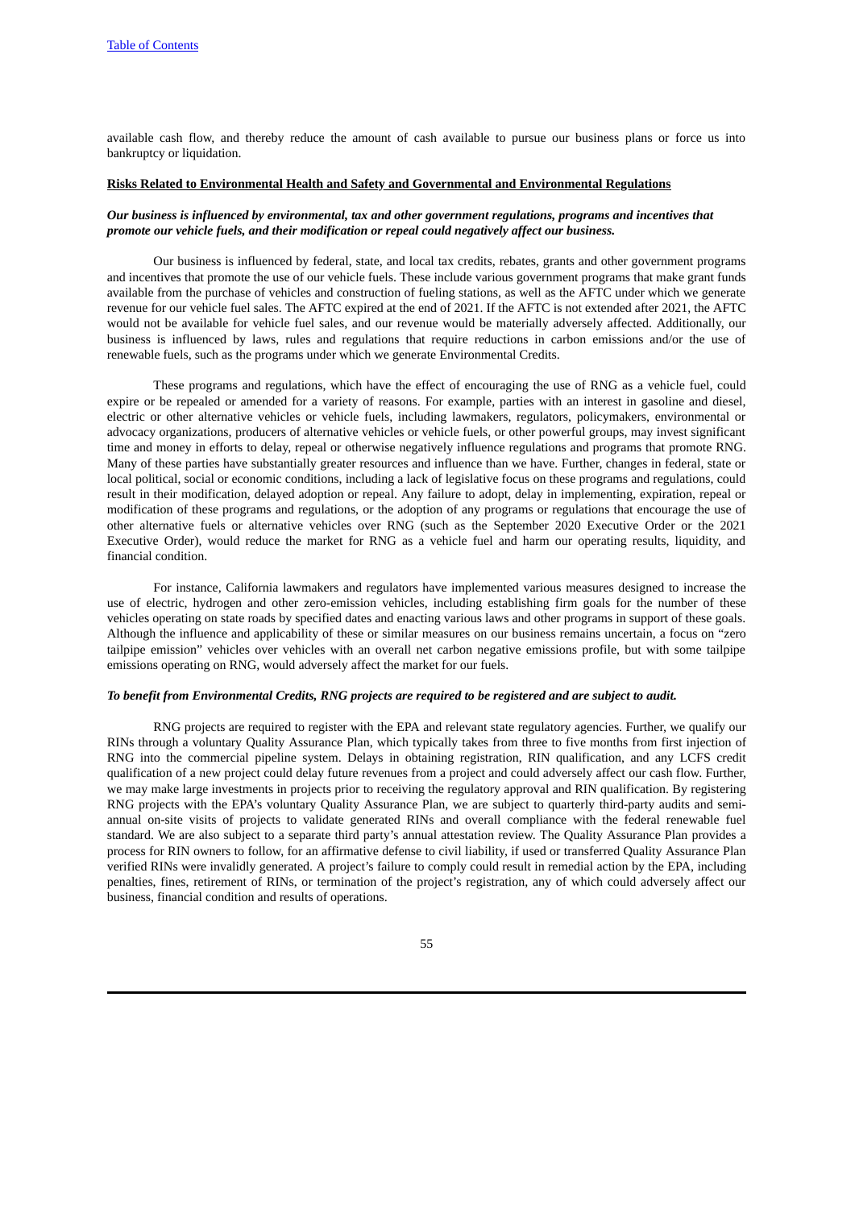available cash flow, and thereby reduce the amount of cash available to pursue our business plans or force us into bankruptcy or liquidation.

**Risks Related to Environmental Health and Safety and Governmental and Environmental Regulations**

***Our business is influenced by environmental, tax and other government regulations, programs and incentives that promote our vehicle fuels, and their modification or repeal could negatively affect our business.***

Our business is influenced by federal, state, and local tax credits, rebates, grants and other government programs and incentives that promote the use of our vehicle fuels. These include various government programs that make grant funds available from the purchase of vehicles and construction of fueling stations, as well as the AFTC under which we generate revenue for our vehicle fuel sales. The AFTC expired at the end of 2021. If the AFTC is not extended after 2021, the AFTC would not be available for vehicle fuel sales, and our revenue would be materially adversely affected. Additionally, our business is influenced by laws, rules and regulations that require reductions in carbon emissions and/or the use of renewable fuels, such as the programs under which we generate Environmental Credits.

These programs and regulations, which have the effect of encouraging the use of RNG as a vehicle fuel, could expire or be repealed or amended for a variety of reasons. For example, parties with an interest in gasoline and diesel, electric or other alternative vehicles or vehicle fuels, including lawmakers, regulators, policymakers, environmental or advocacy organizations, producers of alternative vehicles or vehicle fuels, or other powerful groups, may invest significant time and money in efforts to delay, repeal or otherwise negatively influence regulations and programs that promote RNG. Many of these parties have substantially greater resources and influence than we have. Further, changes in federal, state or local political, social or economic conditions, including a lack of legislative focus on these programs and regulations, could result in their modification, delayed adoption or repeal. Any failure to adopt, delay in implementing, expiration, repeal or modification of these programs and regulations, or the adoption of any programs or regulations that encourage the use of other alternative fuels or alternative vehicles over RNG (such as the September 2020 Executive Order or the 2021 Executive Order), would reduce the market for RNG as a vehicle fuel and harm our operating results, liquidity, and financial condition.

For instance, California lawmakers and regulators have implemented various measures designed to increase the use of electric, hydrogen and other zero-emission vehicles, including establishing firm goals for the number of these vehicles operating on state roads by specified dates and enacting various laws and other programs in support of these goals. Although the influence and applicability of these or similar measures on our business remains uncertain, a focus on "zero tailpipe emission" vehicles over vehicles with an overall net carbon negative emissions profile, but with some tailpipe emissions operating on RNG, would adversely affect the market for our fuels.

***To benefit from Environmental Credits, RNG projects are required to be registered and are subject to audit.***

RNG projects are required to register with the EPA and relevant state regulatory agencies. Further, we qualify our RINs through a voluntary Quality Assurance Plan, which typically takes from three to five months from first injection of RNG into the commercial pipeline system. Delays in obtaining registration, RIN qualification, and any LCFS credit qualification of a new project could delay future revenues from a project and could adversely affect our cash flow. Further, we may make large investments in projects prior to receiving the regulatory approval and RIN qualification. By registering RNG projects with the EPA's voluntary Quality Assurance Plan, we are subject to quarterly third-party audits and semi-annual on-site visits of projects to validate generated RINs and overall compliance with the federal renewable fuel standard. We are also subject to a separate third party's annual attestation review. The Quality Assurance Plan provides a process for RIN owners to follow, for an affirmative defense to civil liability, if used or transferred Quality Assurance Plan verified RINs were invalidly generated. A project's failure to comply could result in remedial action by the EPA, including penalties, fines, retirement of RINs, or termination of the project's registration, any of which could adversely affect our business, financial condition and results of operations.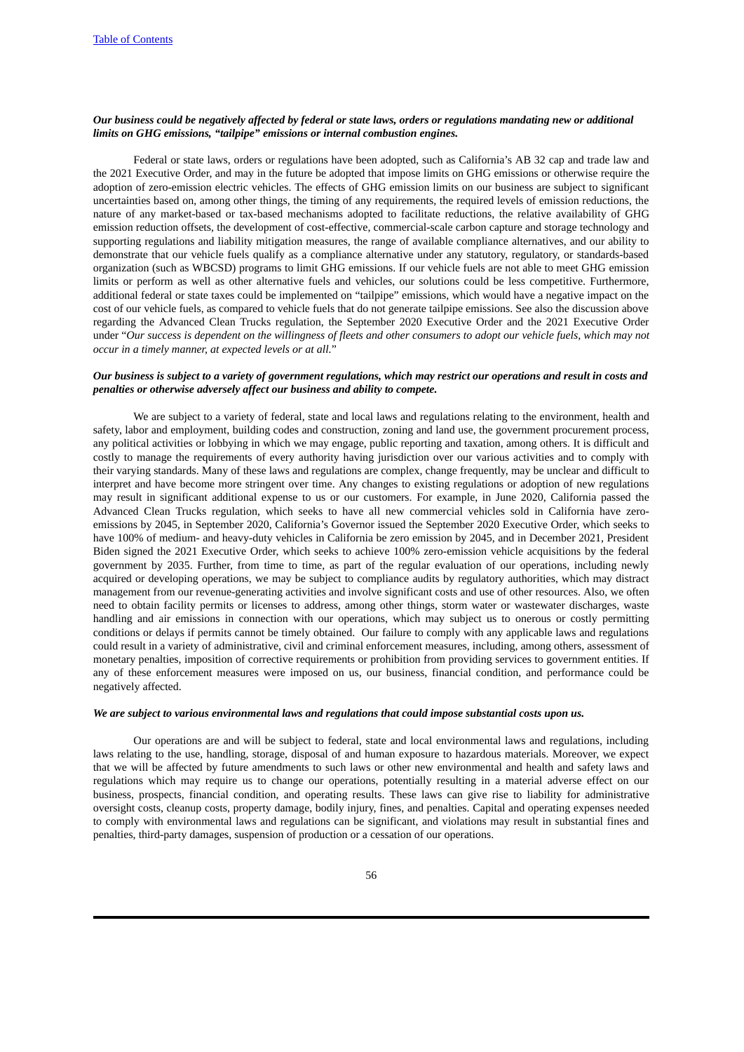***Our business could be negatively affected by federal or state laws, orders or regulations mandating new or additional limits on GHG emissions, "tailpipe" emissions or internal combustion engines.***

Federal or state laws, orders or regulations have been adopted, such as California's AB 32 cap and trade law and the 2021 Executive Order, and may in the future be adopted that impose limits on GHG emissions or otherwise require the adoption of zero-emission electric vehicles. The effects of GHG emission limits on our business are subject to significant uncertainties based on, among other things, the timing of any requirements, the required levels of emission reductions, the nature of any market-based or tax-based mechanisms adopted to facilitate reductions, the relative availability of GHG emission reduction offsets, the development of cost-effective, commercial-scale carbon capture and storage technology and supporting regulations and liability mitigation measures, the range of available compliance alternatives, and our ability to demonstrate that our vehicle fuels qualify as a compliance alternative under any statutory, regulatory, or standards-based organization (such as WBCSD) programs to limit GHG emissions. If our vehicle fuels are not able to meet GHG emission limits or perform as well as other alternative fuels and vehicles, our solutions could be less competitive. Furthermore, additional federal or state taxes could be implemented on "tailpipe" emissions, which would have a negative impact on the cost of our vehicle fuels, as compared to vehicle fuels that do not generate tailpipe emissions. See also the discussion above regarding the Advanced Clean Trucks regulation, the September 2020 Executive Order and the 2021 Executive Order under "*Our success is dependent on the willingness of fleets and other consumers to adopt our vehicle fuels, which may not occur in a timely manner, at expected levels or at all.*"

***Our business is subject to a variety of government regulations, which may restrict our operations and result in costs and penalties or otherwise adversely affect our business and ability to compete.***

We are subject to a variety of federal, state and local laws and regulations relating to the environment, health and safety, labor and employment, building codes and construction, zoning and land use, the government procurement process, any political activities or lobbying in which we may engage, public reporting and taxation, among others. It is difficult and costly to manage the requirements of every authority having jurisdiction over our various activities and to comply with their varying standards. Many of these laws and regulations are complex, change frequently, may be unclear and difficult to interpret and have become more stringent over time. Any changes to existing regulations or adoption of new regulations may result in significant additional expense to us or our customers. For example, in June 2020, California passed the Advanced Clean Trucks regulation, which seeks to have all new commercial vehicles sold in California have zero-emissions by 2045, in September 2020, California's Governor issued the September 2020 Executive Order, which seeks to have 100% of medium- and heavy-duty vehicles in California be zero emission by 2045, and in December 2021, President Biden signed the 2021 Executive Order, which seeks to achieve 100% zero-emission vehicle acquisitions by the federal government by 2035. Further, from time to time, as part of the regular evaluation of our operations, including newly acquired or developing operations, we may be subject to compliance audits by regulatory authorities, which may distract management from our revenue-generating activities and involve significant costs and use of other resources. Also, we often need to obtain facility permits or licenses to address, among other things, storm water or wastewater discharges, waste handling and air emissions in connection with our operations, which may subject us to onerous or costly permitting conditions or delays if permits cannot be timely obtained. Our failure to comply with any applicable laws and regulations could result in a variety of administrative, civil and criminal enforcement measures, including, among others, assessment of monetary penalties, imposition of corrective requirements or prohibition from providing services to government entities. If any of these enforcement measures were imposed on us, our business, financial condition, and performance could be negatively affected.

***We are subject to various environmental laws and regulations that could impose substantial costs upon us.***

Our operations are and will be subject to federal, state and local environmental laws and regulations, including laws relating to the use, handling, storage, disposal of and human exposure to hazardous materials. Moreover, we expect that we will be affected by future amendments to such laws or other new environmental and health and safety laws and regulations which may require us to change our operations, potentially resulting in a material adverse effect on our business, prospects, financial condition, and operating results. These laws can give rise to liability for administrative oversight costs, cleanup costs, property damage, bodily injury, fines, and penalties. Capital and operating expenses needed to comply with environmental laws and regulations can be significant, and violations may result in substantial fines and penalties, third-party damages, suspension of production or a cessation of our operations.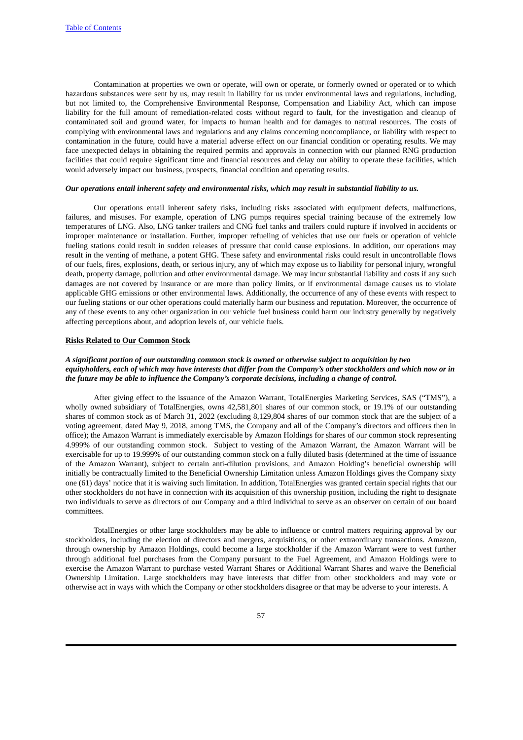Contamination at properties we own or operate, will own or operate, or formerly owned or operated or to which hazardous substances were sent by us, may result in liability for us under environmental laws and regulations, including, but not limited to, the Comprehensive Environmental Response, Compensation and Liability Act, which can impose liability for the full amount of remediation-related costs without regard to fault, for the investigation and cleanup of contaminated soil and ground water, for impacts to human health and for damages to natural resources. The costs of complying with environmental laws and regulations and any claims concerning noncompliance, or liability with respect to contamination in the future, could have a material adverse effect on our financial condition or operating results. We may face unexpected delays in obtaining the required permits and approvals in connection with our planned RNG production facilities that could require significant time and financial resources and delay our ability to operate these facilities, which would adversely impact our business, prospects, financial condition and operating results.

***Our operations entail inherent safety and environmental risks, which may result in substantial liability to us.***

Our operations entail inherent safety risks, including risks associated with equipment defects, malfunctions, failures, and misuses. For example, operation of LNG pumps requires special training because of the extremely low temperatures of LNG. Also, LNG tanker trailers and CNG fuel tanks and trailers could rupture if involved in accidents or improper maintenance or installation. Further, improper refueling of vehicles that use our fuels or operation of vehicle fueling stations could result in sudden releases of pressure that could cause explosions. In addition, our operations may result in the venting of methane, a potent GHG. These safety and environmental risks could result in uncontrollable flows of our fuels, fires, explosions, death, or serious injury, any of which may expose us to liability for personal injury, wrongful death, property damage, pollution and other environmental damage. We may incur substantial liability and costs if any such damages are not covered by insurance or are more than policy limits, or if environmental damage causes us to violate applicable GHG emissions or other environmental laws. Additionally, the occurrence of any of these events with respect to our fueling stations or our other operations could materially harm our business and reputation. Moreover, the occurrence of any of these events to any other organization in our vehicle fuel business could harm our industry generally by negatively affecting perceptions about, and adoption levels of, our vehicle fuels.

**Risks Related to Our Common Stock**

***A significant portion of our outstanding common stock is owned or otherwise subject to acquisition by two equityholders, each of which may have interests that differ from the Company's other stockholders and which now or in the future may be able to influence the Company's corporate decisions, including a change of control.***

After giving effect to the issuance of the Amazon Warrant, TotalEnergies Marketing Services, SAS ("TMS"), a wholly owned subsidiary of TotalEnergies, owns 42,581,801 shares of our common stock, or 19.1% of our outstanding shares of common stock as of March 31, 2022 (excluding 8,129,804 shares of our common stock that are the subject of a voting agreement, dated May 9, 2018, among TMS, the Company and all of the Company's directors and officers then in office); the Amazon Warrant is immediately exercisable by Amazon Holdings for shares of our common stock representing 4.999% of our outstanding common stock. Subject to vesting of the Amazon Warrant, the Amazon Warrant will be exercisable for up to 19.999% of our outstanding common stock on a fully diluted basis (determined at the time of issuance of the Amazon Warrant), subject to certain anti-dilution provisions, and Amazon Holding's beneficial ownership will initially be contractually limited to the Beneficial Ownership Limitation unless Amazon Holdings gives the Company sixty one (61) days' notice that it is waiving such limitation. In addition, TotalEnergies was granted certain special rights that our other stockholders do not have in connection with its acquisition of this ownership position, including the right to designate two individuals to serve as directors of our Company and a third individual to serve as an observer on certain of our board committees.

TotalEnergies or other large stockholders may be able to influence or control matters requiring approval by our stockholders, including the election of directors and mergers, acquisitions, or other extraordinary transactions. Amazon, through ownership by Amazon Holdings, could become a large stockholder if the Amazon Warrant were to vest further through additional fuel purchases from the Company pursuant to the Fuel Agreement, and Amazon Holdings were to exercise the Amazon Warrant to purchase vested Warrant Shares or Additional Warrant Shares and waive the Beneficial Ownership Limitation. Large stockholders may have interests that differ from other stockholders and may vote or otherwise act in ways with which the Company or other stockholders disagree or that may be adverse to your interests. A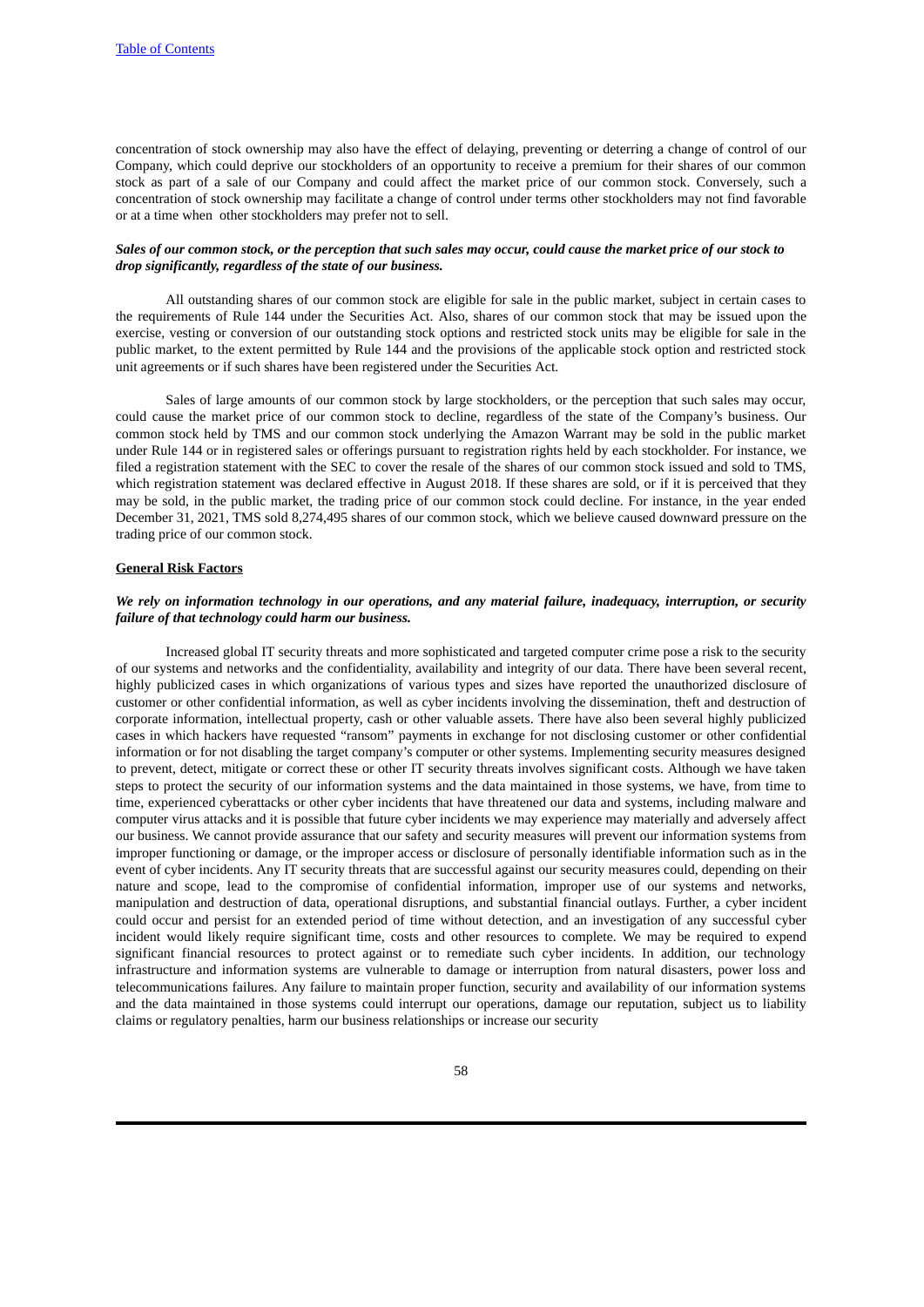concentration of stock ownership may also have the effect of delaying, preventing or deterring a change of control of our Company, which could deprive our stockholders of an opportunity to receive a premium for their shares of our common stock as part of a sale of our Company and could affect the market price of our common stock. Conversely, such a concentration of stock ownership may facilitate a change of control under terms other stockholders may not find favorable or at a time when other stockholders may prefer not to sell.

***Sales of our common stock, or the perception that such sales may occur, could cause the market price of our stock to drop significantly, regardless of the state of our business.***

All outstanding shares of our common stock are eligible for sale in the public market, subject in certain cases to the requirements of Rule 144 under the Securities Act. Also, shares of our common stock that may be issued upon the exercise, vesting or conversion of our outstanding stock options and restricted stock units may be eligible for sale in the public market, to the extent permitted by Rule 144 and the provisions of the applicable stock option and restricted stock unit agreements or if such shares have been registered under the Securities Act.

Sales of large amounts of our common stock by large stockholders, or the perception that such sales may occur, could cause the market price of our common stock to decline, regardless of the state of the Company's business. Our common stock held by TMS and our common stock underlying the Amazon Warrant may be sold in the public market under Rule 144 or in registered sales or offerings pursuant to registration rights held by each stockholder. For instance, we filed a registration statement with the SEC to cover the resale of the shares of our common stock issued and sold to TMS, which registration statement was declared effective in August 2018. If these shares are sold, or if it is perceived that they may be sold, in the public market, the trading price of our common stock could decline. For instance, in the year ended December 31, 2021, TMS sold 8,274,495 shares of our common stock, which we believe caused downward pressure on the trading price of our common stock.

**General Risk Factors**

***We rely on information technology in our operations, and any material failure, inadequacy, interruption, or security failure of that technology could harm our business.***

Increased global IT security threats and more sophisticated and targeted computer crime pose a risk to the security of our systems and networks and the confidentiality, availability and integrity of our data. There have been several recent, highly publicized cases in which organizations of various types and sizes have reported the unauthorized disclosure of customer or other confidential information, as well as cyber incidents involving the dissemination, theft and destruction of corporate information, intellectual property, cash or other valuable assets. There have also been several highly publicized cases in which hackers have requested "ransom" payments in exchange for not disclosing customer or other confidential information or for not disabling the target company's computer or other systems. Implementing security measures designed to prevent, detect, mitigate or correct these or other IT security threats involves significant costs. Although we have taken steps to protect the security of our information systems and the data maintained in those systems, we have, from time to time, experienced cyberattacks or other cyber incidents that have threatened our data and systems, including malware and computer virus attacks and it is possible that future cyber incidents we may experience may materially and adversely affect our business. We cannot provide assurance that our safety and security measures will prevent our information systems from improper functioning or damage, or the improper access or disclosure of personally identifiable information such as in the event of cyber incidents. Any IT security threats that are successful against our security measures could, depending on their nature and scope, lead to the compromise of confidential information, improper use of our systems and networks, manipulation and destruction of data, operational disruptions, and substantial financial outlays. Further, a cyber incident could occur and persist for an extended period of time without detection, and an investigation of any successful cyber incident would likely require significant time, costs and other resources to complete. We may be required to expend significant financial resources to protect against or to remediate such cyber incidents. In addition, our technology infrastructure and information systems are vulnerable to damage or interruption from natural disasters, power loss and telecommunications failures. Any failure to maintain proper function, security and availability of our information systems and the data maintained in those systems could interrupt our operations, damage our reputation, subject us to liability claims or regulatory penalties, harm our business relationships or increase our security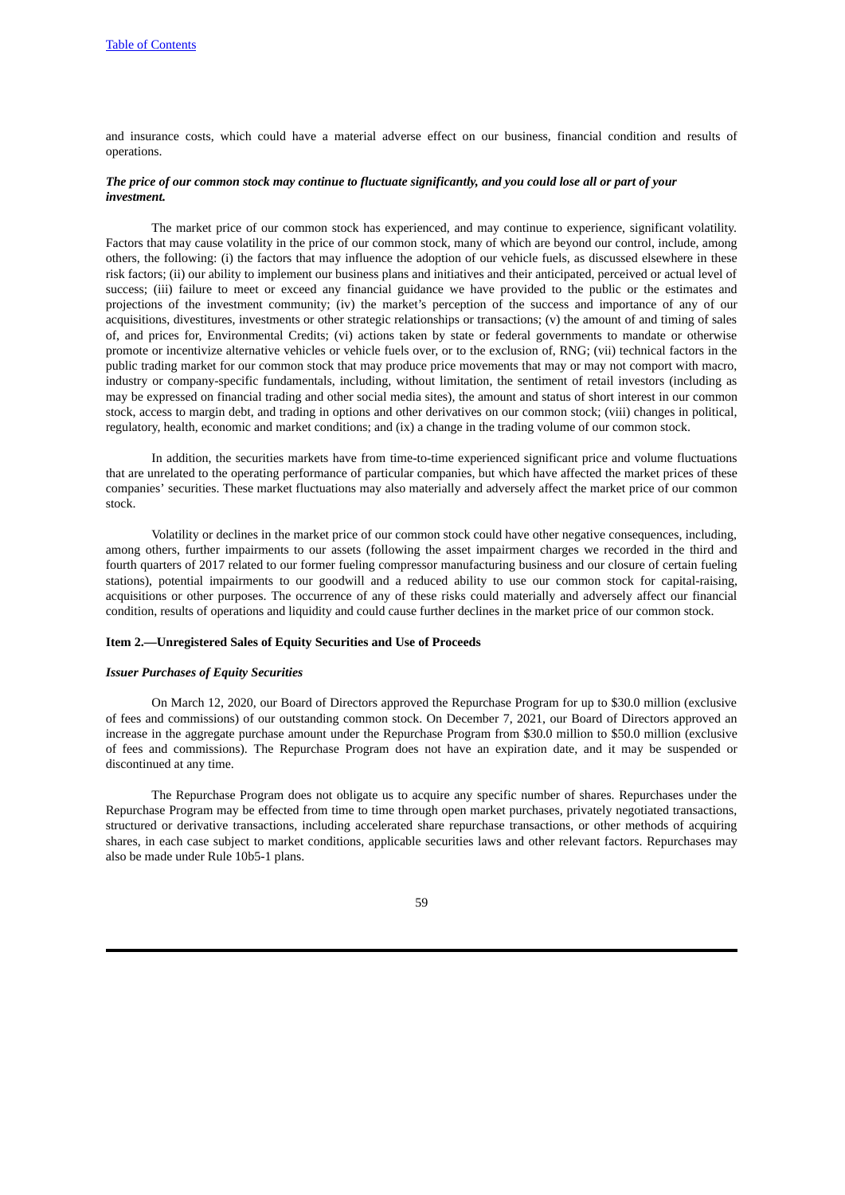and insurance costs, which could have a material adverse effect on our business, financial condition and results of operations.

***The price of our common stock may continue to fluctuate significantly, and you could lose all or part of your investment.***

The market price of our common stock has experienced, and may continue to experience, significant volatility. Factors that may cause volatility in the price of our common stock, many of which are beyond our control, include, among others, the following: (i) the factors that may influence the adoption of our vehicle fuels, as discussed elsewhere in these risk factors; (ii) our ability to implement our business plans and initiatives and their anticipated, perceived or actual level of success; (iii) failure to meet or exceed any financial guidance we have provided to the public or the estimates and projections of the investment community; (iv) the market's perception of the success and importance of any of our acquisitions, divestitures, investments or other strategic relationships or transactions; (v) the amount of and timing of sales of, and prices for, Environmental Credits; (vi) actions taken by state or federal governments to mandate or otherwise promote or incentivize alternative vehicles or vehicle fuels over, or to the exclusion of, RNG; (vii) technical factors in the public trading market for our common stock that may produce price movements that may or may not comport with macro, industry or company-specific fundamentals, including, without limitation, the sentiment of retail investors (including as may be expressed on financial trading and other social media sites), the amount and status of short interest in our common stock, access to margin debt, and trading in options and other derivatives on our common stock; (viii) changes in political, regulatory, health, economic and market conditions; and (ix) a change in the trading volume of our common stock.

In addition, the securities markets have from time-to-time experienced significant price and volume fluctuations that are unrelated to the operating performance of particular companies, but which have affected the market prices of these companies' securities. These market fluctuations may also materially and adversely affect the market price of our common stock.

Volatility or declines in the market price of our common stock could have other negative consequences, including, among others, further impairments to our assets (following the asset impairment charges we recorded in the third and fourth quarters of 2017 related to our former fueling compressor manufacturing business and our closure of certain fueling stations), potential impairments to our goodwill and a reduced ability to use our common stock for capital-raising, acquisitions or other purposes. The occurrence of any of these risks could materially and adversely affect our financial condition, results of operations and liquidity and could cause further declines in the market price of our common stock.

**Item 2.—Unregistered Sales of Equity Securities and Use of Proceeds**

***Issuer Purchases of Equity Securities***

On March 12, 2020, our Board of Directors approved the Repurchase Program for up to $30.0 million (exclusive of fees and commissions) of our outstanding common stock. On December 7, 2021, our Board of Directors approved an increase in the aggregate purchase amount under the Repurchase Program from $30.0 million to $50.0 million (exclusive of fees and commissions). The Repurchase Program does not have an expiration date, and it may be suspended or discontinued at any time.

The Repurchase Program does not obligate us to acquire any specific number of shares. Repurchases under the Repurchase Program may be effected from time to time through open market purchases, privately negotiated transactions, structured or derivative transactions, including accelerated share repurchase transactions, or other methods of acquiring shares, in each case subject to market conditions, applicable securities laws and other relevant factors. Repurchases may also be made under Rule 10b5-1 plans.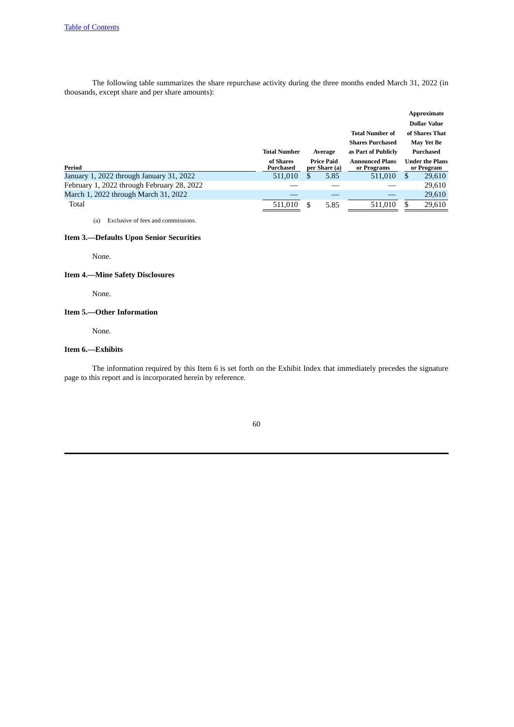The following table summarizes the share repurchase activity during the three months ended March 31, 2022 (in thousands, except share and per share amounts):

| Period | Total Number of Shares Purchased | Average Price Paid per Share (a) | Total Number of Shares Purchased as Part of Publicly Announced Plans or Programs | Approximate Dollar Value of Shares That May Yet Be Purchased Under the Plans or Program |
|---|---|---|---|---|
| January 1, 2022 through January 31, 2022 | 511,010 | $ 5.85 | 511,010 | $ 29,610 |
| February 1, 2022 through February 28, 2022 | — | — | — | 29,610 |
| March 1, 2022 through March 31, 2022 | — | — | — | 29,610 |
| Total | 511,010 | $ 5.85 | 511,010 | $ 29,610 |

(a) Exclusive of fees and commissions.

### Item 3.—Defaults Upon Senior Securities

None.

### Item 4.—Mine Safety Disclosures

None.

### Item 5.—Other Information

None.

### Item 6.—Exhibits

The information required by this Item 6 is set forth on the Exhibit Index that immediately precedes the signature page to this report and is incorporated herein by reference.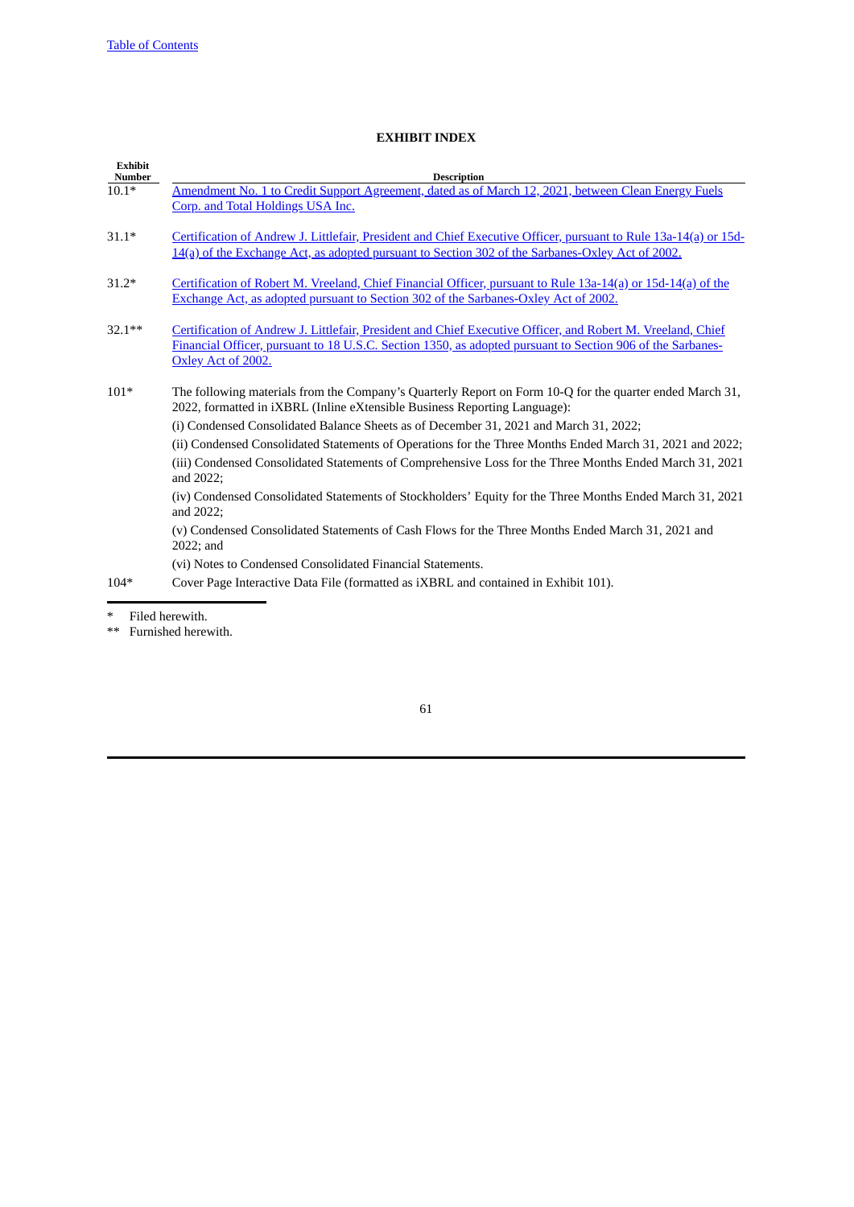# EXHIBIT INDEX

| Exhibit Number | Description |
|---|---|
| 10.1* | Amendment No. 1 to Credit Support Agreement, dated as of March 12, 2021, between Clean Energy Fuels Corp. and Total Holdings USA Inc. |
| 31.1* | Certification of Andrew J. Littlefair, President and Chief Executive Officer, pursuant to Rule 13a-14(a) or 15d-14(a) of the Exchange Act, as adopted pursuant to Section 302 of the Sarbanes-Oxley Act of 2002. |
| 31.2* | Certification of Robert M. Vreeland, Chief Financial Officer, pursuant to Rule 13a-14(a) or 15d-14(a) of the Exchange Act, as adopted pursuant to Section 302 of the Sarbanes-Oxley Act of 2002. |
| 32.1** | Certification of Andrew J. Littlefair, President and Chief Executive Officer, and Robert M. Vreeland, Chief Financial Officer, pursuant to 18 U.S.C. Section 1350, as adopted pursuant to Section 906 of the Sarbanes-Oxley Act of 2002. |
| 101* | The following materials from the Company's Quarterly Report on Form 10-Q for the quarter ended March 31, 2022, formatted in iXBRL (Inline eXtensible Business Reporting Language):<br>(i) Condensed Consolidated Balance Sheets as of December 31, 2021 and March 31, 2022;<br>(ii) Condensed Consolidated Statements of Operations for the Three Months Ended March 31, 2021 and 2022;<br>(iii) Condensed Consolidated Statements of Comprehensive Loss for the Three Months Ended March 31, 2021 and 2022;<br>(iv) Condensed Consolidated Statements of Stockholders' Equity for the Three Months Ended March 31, 2021 and 2022;<br>(v) Condensed Consolidated Statements of Cash Flows for the Three Months Ended March 31, 2021 and 2022; and<br>(vi) Notes to Condensed Consolidated Financial Statements. |
| 104* | Cover Page Interactive Data File (formatted as iXBRL and contained in Exhibit 101). |

\* Filed herewith.

\*\* Furnished herewith.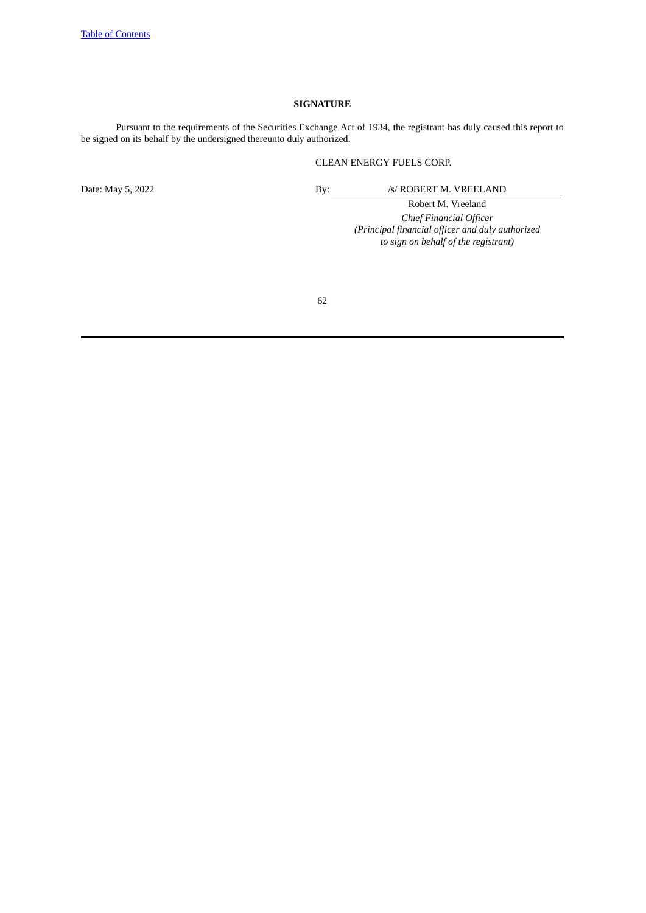## SIGNATURE

Pursuant to the requirements of the Securities Exchange Act of 1934, the registrant has duly caused this report to be signed on its behalf by the undersigned thereunto duly authorized.

CLEAN ENERGY FUELS CORP.

| | | |
|---|---|---|
| Date: May 5, 2022 | By: | /s/ ROBERT M. VREELAND |
| | | Robert M. Vreeland |
| | | *Chief Financial Officer* |
| | | *(Principal financial officer and duly authorized to sign on behalf of the registrant)* |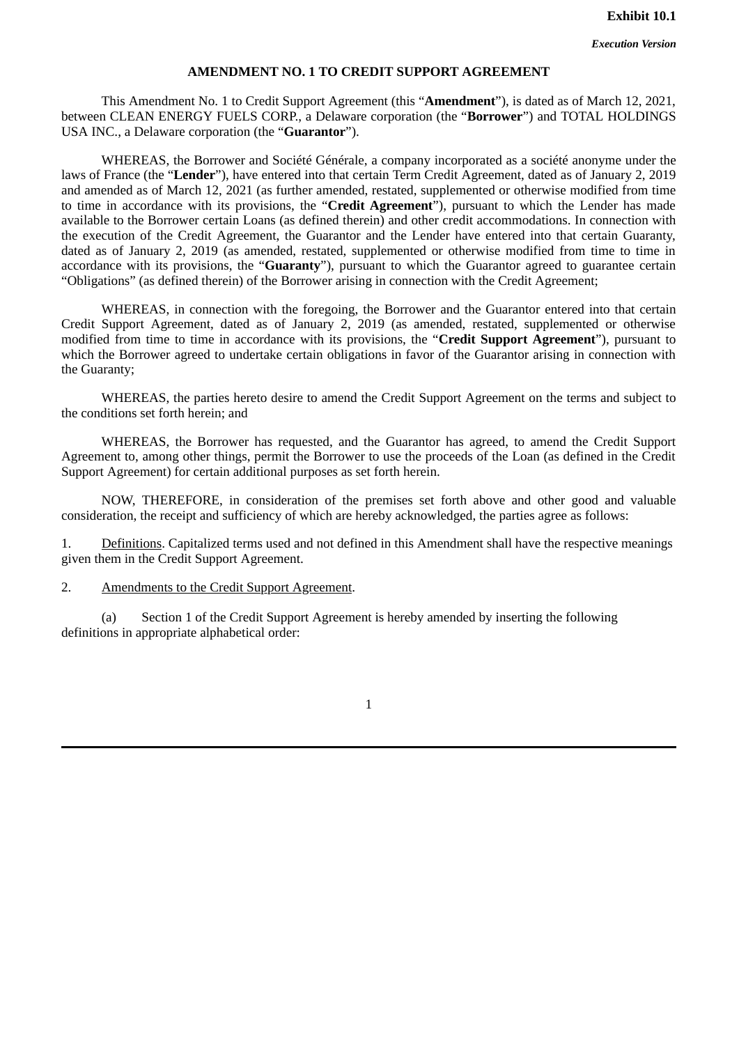**Exhibit 10.1**

***Execution Version***

**AMENDMENT NO. 1 TO CREDIT SUPPORT AGREEMENT**

This Amendment No. 1 to Credit Support Agreement (this "**Amendment**"), is dated as of March 12, 2021, between CLEAN ENERGY FUELS CORP., a Delaware corporation (the "**Borrower**") and TOTAL HOLDINGS USA INC., a Delaware corporation (the "**Guarantor**").

WHEREAS, the Borrower and Société Générale, a company incorporated as a société anonyme under the laws of France (the "**Lender**"), have entered into that certain Term Credit Agreement, dated as of January 2, 2019 and amended as of March 12, 2021 (as further amended, restated, supplemented or otherwise modified from time to time in accordance with its provisions, the "**Credit Agreement**"), pursuant to which the Lender has made available to the Borrower certain Loans (as defined therein) and other credit accommodations. In connection with the execution of the Credit Agreement, the Guarantor and the Lender have entered into that certain Guaranty, dated as of January 2, 2019 (as amended, restated, supplemented or otherwise modified from time to time in accordance with its provisions, the "**Guaranty**"), pursuant to which the Guarantor agreed to guarantee certain "Obligations" (as defined therein) of the Borrower arising in connection with the Credit Agreement;

WHEREAS, in connection with the foregoing, the Borrower and the Guarantor entered into that certain Credit Support Agreement, dated as of January 2, 2019 (as amended, restated, supplemented or otherwise modified from time to time in accordance with its provisions, the "**Credit Support Agreement**"), pursuant to which the Borrower agreed to undertake certain obligations in favor of the Guarantor arising in connection with the Guaranty;

WHEREAS, the parties hereto desire to amend the Credit Support Agreement on the terms and subject to the conditions set forth herein; and

WHEREAS, the Borrower has requested, and the Guarantor has agreed, to amend the Credit Support Agreement to, among other things, permit the Borrower to use the proceeds of the Loan (as defined in the Credit Support Agreement) for certain additional purposes as set forth herein.

NOW, THEREFORE, in consideration of the premises set forth above and other good and valuable consideration, the receipt and sufficiency of which are hereby acknowledged, the parties agree as follows:

1. Definitions. Capitalized terms used and not defined in this Amendment shall have the respective meanings given them in the Credit Support Agreement.

2. Amendments to the Credit Support Agreement.

(a) Section 1 of the Credit Support Agreement is hereby amended by inserting the following definitions in appropriate alphabetical order: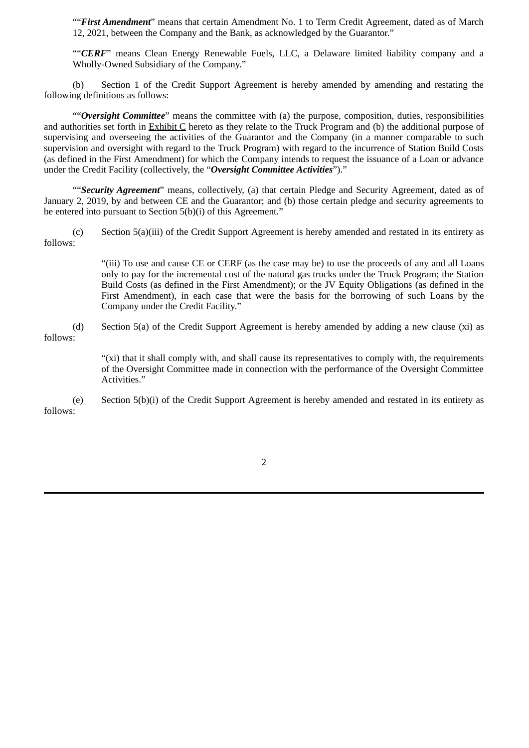""***First Amendment***" means that certain Amendment No. 1 to Term Credit Agreement, dated as of March 12, 2021, between the Company and the Bank, as acknowledged by the Guarantor."

""***CERF***" means Clean Energy Renewable Fuels, LLC, a Delaware limited liability company and a Wholly-Owned Subsidiary of the Company."

(b) Section 1 of the Credit Support Agreement is hereby amended by amending and restating the following definitions as follows:

""***Oversight Committee***" means the committee with (a) the purpose, composition, duties, responsibilities and authorities set forth in Exhibit C hereto as they relate to the Truck Program and (b) the additional purpose of supervising and overseeing the activities of the Guarantor and the Company (in a manner comparable to such supervision and oversight with regard to the Truck Program) with regard to the incurrence of Station Build Costs (as defined in the First Amendment) for which the Company intends to request the issuance of a Loan or advance under the Credit Facility (collectively, the "***Oversight Committee Activities***")."

""***Security Agreement***" means, collectively, (a) that certain Pledge and Security Agreement, dated as of January 2, 2019, by and between CE and the Guarantor; and (b) those certain pledge and security agreements to be entered into pursuant to Section 5(b)(i) of this Agreement."

(c) Section 5(a)(iii) of the Credit Support Agreement is hereby amended and restated in its entirety as follows:

> "(iii) To use and cause CE or CERF (as the case may be) to use the proceeds of any and all Loans only to pay for the incremental cost of the natural gas trucks under the Truck Program; the Station Build Costs (as defined in the First Amendment); or the JV Equity Obligations (as defined in the First Amendment), in each case that were the basis for the borrowing of such Loans by the Company under the Credit Facility."

(d) Section 5(a) of the Credit Support Agreement is hereby amended by adding a new clause (xi) as follows:

> "(xi) that it shall comply with, and shall cause its representatives to comply with, the requirements of the Oversight Committee made in connection with the performance of the Oversight Committee Activities."

(e) Section 5(b)(i) of the Credit Support Agreement is hereby amended and restated in its entirety as follows: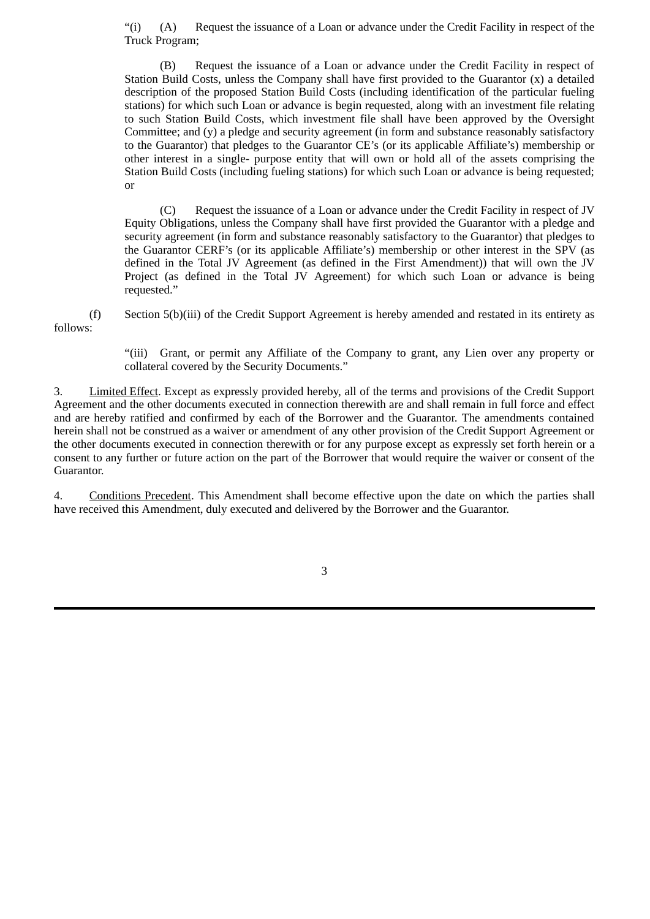"(i) (A) Request the issuance of a Loan or advance under the Credit Facility in respect of the Truck Program;

(B) Request the issuance of a Loan or advance under the Credit Facility in respect of Station Build Costs, unless the Company shall have first provided to the Guarantor (x) a detailed description of the proposed Station Build Costs (including identification of the particular fueling stations) for which such Loan or advance is begin requested, along with an investment file relating to such Station Build Costs, which investment file shall have been approved by the Oversight Committee; and (y) a pledge and security agreement (in form and substance reasonably satisfactory to the Guarantor) that pledges to the Guarantor CE's (or its applicable Affiliate's) membership or other interest in a single- purpose entity that will own or hold all of the assets comprising the Station Build Costs (including fueling stations) for which such Loan or advance is being requested; or

(C) Request the issuance of a Loan or advance under the Credit Facility in respect of JV Equity Obligations, unless the Company shall have first provided the Guarantor with a pledge and security agreement (in form and substance reasonably satisfactory to the Guarantor) that pledges to the Guarantor CERF's (or its applicable Affiliate's) membership or other interest in the SPV (as defined in the Total JV Agreement (as defined in the First Amendment)) that will own the JV Project (as defined in the Total JV Agreement) for which such Loan or advance is being requested."

(f) Section 5(b)(iii) of the Credit Support Agreement is hereby amended and restated in its entirety as follows:

"(iii) Grant, or permit any Affiliate of the Company to grant, any Lien over any property or collateral covered by the Security Documents."

3. Limited Effect. Except as expressly provided hereby, all of the terms and provisions of the Credit Support Agreement and the other documents executed in connection therewith are and shall remain in full force and effect and are hereby ratified and confirmed by each of the Borrower and the Guarantor. The amendments contained herein shall not be construed as a waiver or amendment of any other provision of the Credit Support Agreement or the other documents executed in connection therewith or for any purpose except as expressly set forth herein or a consent to any further or future action on the part of the Borrower that would require the waiver or consent of the Guarantor.

4. Conditions Precedent. This Amendment shall become effective upon the date on which the parties shall have received this Amendment, duly executed and delivered by the Borrower and the Guarantor.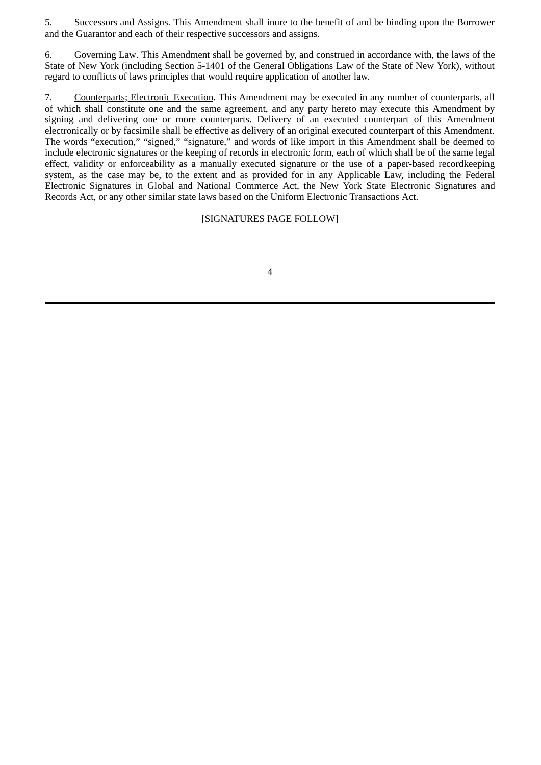5. Successors and Assigns. This Amendment shall inure to the benefit of and be binding upon the Borrower and the Guarantor and each of their respective successors and assigns.

6. Governing Law. This Amendment shall be governed by, and construed in accordance with, the laws of the State of New York (including Section 5-1401 of the General Obligations Law of the State of New York), without regard to conflicts of laws principles that would require application of another law.

7. Counterparts; Electronic Execution. This Amendment may be executed in any number of counterparts, all of which shall constitute one and the same agreement, and any party hereto may execute this Amendment by signing and delivering one or more counterparts. Delivery of an executed counterpart of this Amendment electronically or by facsimile shall be effective as delivery of an original executed counterpart of this Amendment. The words "execution," "signed," "signature," and words of like import in this Amendment shall be deemed to include electronic signatures or the keeping of records in electronic form, each of which shall be of the same legal effect, validity or enforceability as a manually executed signature or the use of a paper-based recordkeeping system, as the case may be, to the extent and as provided for in any Applicable Law, including the Federal Electronic Signatures in Global and National Commerce Act, the New York State Electronic Signatures and Records Act, or any other similar state laws based on the Uniform Electronic Transactions Act.

[SIGNATURES PAGE FOLLOW]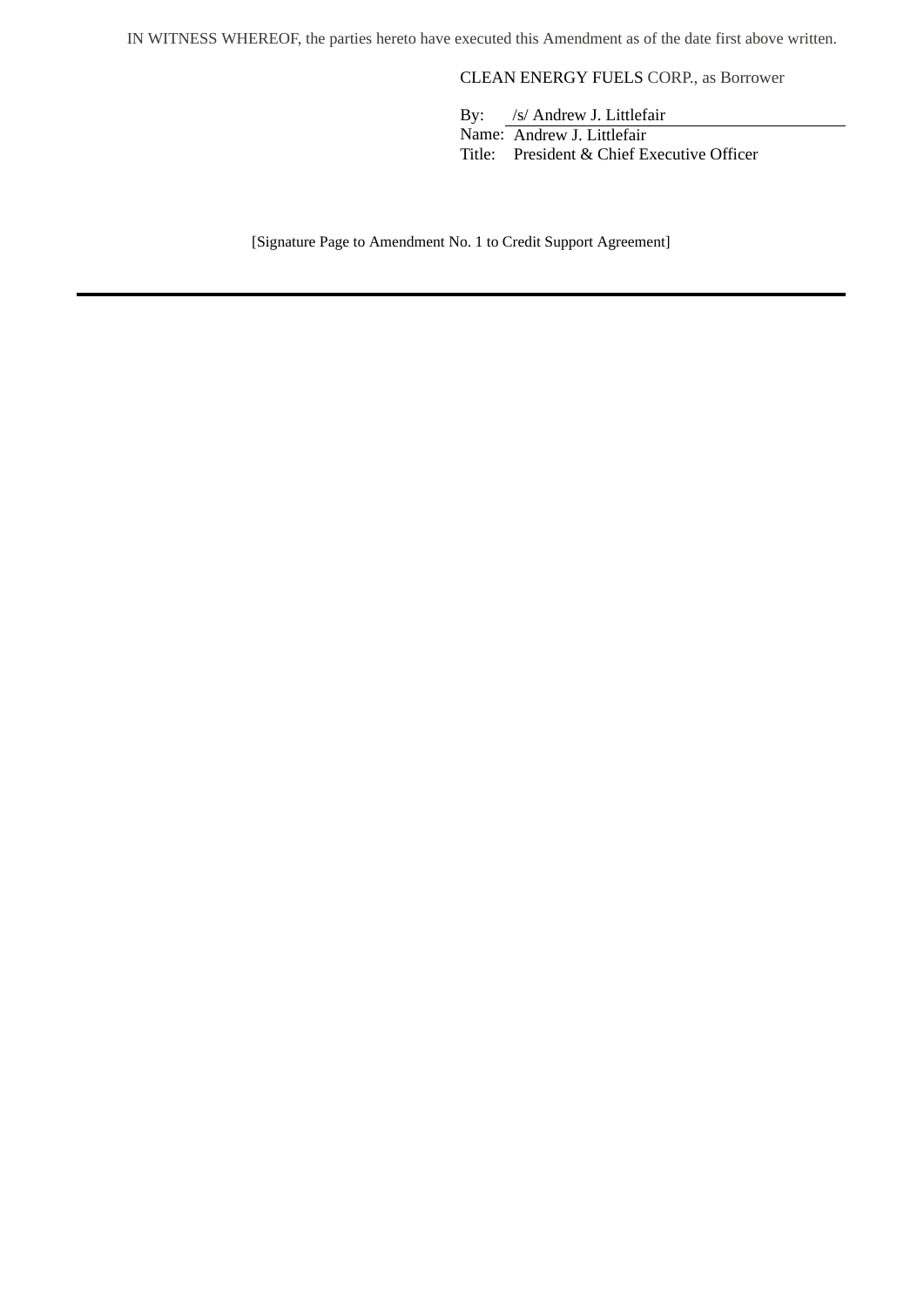IN WITNESS WHEREOF, the parties hereto have executed this Amendment as of the date first above written.

CLEAN ENERGY FUELS CORP., as Borrower

By: /s/ Andrew J. Littlefair
Name: Andrew J. Littlefair
Title: President & Chief Executive Officer

[Signature Page to Amendment No. 1 to Credit Support Agreement]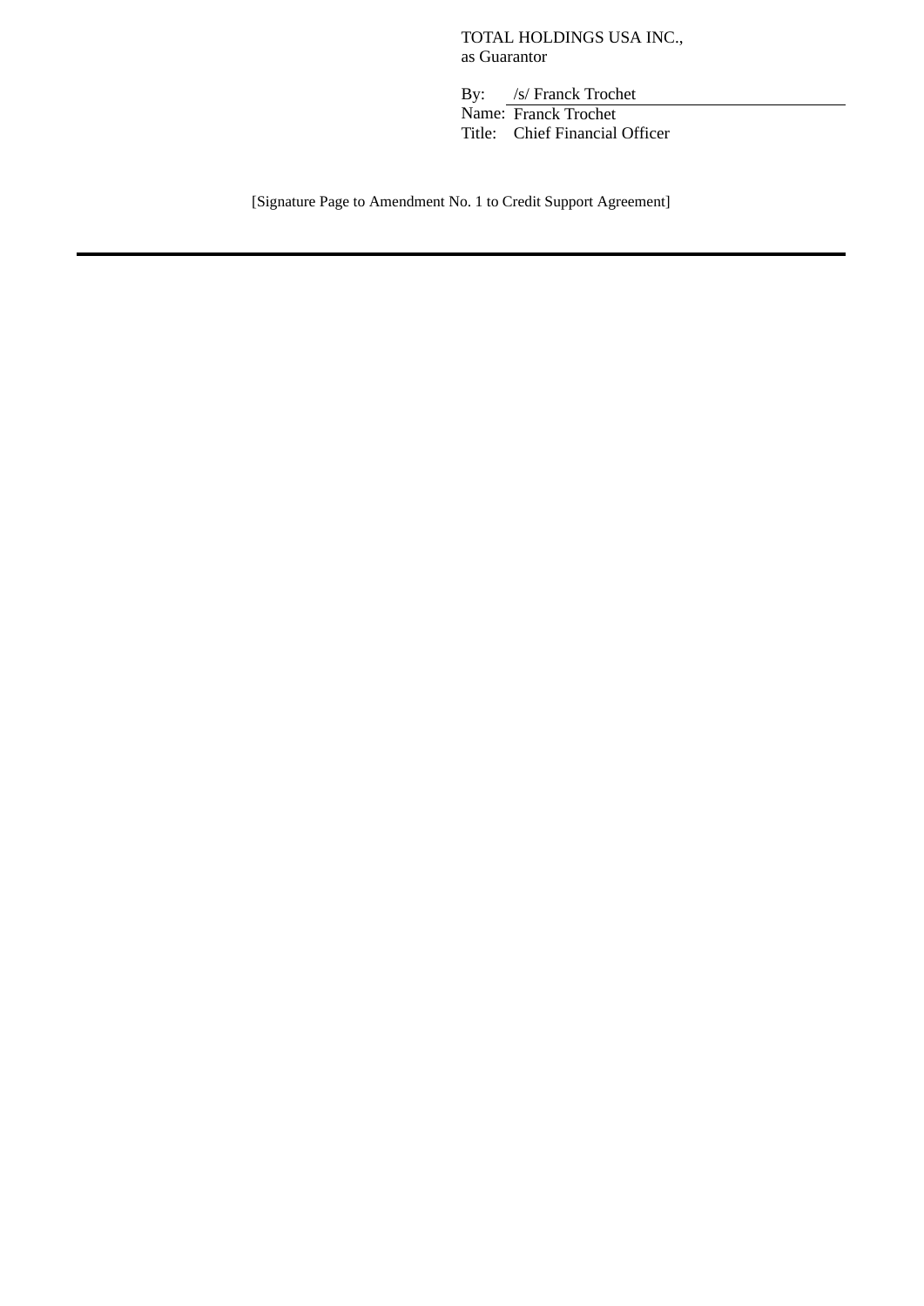TOTAL HOLDINGS USA INC.,
as Guarantor

By: /s/ Franck Trochet
Name: Franck Trochet
Title: Chief Financial Officer

[Signature Page to Amendment No. 1 to Credit Support Agreement]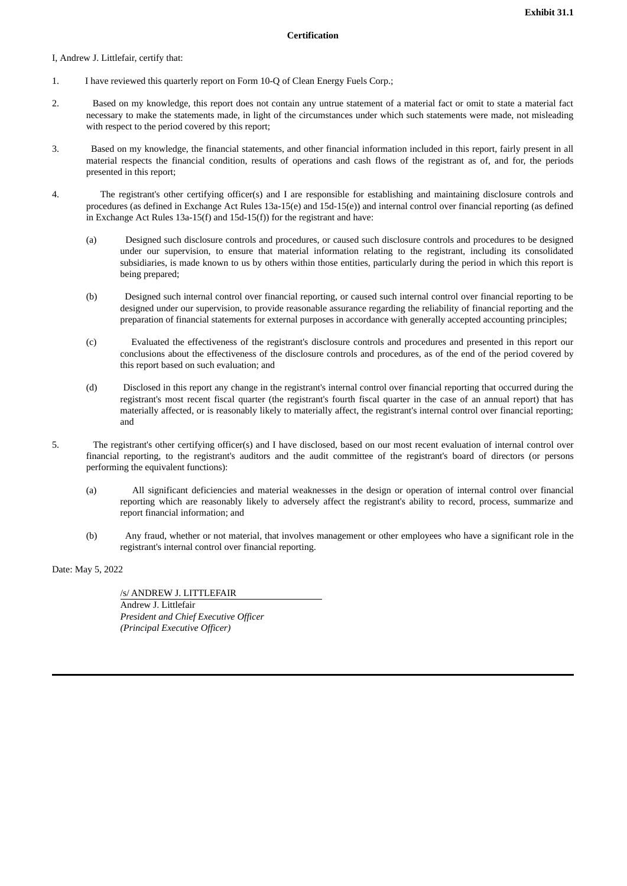**Exhibit 31.1**

**Certification**

I, Andrew J. Littlefair, certify that:

1. I have reviewed this quarterly report on Form 10-Q of Clean Energy Fuels Corp.;

2. Based on my knowledge, this report does not contain any untrue statement of a material fact or omit to state a material fact necessary to make the statements made, in light of the circumstances under which such statements were made, not misleading with respect to the period covered by this report;

3. Based on my knowledge, the financial statements, and other financial information included in this report, fairly present in all material respects the financial condition, results of operations and cash flows of the registrant as of, and for, the periods presented in this report;

4. The registrant's other certifying officer(s) and I are responsible for establishing and maintaining disclosure controls and procedures (as defined in Exchange Act Rules 13a-15(e) and 15d-15(e)) and internal control over financial reporting (as defined in Exchange Act Rules 13a-15(f) and 15d-15(f)) for the registrant and have:

   (a) Designed such disclosure controls and procedures, or caused such disclosure controls and procedures to be designed under our supervision, to ensure that material information relating to the registrant, including its consolidated subsidiaries, is made known to us by others within those entities, particularly during the period in which this report is being prepared;

   (b) Designed such internal control over financial reporting, or caused such internal control over financial reporting to be designed under our supervision, to provide reasonable assurance regarding the reliability of financial reporting and the preparation of financial statements for external purposes in accordance with generally accepted accounting principles;

   (c) Evaluated the effectiveness of the registrant's disclosure controls and procedures and presented in this report our conclusions about the effectiveness of the disclosure controls and procedures, as of the end of the period covered by this report based on such evaluation; and

   (d) Disclosed in this report any change in the registrant's internal control over financial reporting that occurred during the registrant's most recent fiscal quarter (the registrant's fourth fiscal quarter in the case of an annual report) that has materially affected, or is reasonably likely to materially affect, the registrant's internal control over financial reporting; and

5. The registrant's other certifying officer(s) and I have disclosed, based on our most recent evaluation of internal control over financial reporting, to the registrant's auditors and the audit committee of the registrant's board of directors (or persons performing the equivalent functions):

   (a) All significant deficiencies and material weaknesses in the design or operation of internal control over financial reporting which are reasonably likely to adversely affect the registrant's ability to record, process, summarize and report financial information; and

   (b) Any fraud, whether or not material, that involves management or other employees who have a significant role in the registrant's internal control over financial reporting.

Date: May 5, 2022

/s/ ANDREW J. LITTLEFAIR
Andrew J. Littlefair
*President and Chief Executive Officer*
*(Principal Executive Officer)*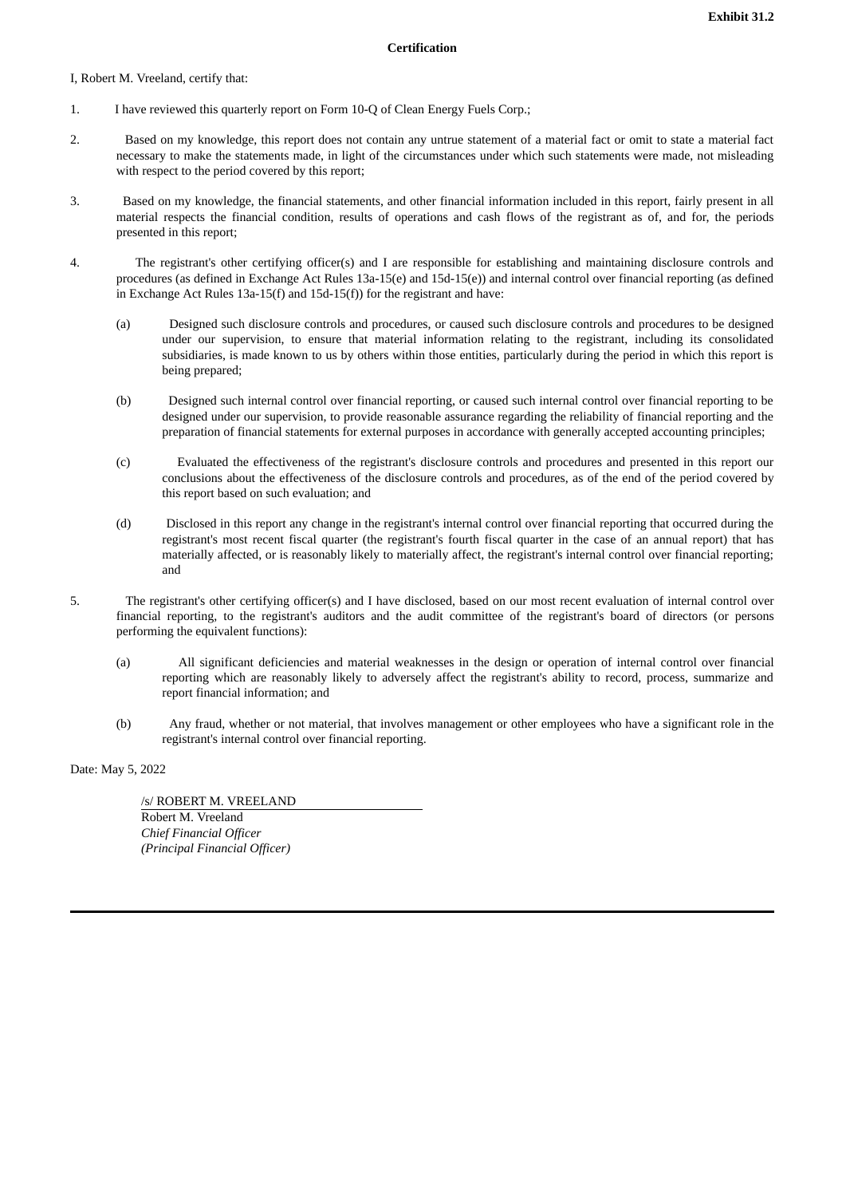**Exhibit 31.2**

**Certification**

I, Robert M. Vreeland, certify that:

1. I have reviewed this quarterly report on Form 10-Q of Clean Energy Fuels Corp.;

2. Based on my knowledge, this report does not contain any untrue statement of a material fact or omit to state a material fact necessary to make the statements made, in light of the circumstances under which such statements were made, not misleading with respect to the period covered by this report;

3. Based on my knowledge, the financial statements, and other financial information included in this report, fairly present in all material respects the financial condition, results of operations and cash flows of the registrant as of, and for, the periods presented in this report;

4. The registrant's other certifying officer(s) and I are responsible for establishing and maintaining disclosure controls and procedures (as defined in Exchange Act Rules 13a-15(e) and 15d-15(e)) and internal control over financial reporting (as defined in Exchange Act Rules 13a-15(f) and 15d-15(f)) for the registrant and have:

   (a) Designed such disclosure controls and procedures, or caused such disclosure controls and procedures to be designed under our supervision, to ensure that material information relating to the registrant, including its consolidated subsidiaries, is made known to us by others within those entities, particularly during the period in which this report is being prepared;

   (b) Designed such internal control over financial reporting, or caused such internal control over financial reporting to be designed under our supervision, to provide reasonable assurance regarding the reliability of financial reporting and the preparation of financial statements for external purposes in accordance with generally accepted accounting principles;

   (c) Evaluated the effectiveness of the registrant's disclosure controls and procedures and presented in this report our conclusions about the effectiveness of the disclosure controls and procedures, as of the end of the period covered by this report based on such evaluation; and

   (d) Disclosed in this report any change in the registrant's internal control over financial reporting that occurred during the registrant's most recent fiscal quarter (the registrant's fourth fiscal quarter in the case of an annual report) that has materially affected, or is reasonably likely to materially affect, the registrant's internal control over financial reporting; and

5. The registrant's other certifying officer(s) and I have disclosed, based on our most recent evaluation of internal control over financial reporting, to the registrant's auditors and the audit committee of the registrant's board of directors (or persons performing the equivalent functions):

   (a) All significant deficiencies and material weaknesses in the design or operation of internal control over financial reporting which are reasonably likely to adversely affect the registrant's ability to record, process, summarize and report financial information; and

   (b) Any fraud, whether or not material, that involves management or other employees who have a significant role in the registrant's internal control over financial reporting.

Date: May 5, 2022

/s/ ROBERT M. VREELAND

Robert M. Vreeland

*Chief Financial Officer*

*(Principal Financial Officer)*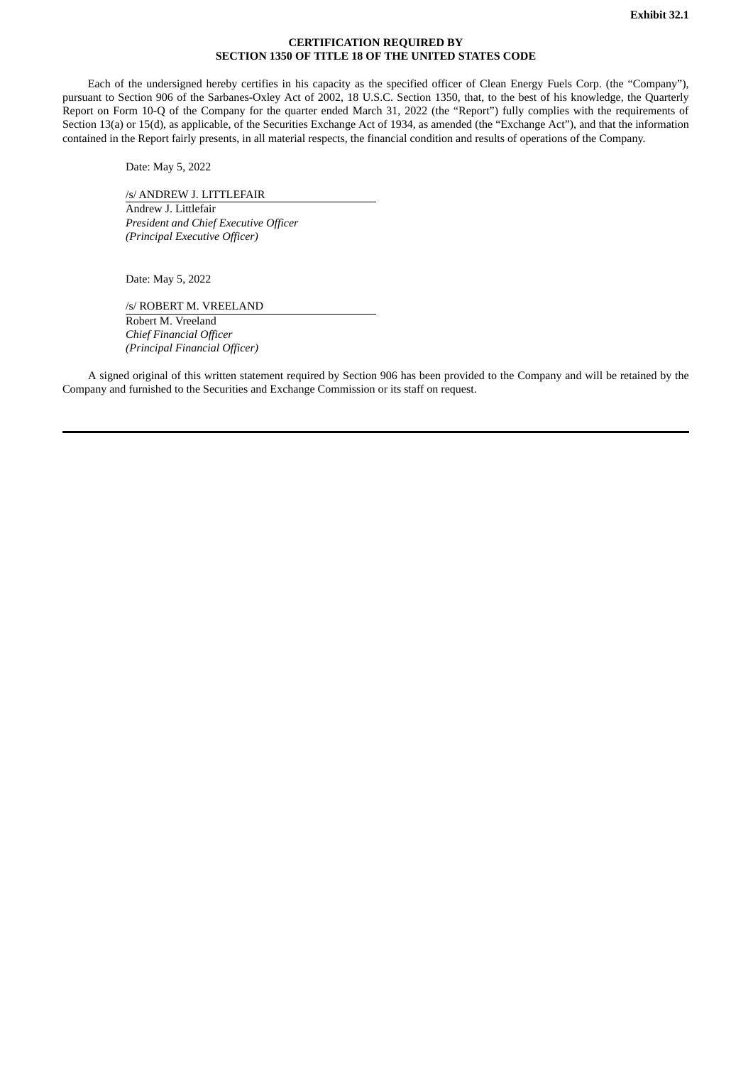**Exhibit 32.1**

**CERTIFICATION REQUIRED BY**
**SECTION 1350 OF TITLE 18 OF THE UNITED STATES CODE**

Each of the undersigned hereby certifies in his capacity as the specified officer of Clean Energy Fuels Corp. (the "Company"), pursuant to Section 906 of the Sarbanes-Oxley Act of 2002, 18 U.S.C. Section 1350, that, to the best of his knowledge, the Quarterly Report on Form 10-Q of the Company for the quarter ended March 31, 2022 (the "Report") fully complies with the requirements of Section 13(a) or 15(d), as applicable, of the Securities Exchange Act of 1934, as amended (the "Exchange Act"), and that the information contained in the Report fairly presents, in all material respects, the financial condition and results of operations of the Company.

Date: May 5, 2022

/s/ ANDREW J. LITTLEFAIR
Andrew J. Littlefair
*President and Chief Executive Officer*
*(Principal Executive Officer)*

Date: May 5, 2022

/s/ ROBERT M. VREELAND
Robert M. Vreeland
*Chief Financial Officer*
*(Principal Financial Officer)*

A signed original of this written statement required by Section 906 has been provided to the Company and will be retained by the Company and furnished to the Securities and Exchange Commission or its staff on request.